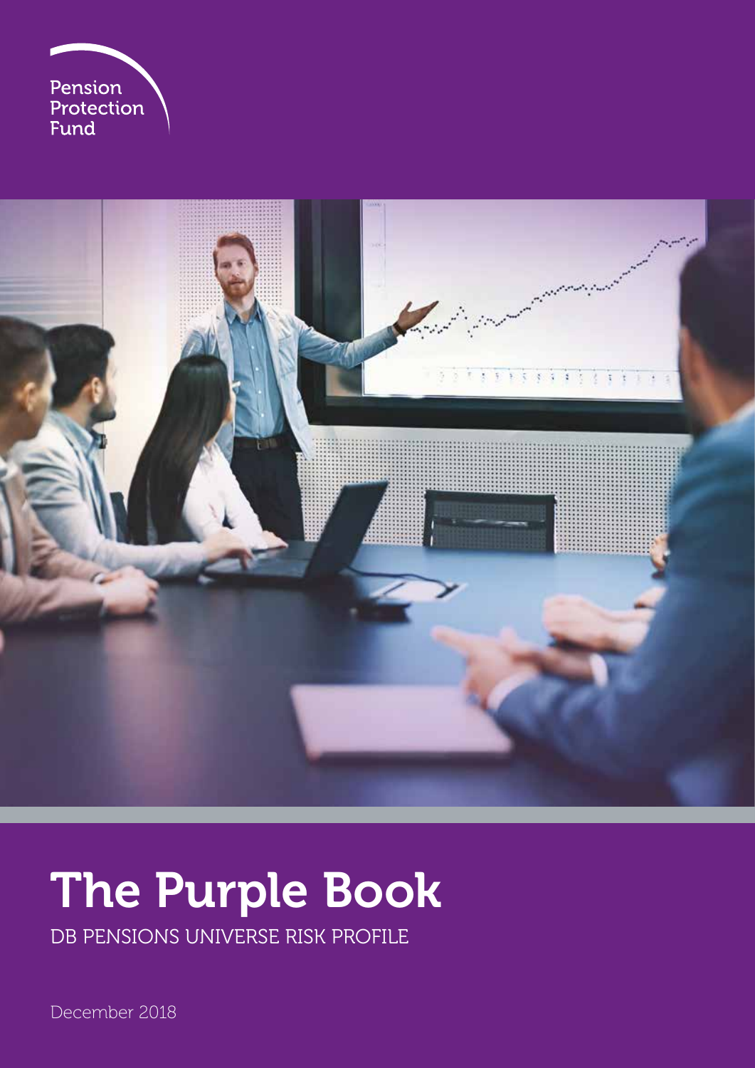Pension Protection Fund

# The Purple Book

DB PENSIONS UNIVERSE RISK PROFILE

December 2018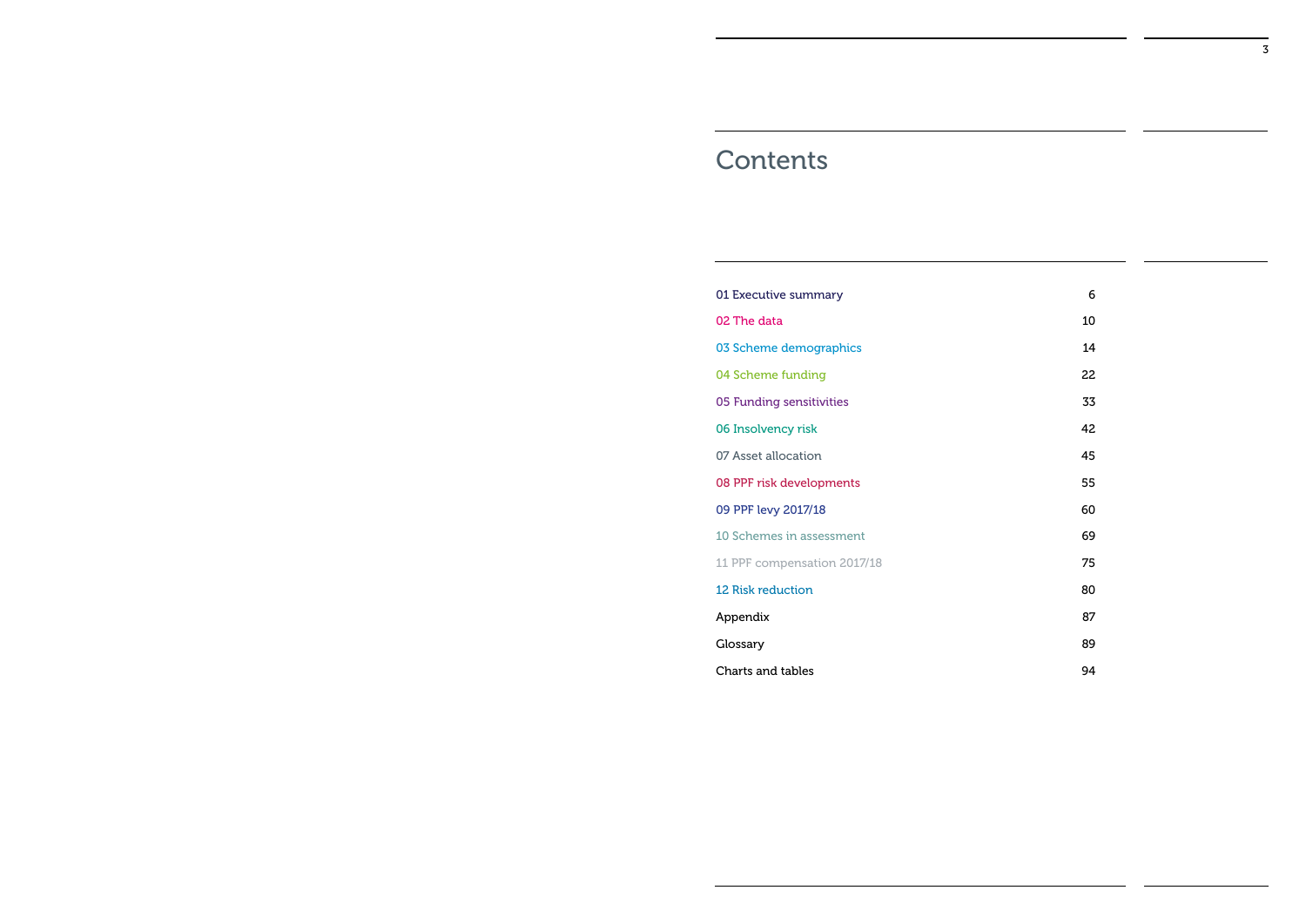# Contents

| | |
|---|---|
| 01 Executive summary | 6 |
| 02 The data | 10 |
| 03 Scheme demographics | 14 |
| 04 Scheme funding | 22 |
| 05 Funding sensitivities | 33 |
| 06 Insolvency risk | 42 |
| 07 Asset allocation | 45 |
| 08 PPF risk developments | 55 |
| 09 PPF levy 2017/18 | 60 |
| 10 Schemes in assessment | 69 |
| 11 PPF compensation 2017/18 | 75 |
| 12 Risk reduction | 80 |
| Appendix | 87 |
| Glossary | 89 |
| Charts and tables | 94 |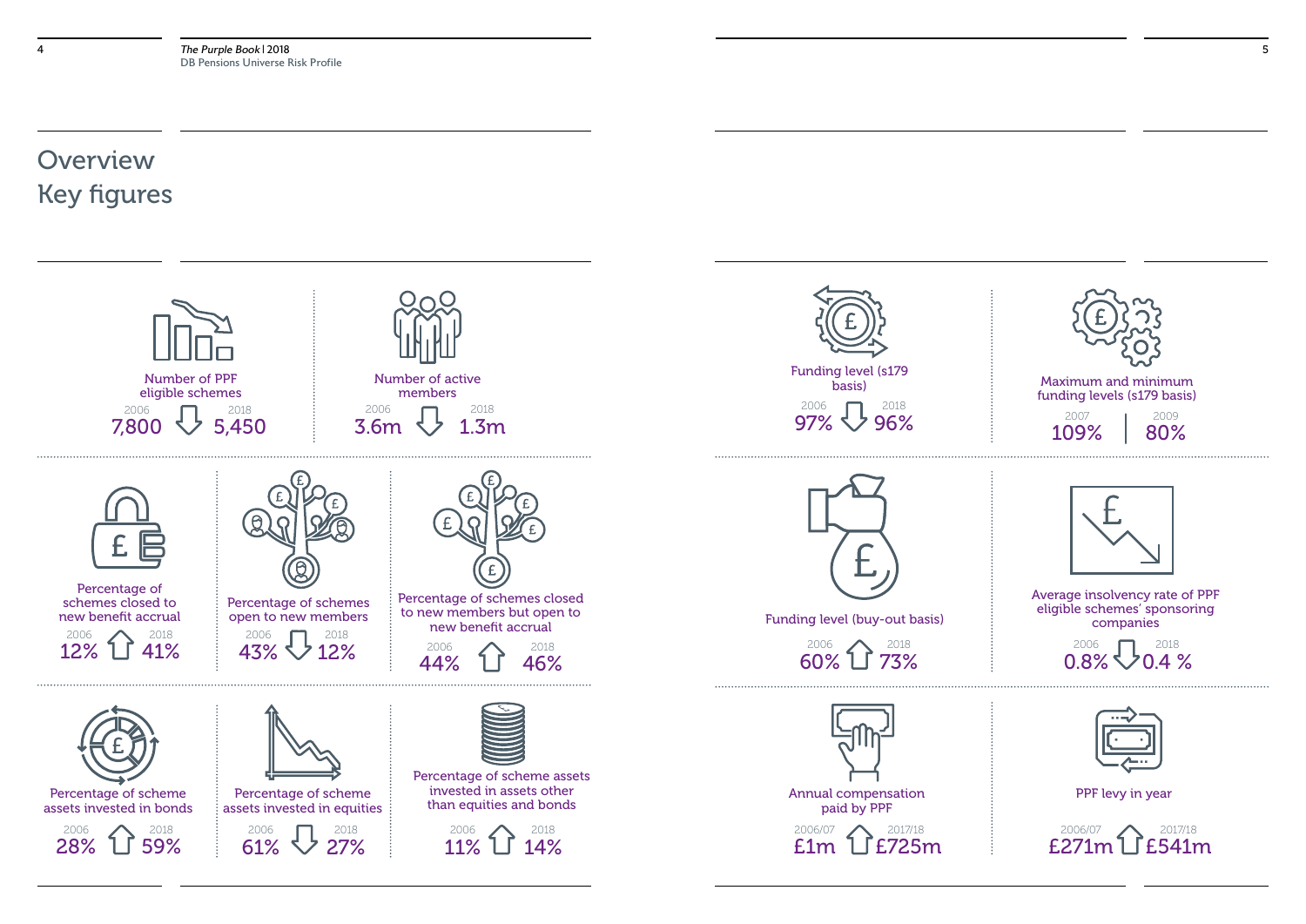# Overview

## Key figures

| Measure | 2006 | Direction | 2018 |
| --- | --- | --- | --- |
| Number of PPF eligible schemes | 7,800 | ↓ | 5,450 |
| Number of active members | 3.6m | ↓ | 1.3m |
| Percentage of schemes closed to new benefit accrual | 12% | ↑ | 41% |
| Percentage of schemes open to new members | 43% | ↓ | 12% |
| Percentage of schemes closed to new members but open to new benefit accrual | 44% | ↑ | 46% |
| Percentage of scheme assets invested in bonds | 28% | ↑ | 59% |
| Percentage of scheme assets invested in equities | 61% | ↓ | 27% |
| Percentage of scheme assets invested in assets other than equities and bonds | 11% | ↑ | 14% |

**Funding level (s179 basis)**
2006: 97% ↓ 2018: 96%

**Maximum and minimum funding levels (s179 basis)**
2007: 109% | 2009: 80%

**Funding level (buy-out basis)**
2006: 60% ↑ 2018: 73%

**Average insolvency rate of PPF eligible schemes' sponsoring companies**
2006: 0.8% ↓ 2018: 0.4 %

**Annual compensation paid by PPF**
2006/07: £1m ↑ 2017/18: £725m

**PPF levy in year**
2006/07: £271m ↑ 2017/18: £541m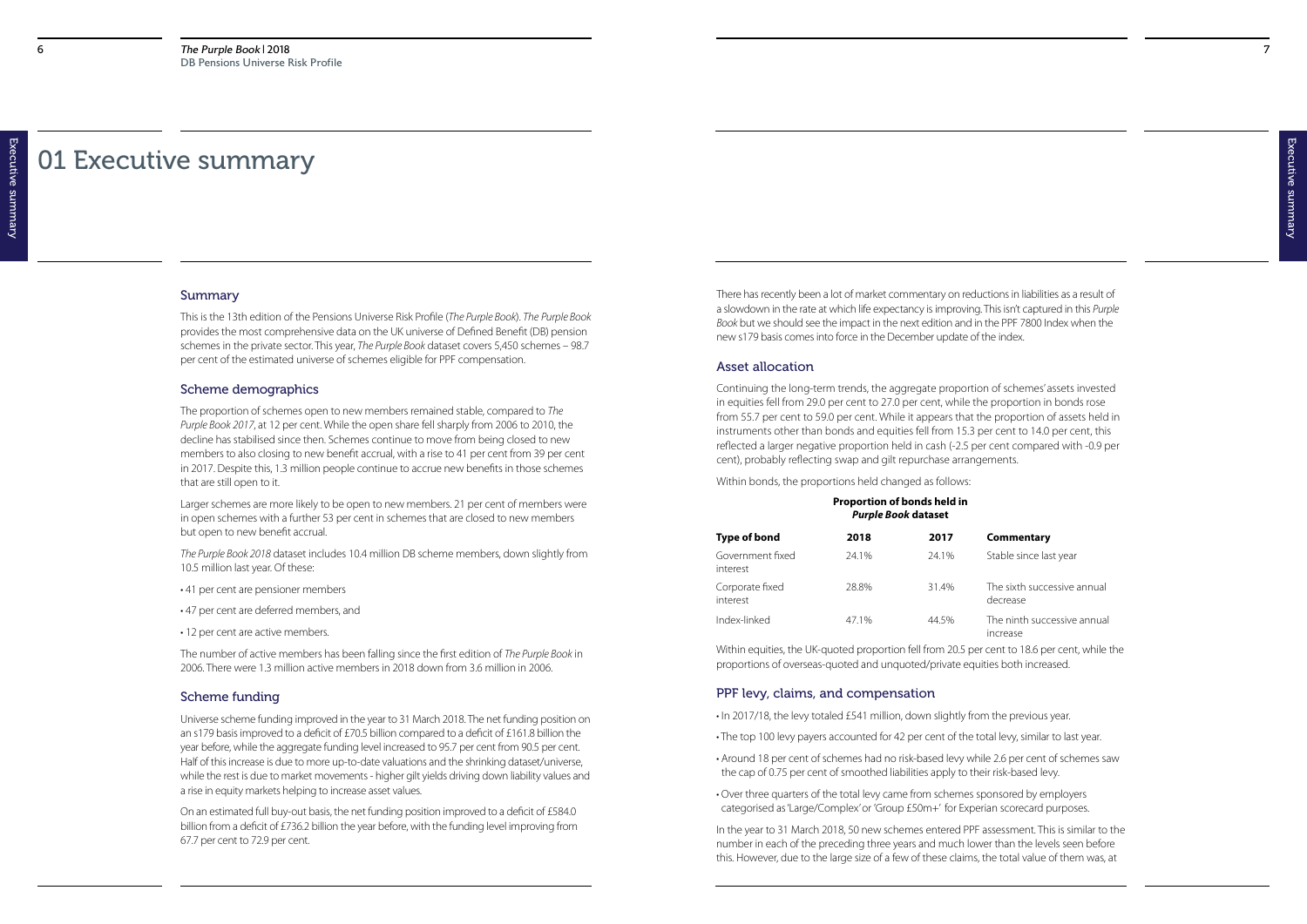# 01 Executive summary

## Summary

This is the 13th edition of the Pensions Universe Risk Profile (*The Purple Book*). *The Purple Book* provides the most comprehensive data on the UK universe of Defined Benefit (DB) pension schemes in the private sector. This year, *The Purple Book* dataset covers 5,450 schemes – 98.7 per cent of the estimated universe of schemes eligible for PPF compensation.

## Scheme demographics

The proportion of schemes open to new members remained stable, compared to *The Purple Book 2017*, at 12 per cent. While the open share fell sharply from 2006 to 2010, the decline has stabilised since then. Schemes continue to move from being closed to new members to also closing to new benefit accrual, with a rise to 41 per cent from 39 per cent in 2017. Despite this, 1.3 million people continue to accrue new benefits in those schemes that are still open to it.

Larger schemes are more likely to be open to new members. 21 per cent of members were in open schemes with a further 53 per cent in schemes that are closed to new members but open to new benefit accrual.

*The Purple Book 2018* dataset includes 10.4 million DB scheme members, down slightly from 10.5 million last year. Of these:

- 41 per cent are pensioner members
- 47 per cent are deferred members, and
- 12 per cent are active members.

The number of active members has been falling since the first edition of *The Purple Book* in 2006. There were 1.3 million active members in 2018 down from 3.6 million in 2006.

## Scheme funding

Universe scheme funding improved in the year to 31 March 2018. The net funding position on an s179 basis improved to a deficit of £70.5 billion compared to a deficit of £161.8 billion the year before, while the aggregate funding level increased to 95.7 per cent from 90.5 per cent. Half of this increase is due to more up-to-date valuations and the shrinking dataset/universe, while the rest is due to market movements - higher gilt yields driving down liability values and a rise in equity markets helping to increase asset values.

On an estimated full buy-out basis, the net funding position improved to a deficit of £584.0 billion from a deficit of £736.2 billion the year before, with the funding level improving from 67.7 per cent to 72.9 per cent.

There has recently been a lot of market commentary on reductions in liabilities as a result of a slowdown in the rate at which life expectancy is improving. This isn't captured in this *Purple Book* but we should see the impact in the next edition and in the PPF 7800 Index when the new s179 basis comes into force in the December update of the index.

## Asset allocation

Continuing the long-term trends, the aggregate proportion of schemes' assets invested in equities fell from 29.0 per cent to 27.0 per cent, while the proportion in bonds rose from 55.7 per cent to 59.0 per cent. While it appears that the proportion of assets held in instruments other than bonds and equities fell from 15.3 per cent to 14.0 per cent, this reflected a larger negative proportion held in cash (-2.5 per cent compared with -0.9 per cent), probably reflecting swap and gilt repurchase arrangements.

Within bonds, the proportions held changed as follows:

**Proportion of bonds held in *Purple Book* dataset**

| Type of bond | 2018 | 2017 | Commentary |
|---|---|---|---|
| Government fixed interest | 24.1% | 24.1% | Stable since last year |
| Corporate fixed interest | 28.8% | 31.4% | The sixth successive annual decrease |
| Index-linked | 47.1% | 44.5% | The ninth successive annual increase |

Within equities, the UK-quoted proportion fell from 20.5 per cent to 18.6 per cent, while the proportions of overseas-quoted and unquoted/private equities both increased.

## PPF levy, claims, and compensation

- In 2017/18, the levy totaled £541 million, down slightly from the previous year.
- The top 100 levy payers accounted for 42 per cent of the total levy, similar to last year.
- Around 18 per cent of schemes had no risk-based levy while 2.6 per cent of schemes saw the cap of 0.75 per cent of smoothed liabilities apply to their risk-based levy.
- Over three quarters of the total levy came from schemes sponsored by employers categorised as 'Large/Complex' or 'Group £50m+' for Experian scorecard purposes.

In the year to 31 March 2018, 50 new schemes entered PPF assessment. This is similar to the number in each of the preceding three years and much lower than the levels seen before this. However, due to the large size of a few of these claims, the total value of them was, at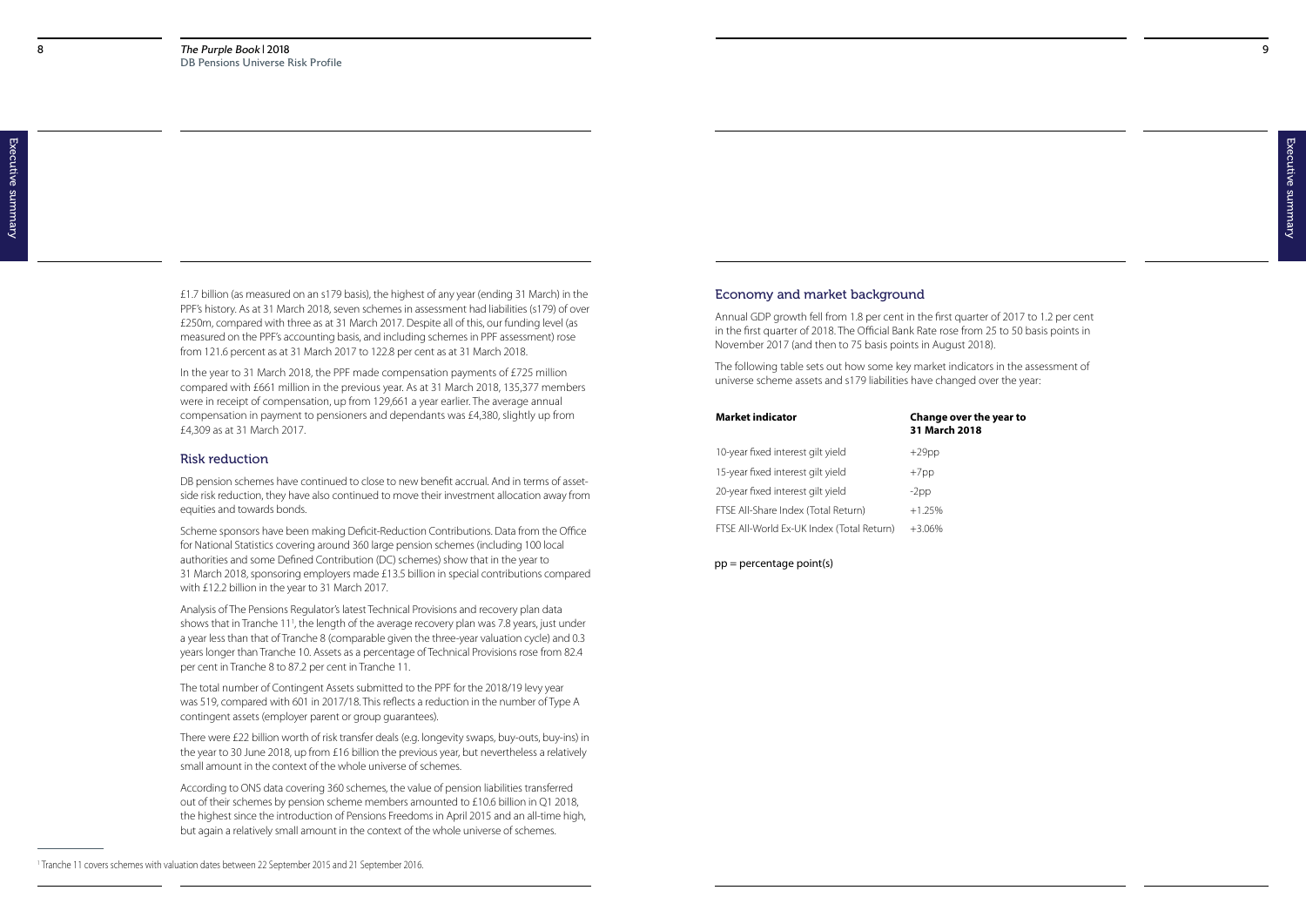£1.7 billion (as measured on an s179 basis), the highest of any year (ending 31 March) in the PPF's history. As at 31 March 2018, seven schemes in assessment had liabilities (s179) of over £250m, compared with three as at 31 March 2017. Despite all of this, our funding level (as measured on the PPF's accounting basis, and including schemes in PPF assessment) rose from 121.6 percent as at 31 March 2017 to 122.8 per cent as at 31 March 2018.

In the year to 31 March 2018, the PPF made compensation payments of £725 million compared with £661 million in the previous year. As at 31 March 2018, 135,377 members were in receipt of compensation, up from 129,661 a year earlier. The average annual compensation in payment to pensioners and dependants was £4,380, slightly up from £4,309 as at 31 March 2017.

## Risk reduction

DB pension schemes have continued to close to new benefit accrual. And in terms of asset-side risk reduction, they have also continued to move their investment allocation away from equities and towards bonds.

Scheme sponsors have been making Deficit-Reduction Contributions. Data from the Office for National Statistics covering around 360 large pension schemes (including 100 local authorities and some Defined Contribution (DC) schemes) show that in the year to 31 March 2018, sponsoring employers made £13.5 billion in special contributions compared with £12.2 billion in the year to 31 March 2017.

Analysis of The Pensions Regulator's latest Technical Provisions and recovery plan data shows that in Tranche 11[1], the length of the average recovery plan was 7.8 years, just under a year less than that of Tranche 8 (comparable given the three-year valuation cycle) and 0.3 years longer than Tranche 10. Assets as a percentage of Technical Provisions rose from 82.4 per cent in Tranche 8 to 87.2 per cent in Tranche 11.

The total number of Contingent Assets submitted to the PPF for the 2018/19 levy year was 519, compared with 601 in 2017/18. This reflects a reduction in the number of Type A contingent assets (employer parent or group guarantees).

There were £22 billion worth of risk transfer deals (e.g. longevity swaps, buy-outs, buy-ins) in the year to 30 June 2018, up from £16 billion the previous year, but nevertheless a relatively small amount in the context of the whole universe of schemes.

According to ONS data covering 360 schemes, the value of pension liabilities transferred out of their schemes by pension scheme members amounted to £10.6 billion in Q1 2018, the highest since the introduction of Pensions Freedoms in April 2015 and an all-time high, but again a relatively small amount in the context of the whole universe of schemes.

[1] Tranche 11 covers schemes with valuation dates between 22 September 2015 and 21 September 2016.

## Economy and market background

Annual GDP growth fell from 1.8 per cent in the first quarter of 2017 to 1.2 per cent in the first quarter of 2018. The Official Bank Rate rose from 25 to 50 basis points in November 2017 (and then to 75 basis points in August 2018).

The following table sets out how some key market indicators in the assessment of universe scheme assets and s179 liabilities have changed over the year:

| **Market indicator** | **Change over the year to 31 March 2018** |
|---|---|
| 10-year fixed interest gilt yield | +29pp |
| 15-year fixed interest gilt yield | +7pp |
| 20-year fixed interest gilt yield | -2pp |
| FTSE All-Share Index (Total Return) | +1.25% |
| FTSE All-World Ex-UK Index (Total Return) | +3.06% |

pp = percentage point(s)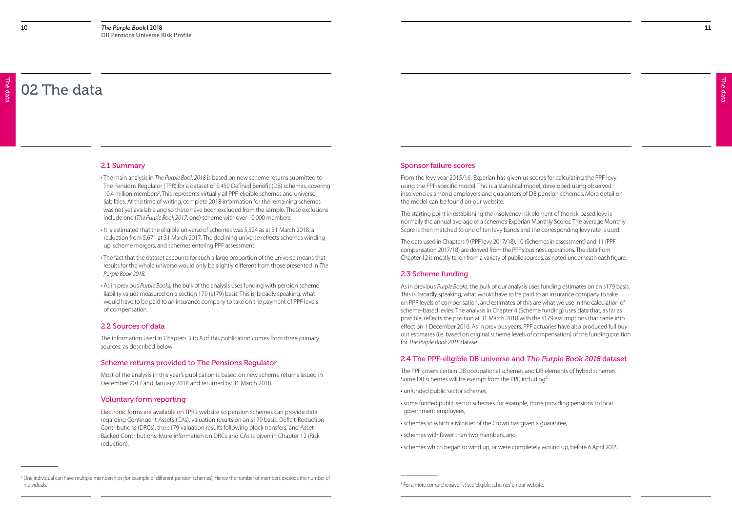# 02 The data

## 2.1 Summary

- The main analysis in *The Purple Book 2018* is based on new scheme returns submitted to The Pensions Regulator (TPR) for a dataset of 5,450 Defined Benefit (DB) schemes, covering 10.4 million members[2]. This represents virtually all PPF-eligible schemes and universe liabilities. At the time of writing, complete 2018 information for the remaining schemes was not yet available and so these have been excluded from the sample. These exclusions include one (*The Purple Book 2017*: one) scheme with over 10,000 members.
- It is estimated that the eligible universe of schemes was 5,524 as at 31 March 2018, a reduction from 5,671 at 31 March 2017. The declining universe reflects schemes winding up, scheme mergers, and schemes entering PPF assessment.
- The fact that the dataset accounts for such a large proportion of the universe means that results for the whole universe would only be slightly different from those presented in *The Purple Book 2018*.
- As in previous *Purple Books*, the bulk of the analysis uses funding with pension scheme liability values measured on a section 179 (s179) basis. This is, broadly speaking, what would have to be paid to an insurance company to take on the payment of PPF levels of compensation.

## 2.2 Sources of data

The information used in Chapters 3 to 8 of this publication comes from three primary sources, as described below.

### Scheme returns provided to The Pensions Regulator

Most of the analysis in this year's publication is based on new scheme returns issued in December 2017 and January 2018 and returned by 31 March 2018.

### Voluntary form reporting

Electronic forms are available on TPR's website so pension schemes can provide data regarding Contingent Assets (CAs), valuation results on an s179 basis, Deficit-Reduction Contributions (DRCs), the s179 valuation results following block transfers, and Asset-Backed Contributions. More information on DRCs and CAs is given in Chapter 12 (Risk reduction).

[2] One individual can have multiple memberships (for example of different pension schemes). Hence the number of members exceeds the number of individuals.

### Sponsor failure scores

From the levy year 2015/16, Experian has given us scores for calculating the PPF levy using the PPF-specific model. This is a statistical model, developed using observed insolvencies among employers and guarantors of DB pension schemes. More detail on the model can be found on our website.

The starting point in establishing the insolvency risk element of the risk-based levy is normally the annual average of a scheme's Experian Monthly Scores. The average Monthly Score is then matched to one of ten levy bands and the corresponding levy rate is used.

The data used in Chapters 9 (PPF levy 2017/18), 10 (Schemes in assessment) and 11 (PPF compensation 2017/18) are derived from the PPF's business operations. The data from Chapter 12 is mostly taken from a variety of public sources, as noted underneath each figure.

## 2.3 Scheme funding

As in previous *Purple Books*, the bulk of our analysis uses funding estimates on an s179 basis. This is, broadly speaking, what would have to be paid to an insurance company to take on PPF levels of compensation, and estimates of this are what we use in the calculation of scheme-based levies. The analysis in Chapter 4 (Scheme funding) uses data that, as far as possible, reflects the position at 31 March 2018 with the s179 assumptions that came into effect on 1 December 2016. As in previous years, PPF actuaries have also produced full buy-out estimates (i.e. based on original scheme levels of compensation) of the funding position for *The Purple Book 2018* dataset.

## 2.4 The PPF-eligible DB universe and *The Purple Book 2018* dataset

The PPF covers certain DB occupational schemes and DB elements of hybrid schemes. Some DB schemes will be exempt from the PPF, including[3]:

- unfunded public sector schemes,
- some funded public sector schemes, for example, those providing pensions to local government employees,
- schemes to which a Minister of the Crown has given a guarantee,
- schemes with fewer than two members, and
- schemes which began to wind up, or were completely wound up, before 6 April 2005.

[3] For a more comprehensive list see 'eligible schemes' on our website.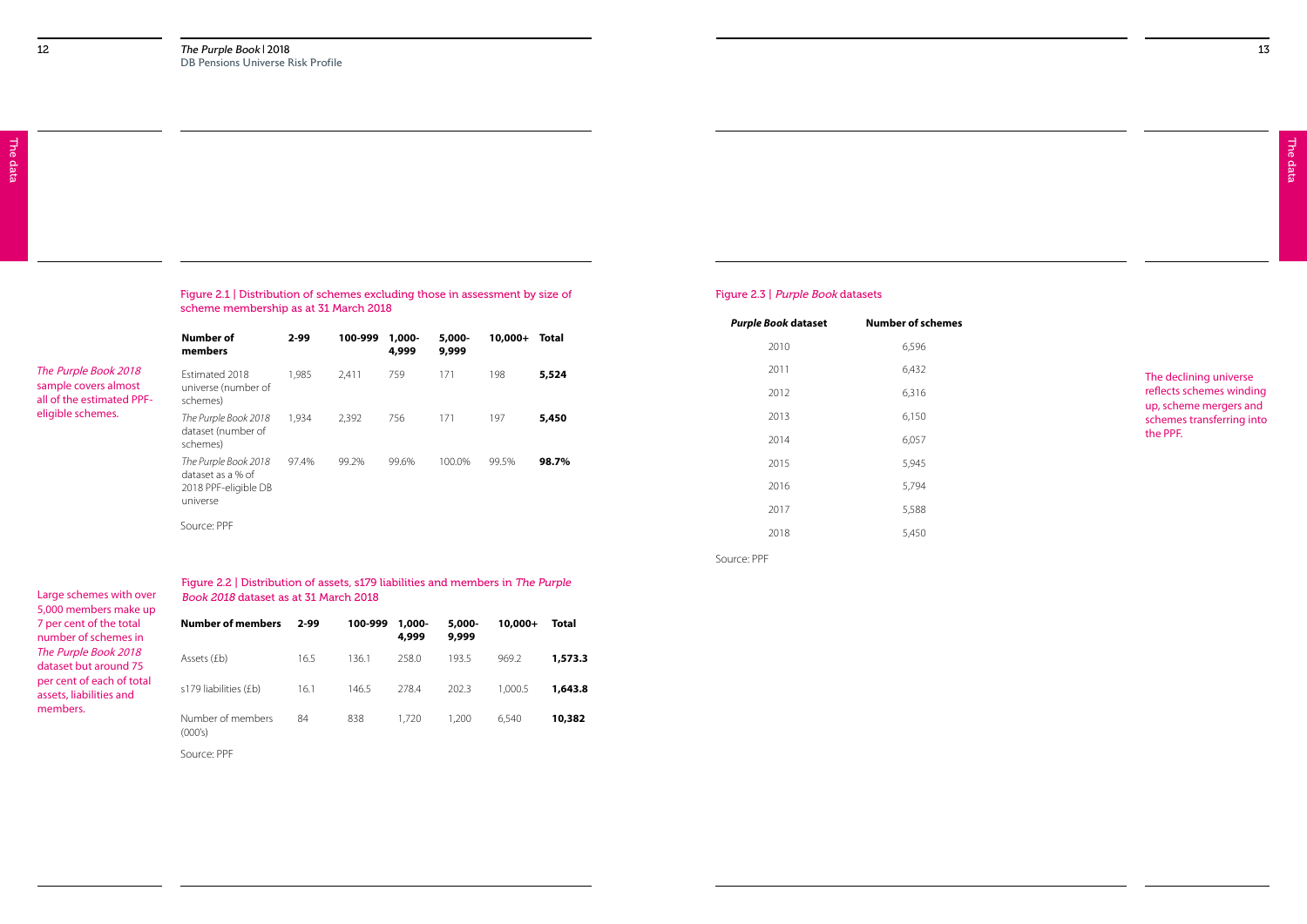*The Purple Book 2018* sample covers almost all of the estimated PPF-eligible schemes.

Figure 2.1 | Distribution of schemes excluding those in assessment by size of scheme membership as at 31 March 2018

| Number of members | 2-99 | 100-999 | 1,000-4,999 | 5,000-9,999 | 10,000+ | Total |
|---|---|---|---|---|---|---|
| Estimated 2018 universe (number of schemes) | 1,985 | 2,411 | 759 | 171 | 198 | **5,524** |
| *The Purple Book 2018* dataset (number of schemes) | 1,934 | 2,392 | 756 | 171 | 197 | **5,450** |
| *The Purple Book 2018* dataset as a % of 2018 PPF-eligible DB universe | 97.4% | 99.2% | 99.6% | 100.0% | 99.5% | **98.7%** |

Source: PPF

Large schemes with over 5,000 members make up 7 per cent of the total number of schemes in *The Purple Book 2018* dataset but around 75 per cent of each of total assets, liabilities and members.

Figure 2.2 | Distribution of assets, s179 liabilities and members in *The Purple Book 2018* dataset as at 31 March 2018

| Number of members | 2-99 | 100-999 | 1,000-4,999 | 5,000-9,999 | 10,000+ | Total |
|---|---|---|---|---|---|---|
| Assets (£b) | 16.5 | 136.1 | 258.0 | 193.5 | 969.2 | **1,573.3** |
| s179 liabilities (£b) | 16.1 | 146.5 | 278.4 | 202.3 | 1,000.5 | **1,643.8** |
| Number of members (000's) | 84 | 838 | 1,720 | 1,200 | 6,540 | **10,382** |

Source: PPF

Figure 2.3 | *Purple Book* datasets

| *Purple Book* dataset | Number of schemes |
|---|---|
| 2010 | 6,596 |
| 2011 | 6,432 |
| 2012 | 6,316 |
| 2013 | 6,150 |
| 2014 | 6,057 |
| 2015 | 5,945 |
| 2016 | 5,794 |
| 2017 | 5,588 |
| 2018 | 5,450 |

Source: PPF

The declining universe reflects schemes winding up, scheme mergers and schemes transferring into the PPF.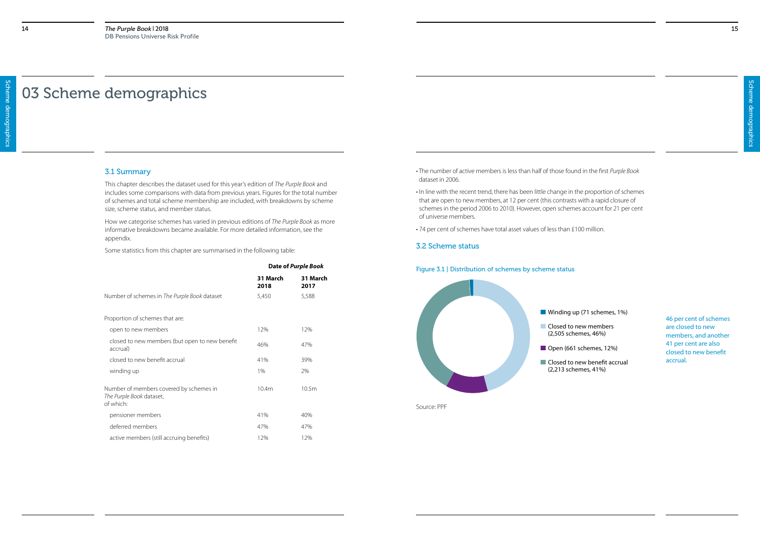# 03 Scheme demographics

## 3.1 Summary

This chapter describes the dataset used for this year's edition of *The Purple Book* and includes some comparisons with data from previous years. Figures for the total number of schemes and total scheme membership are included, with breakdowns by scheme size, scheme status, and member status.

How we categorise schemes has varied in previous editions of *The Purple Book* as more informative breakdowns became available. For more detailed information, see the appendix.

Some statistics from this chapter are summarised in the following table:

| | Date of *Purple Book* | |
|---|---|---|
| | **31 March 2018** | **31 March 2017** |
| Number of schemes in *The Purple Book* dataset | 5,450 | 5,588 |
| Proportion of schemes that are: | | |
| open to new members | 12% | 12% |
| closed to new members (but open to new benefit accrual) | 46% | 47% |
| closed to new benefit accrual | 41% | 39% |
| winding up | 1% | 2% |
| Number of members covered by schemes in *The Purple Book* dataset, of which: | 10.4m | 10.5m |
| pensioner members | 41% | 40% |
| deferred members | 47% | 47% |
| active members (still accruing benefits) | 12% | 12% |

- The number of active members is less than half of those found in the first *Purple Book* dataset in 2006.
- In line with the recent trend, there has been little change in the proportion of schemes that are open to new members, at 12 per cent (this contrasts with a rapid closure of schemes in the period 2006 to 2010). However, open schemes account for 21 per cent of universe members.
- 74 per cent of schemes have total asset values of less than £100 million.

## 3.2 Scheme status

### Figure 3.1 | Distribution of schemes by scheme status

- Winding up (71 schemes, 1%)
- Closed to new members (2,505 schemes, 46%)
- Open (661 schemes, 12%)
- Closed to new benefit accrual (2,213 schemes, 41%)

Source: PPF

46 per cent of schemes are closed to new members, and another 41 per cent are also closed to new benefit accrual.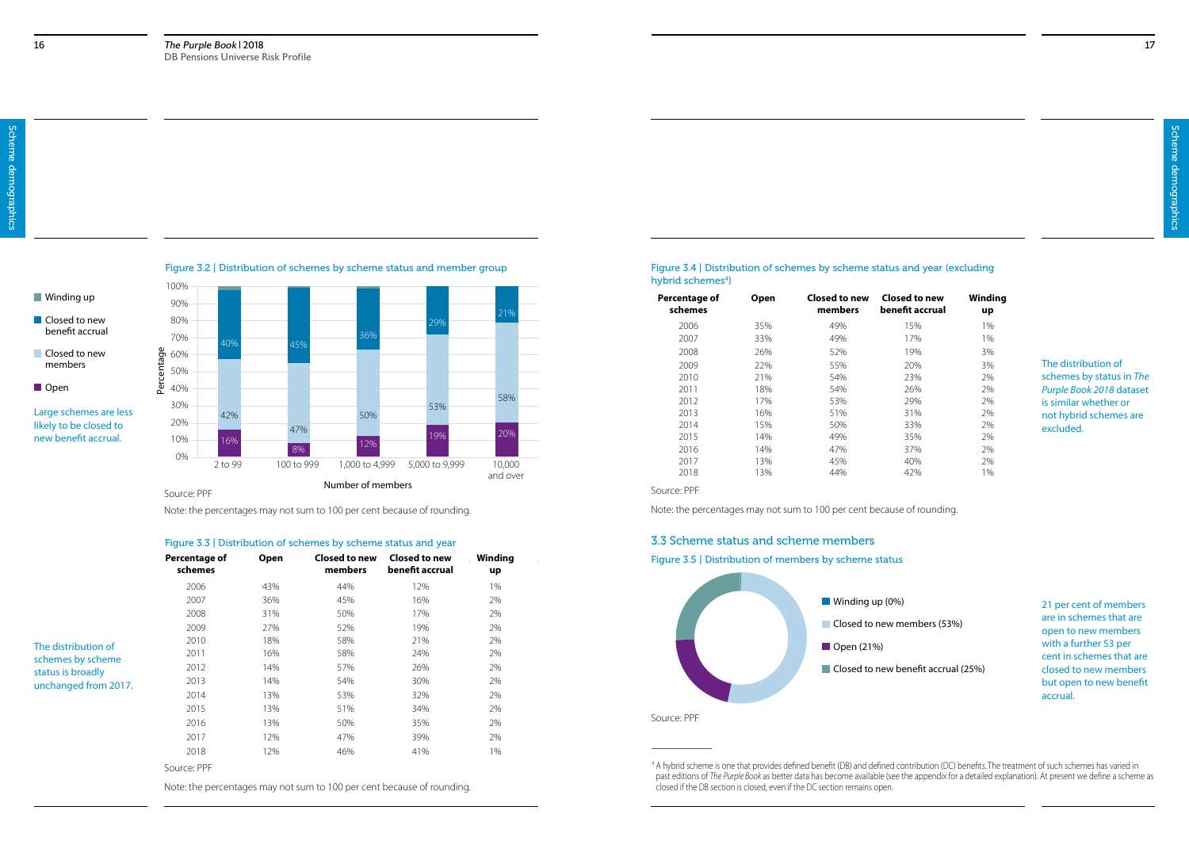Large schemes are less likely to be closed to new benefit accrual.

Figure 3.2 | Distribution of schemes by scheme status and member group

| Number of members | Open | Closed to new members | Closed to new benefit accrual |
|---|---|---|---|
| 2 to 99 | 16% | 42% | 40% |
| 100 to 999 | 8% | 47% | 45% |
| 1,000 to 4,999 | 12% | 50% | 36% |
| 5,000 to 9,999 | 19% | 53% | 29% |
| 10,000 and over | 20% | 58% | 21% |

Source: PPF

Note: the percentages may not sum to 100 per cent because of rounding.

The distribution of schemes by scheme status is broadly unchanged from 2017.

Figure 3.3 | Distribution of schemes by scheme status and year

| Percentage of schemes | Open | Closed to new members | Closed to new benefit accrual | Winding up |
|---|---|---|---|---|
| 2006 | 43% | 44% | 12% | 1% |
| 2007 | 36% | 45% | 16% | 2% |
| 2008 | 31% | 50% | 17% | 2% |
| 2009 | 27% | 52% | 19% | 2% |
| 2010 | 18% | 58% | 21% | 2% |
| 2011 | 16% | 58% | 24% | 2% |
| 2012 | 14% | 57% | 26% | 2% |
| 2013 | 14% | 54% | 30% | 2% |
| 2014 | 13% | 53% | 32% | 2% |
| 2015 | 13% | 51% | 34% | 2% |
| 2016 | 13% | 50% | 35% | 2% |
| 2017 | 12% | 47% | 39% | 2% |
| 2018 | 12% | 46% | 41% | 1% |

Source: PPF

Note: the percentages may not sum to 100 per cent because of rounding.

The distribution of schemes by status in *The Purple Book 2018* dataset is similar whether or not hybrid schemes are excluded.

Figure 3.4 | Distribution of schemes by scheme status and year (excluding hybrid schemes[4])

| Percentage of schemes | Open | Closed to new members | Closed to new benefit accrual | Winding up |
|---|---|---|---|---|
| 2006 | 35% | 49% | 15% | 1% |
| 2007 | 33% | 49% | 17% | 1% |
| 2008 | 26% | 52% | 19% | 3% |
| 2009 | 22% | 55% | 20% | 3% |
| 2010 | 21% | 54% | 23% | 2% |
| 2011 | 18% | 54% | 26% | 2% |
| 2012 | 17% | 53% | 29% | 2% |
| 2013 | 16% | 51% | 31% | 2% |
| 2014 | 15% | 50% | 33% | 2% |
| 2015 | 14% | 49% | 35% | 2% |
| 2016 | 14% | 47% | 37% | 2% |
| 2017 | 13% | 45% | 40% | 2% |
| 2018 | 13% | 44% | 42% | 1% |

Source: PPF

Note: the percentages may not sum to 100 per cent because of rounding.

## 3.3 Scheme status and scheme members

21 per cent of members are in schemes that are open to new members with a further 53 per cent in schemes that are closed to new members but open to new benefit accrual.

Figure 3.5 | Distribution of members by scheme status

- Winding up (0%)
- Closed to new members (53%)
- Open (21%)
- Closed to new benefit accrual (25%)

Source: PPF

[4] A hybrid scheme is one that provides defined benefit (DB) and defined contribution (DC) benefits. The treatment of such schemes has varied in past editions of *The Purple Book* as better data has become available (see the appendix for a detailed explanation). At present we define a scheme as closed if the DB section is closed, even if the DC section remains open.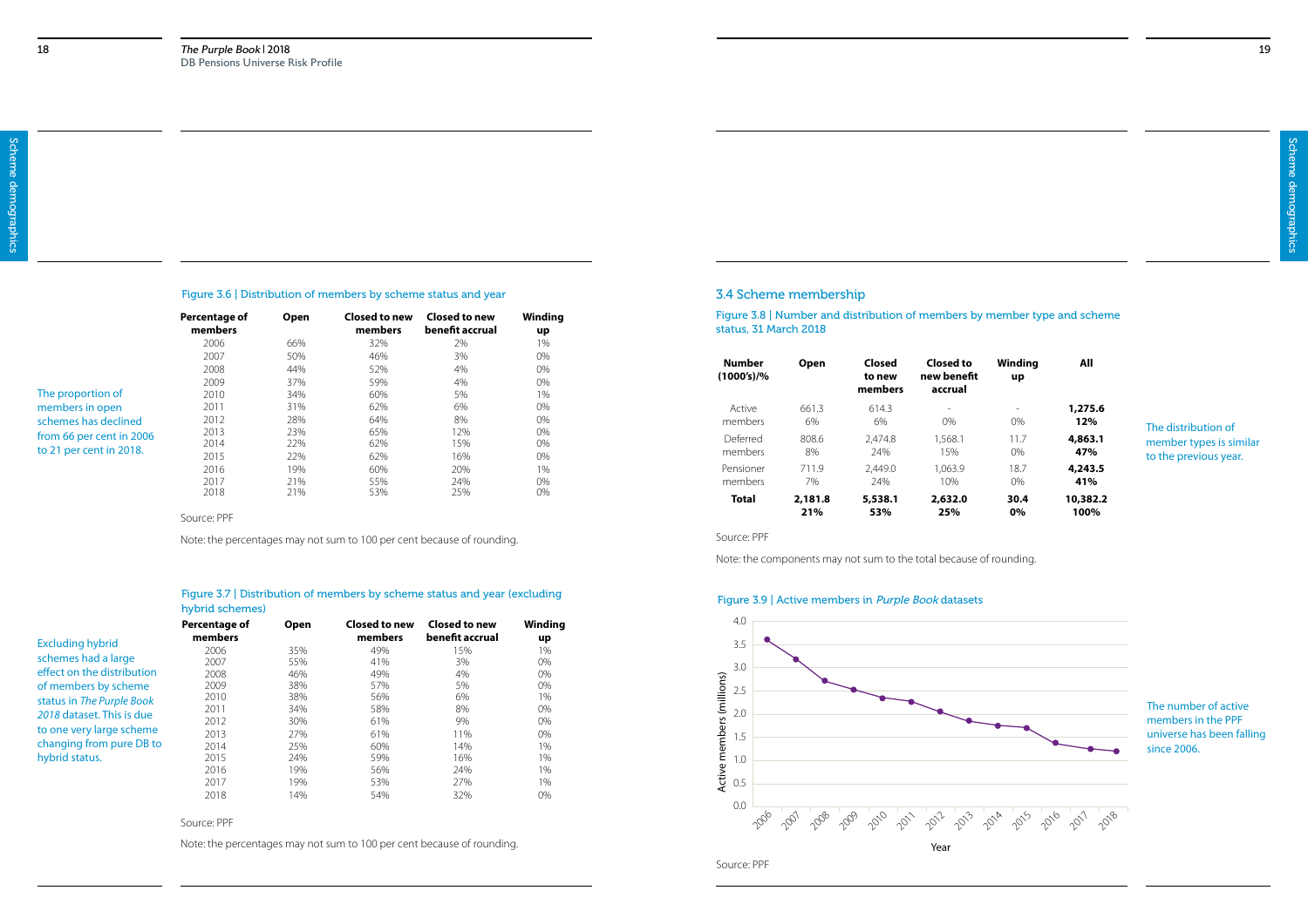Figure 3.6 | Distribution of members by scheme status and year

| Percentage of members | Open | Closed to new members | Closed to new benefit accrual | Winding up |
|---|---|---|---|---|
| 2006 | 66% | 32% | 2% | 1% |
| 2007 | 50% | 46% | 3% | 0% |
| 2008 | 44% | 52% | 4% | 0% |
| 2009 | 37% | 59% | 4% | 0% |
| 2010 | 34% | 60% | 5% | 1% |
| 2011 | 31% | 62% | 6% | 0% |
| 2012 | 28% | 64% | 8% | 0% |
| 2013 | 23% | 65% | 12% | 0% |
| 2014 | 22% | 62% | 15% | 0% |
| 2015 | 22% | 62% | 16% | 0% |
| 2016 | 19% | 60% | 20% | 1% |
| 2017 | 21% | 55% | 24% | 0% |
| 2018 | 21% | 53% | 25% | 0% |

Source: PPF

Note: the percentages may not sum to 100 per cent because of rounding.

The proportion of members in open schemes has declined from 66 per cent in 2006 to 21 per cent in 2018.

Figure 3.7 | Distribution of members by scheme status and year (excluding hybrid schemes)

| Percentage of members | Open | Closed to new members | Closed to new benefit accrual | Winding up |
|---|---|---|---|---|
| 2006 | 35% | 49% | 15% | 1% |
| 2007 | 55% | 41% | 3% | 0% |
| 2008 | 46% | 49% | 4% | 0% |
| 2009 | 38% | 57% | 5% | 0% |
| 2010 | 38% | 56% | 6% | 1% |
| 2011 | 34% | 58% | 8% | 0% |
| 2012 | 30% | 61% | 9% | 0% |
| 2013 | 27% | 61% | 11% | 0% |
| 2014 | 25% | 60% | 14% | 1% |
| 2015 | 24% | 59% | 16% | 1% |
| 2016 | 19% | 56% | 24% | 1% |
| 2017 | 19% | 53% | 27% | 1% |
| 2018 | 14% | 54% | 32% | 0% |

Source: PPF

Note: the percentages may not sum to 100 per cent because of rounding.

Excluding hybrid schemes had a large effect on the distribution of members by scheme status in *The Purple Book 2018* dataset. This is due to one very large scheme changing from pure DB to hybrid status.

## 3.4 Scheme membership

Figure 3.8 | Number and distribution of members by member type and scheme status, 31 March 2018

| Number (1000's)/% | Open | Closed to new members | Closed to new benefit accrual | Winding up | All |
|---|---|---|---|---|---|
| Active members | 661.3<br>6% | 614.3<br>6% | -<br>0% | -<br>0% | **1,275.6**<br>**12%** |
| Deferred members | 808.6<br>8% | 2,474.8<br>24% | 1,568.1<br>15% | 11.7<br>0% | **4,863.1**<br>**47%** |
| Pensioner members | 711.9<br>7% | 2,449.0<br>24% | 1,063.9<br>10% | 18.7<br>0% | **4,243.5**<br>**41%** |
| **Total** | **2,181.8**<br>**21%** | **5,538.1**<br>**53%** | **2,632.0**<br>**25%** | **30.4**<br>**0%** | **10,382.2**<br>**100%** |

Source: PPF

Note: the components may not sum to the total because of rounding.

The distribution of member types is similar to the previous year.

Figure 3.9 | Active members in *Purple Book* datasets

| Year | 2006 | 2007 | 2008 | 2009 | 2010 | 2011 | 2012 | 2013 | 2014 | 2015 | 2016 | 2017 | 2018 |
|---|---|---|---|---|---|---|---|---|---|---|---|---|---|
| Active members (millions) | 3.6 | 3.2 | 2.7 | 2.5 | 2.4 | 2.3 | 2.1 | 1.9 | 1.8 | 1.7 | 1.4 | 1.3 | 1.3 |

Source: PPF

The number of active members in the PPF universe has been falling since 2006.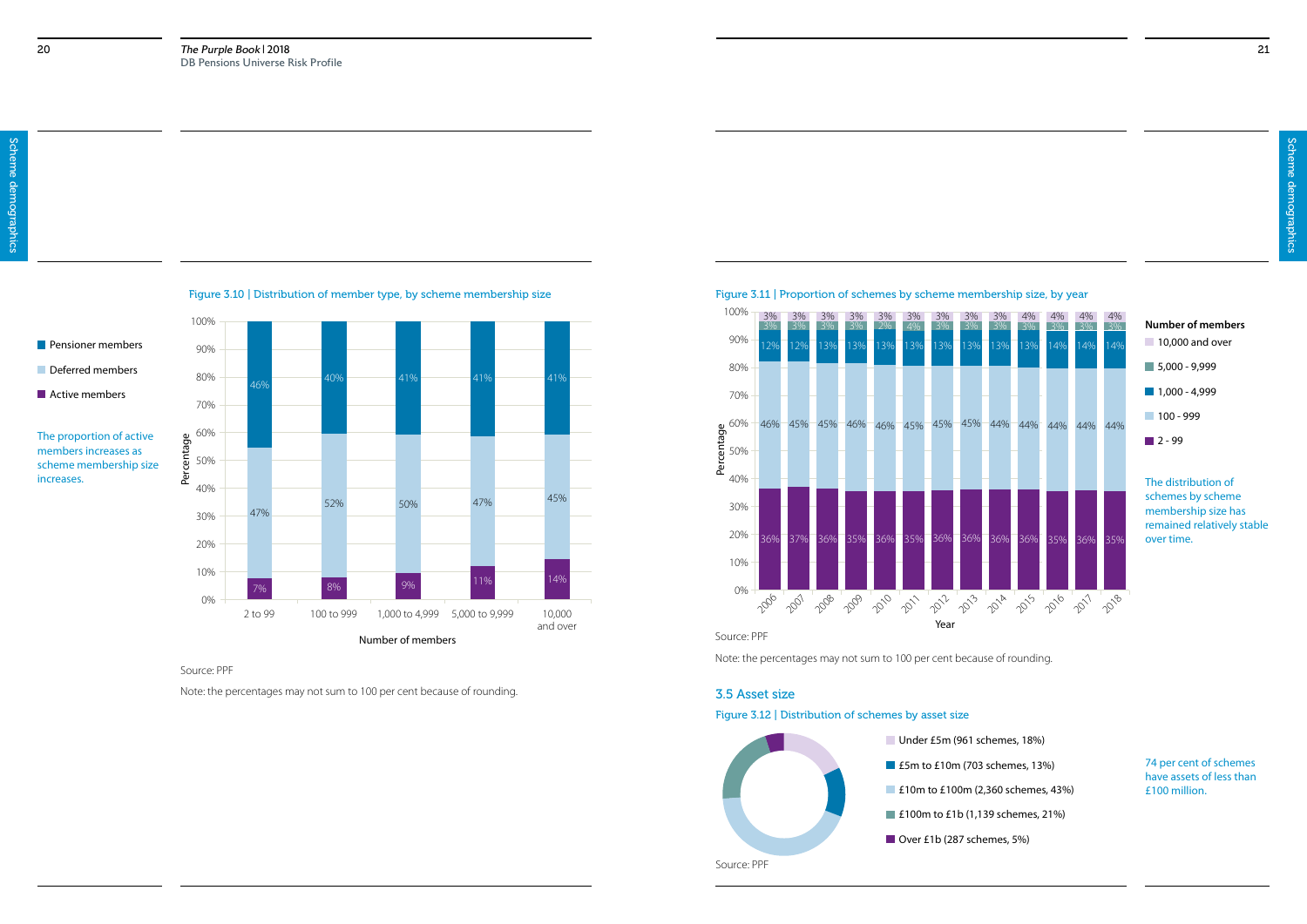## Figure 3.10 | Distribution of member type, by scheme membership size

| Number of members | Active members | Deferred members | Pensioner members |
|---|---|---|---|
| 2 to 99 | 7% | 47% | 46% |
| 100 to 999 | 8% | 52% | 40% |
| 1,000 to 4,999 | 9% | 50% | 41% |
| 5,000 to 9,999 | 11% | 47% | 41% |
| 10,000 and over | 14% | 45% | 41% |

The proportion of active members increases as scheme membership size increases.

Source: PPF

Note: the percentages may not sum to 100 per cent because of rounding.

## Figure 3.11 | Proportion of schemes by scheme membership size, by year

| Year | 2 - 99 | 100 - 999 | 1,000 - 4,999 | 5,000 - 9,999 | 10,000 and over |
|---|---|---|---|---|---|
| 2006 | 36% | 46% | 12% | 3% | 3% |
| 2007 | 37% | 45% | 12% | 3% | 3% |
| 2008 | 36% | 45% | 13% | 3% | 3% |
| 2009 | 35% | 46% | 13% | 3% | 3% |
| 2010 | 36% | 46% | 13% | 2% | 3% |
| 2011 | 35% | 45% | 13% | 4% | 3% |
| 2012 | 36% | 45% | 13% | 3% | 3% |
| 2013 | 36% | 45% | 13% | 3% | 3% |
| 2014 | 36% | 44% | 13% | 3% | 3% |
| 2015 | 36% | 44% | 13% | 3% | 4% |
| 2016 | 35% | 44% | 14% | 3% | 4% |
| 2017 | 36% | 44% | 14% | 3% | 4% |
| 2018 | 35% | 44% | 14% | 3% | 4% |

The distribution of schemes by scheme membership size has remained relatively stable over time.

Source: PPF

Note: the percentages may not sum to 100 per cent because of rounding.

## 3.5 Asset size

### Figure 3.12 | Distribution of schemes by asset size

- Under £5m (961 schemes, 18%)
- £5m to £10m (703 schemes, 13%)
- £10m to £100m (2,360 schemes, 43%)
- £100m to £1b (1,139 schemes, 21%)
- Over £1b (287 schemes, 5%)

74 per cent of schemes have assets of less than £100 million.

Source: PPF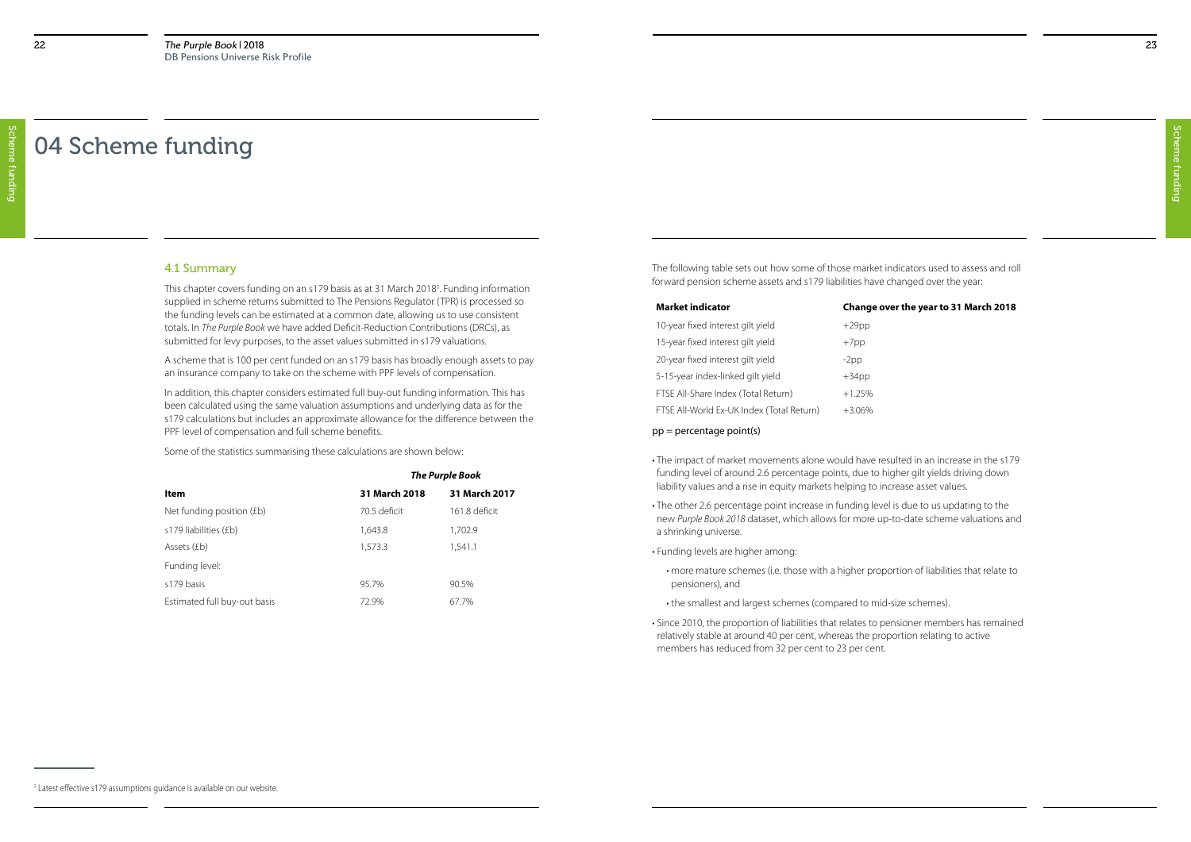# 04 Scheme funding

## 4.1 Summary

This chapter covers funding on an s179 basis as at 31 March 2018[5]. Funding information supplied in scheme returns submitted to The Pensions Regulator (TPR) is processed so the funding levels can be estimated at a common date, allowing us to use consistent totals. In *The Purple Book* we have added Deficit-Reduction Contributions (DRCs), as submitted for levy purposes, to the asset values submitted in s179 valuations.

A scheme that is 100 per cent funded on an s179 basis has broadly enough assets to pay an insurance company to take on the scheme with PPF levels of compensation.

In addition, this chapter considers estimated full buy-out funding information. This has been calculated using the same valuation assumptions and underlying data as for the s179 calculations but includes an approximate allowance for the difference between the PPF level of compensation and full scheme benefits.

Some of the statistics summarising these calculations are shown below:

| | ***The Purple Book*** | |
|---|---|---|
| **Item** | **31 March 2018** | **31 March 2017** |
| Net funding position (£b) | 70.5 deficit | 161.8 deficit |
| s179 liabilities (£b) | 1,643.8 | 1,702.9 |
| Assets (£b) | 1,573.3 | 1,541.1 |
| Funding level: | | |
| s179 basis | 95.7% | 90.5% |
| Estimated full buy-out basis | 72.9% | 67.7% |

The following table sets out how some of those market indicators used to assess and roll forward pension scheme assets and s179 liabilities have changed over the year:

| **Market indicator** | **Change over the year to 31 March 2018** |
|---|---|
| 10-year fixed interest gilt yield | +29pp |
| 15-year fixed interest gilt yield | +7pp |
| 20-year fixed interest gilt yield | -2pp |
| 5-15-year index-linked gilt yield | +34pp |
| FTSE All-Share Index (Total Return) | +1.25% |
| FTSE All-World Ex-UK Index (Total Return) | +3.06% |

pp = percentage point(s)

- The impact of market movements alone would have resulted in an increase in the s179 funding level of around 2.6 percentage points, due to higher gilt yields driving down liability values and a rise in equity markets helping to increase asset values.
- The other 2.6 percentage point increase in funding level is due to us updating to the new *Purple Book 2018* dataset, which allows for more up-to-date scheme valuations and a shrinking universe.
- Funding levels are higher among:
  - more mature schemes (i.e. those with a higher proportion of liabilities that relate to pensioners), and
  - the smallest and largest schemes (compared to mid-size schemes).
- Since 2010, the proportion of liabilities that relates to pensioner members has remained relatively stable at around 40 per cent, whereas the proportion relating to active members has reduced from 32 per cent to 23 per cent.

[5] Latest effective s179 assumptions guidance is available on our website.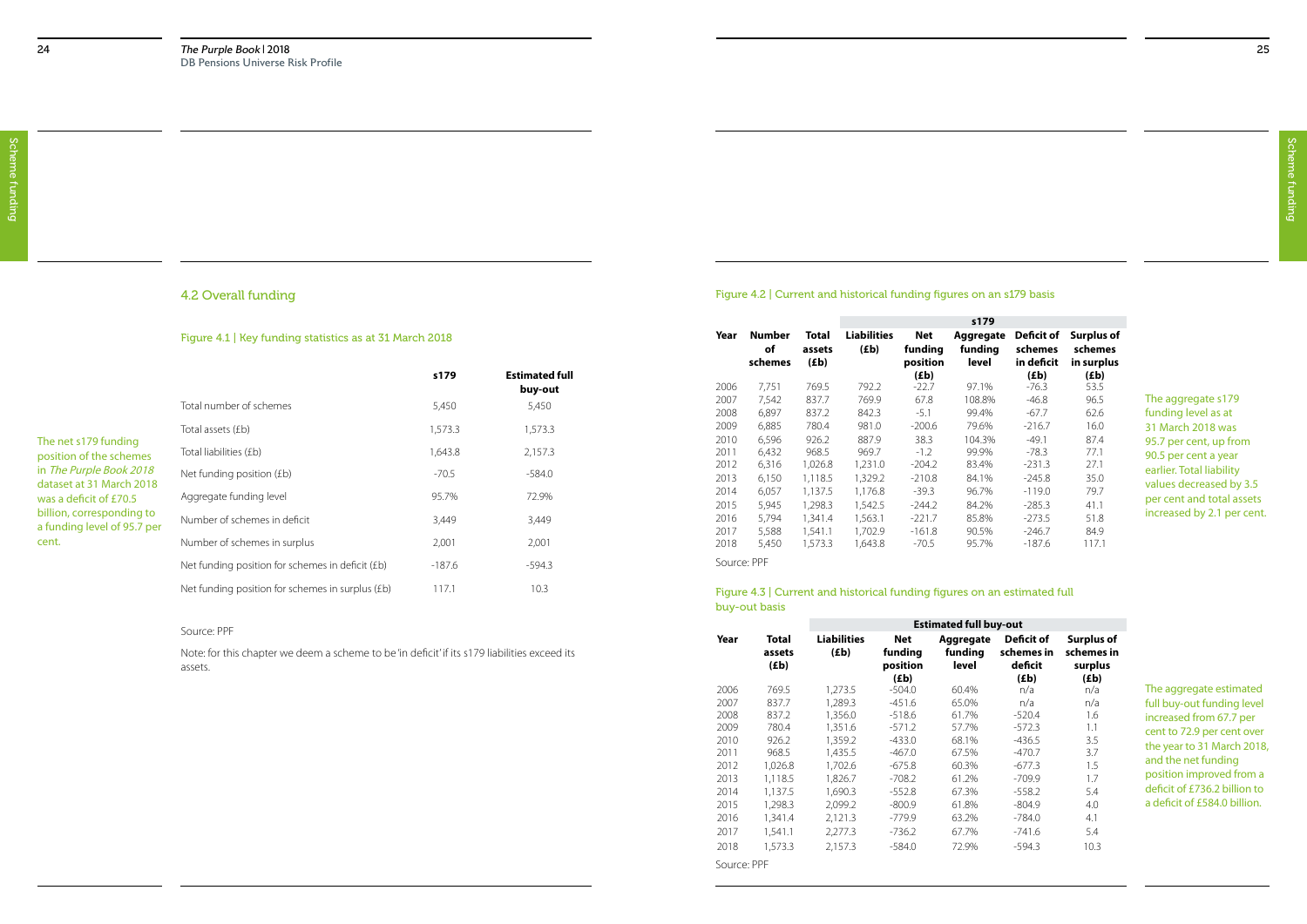## 4.2 Overall funding

The net s179 funding position of the schemes in *The Purple Book 2018* dataset at 31 March 2018 was a deficit of £70.5 billion, corresponding to a funding level of 95.7 per cent.

Figure 4.1 | Key funding statistics as at 31 March 2018

| | s179 | Estimated full buy-out |
|---|---|---|
| Total number of schemes | 5,450 | 5,450 |
| Total assets (£b) | 1,573.3 | 1,573.3 |
| Total liabilities (£b) | 1,643.8 | 2,157.3 |
| Net funding position (£b) | -70.5 | -584.0 |
| Aggregate funding level | 95.7% | 72.9% |
| Number of schemes in deficit | 3,449 | 3,449 |
| Number of schemes in surplus | 2,001 | 2,001 |
| Net funding position for schemes in deficit (£b) | -187.6 | -594.3 |
| Net funding position for schemes in surplus (£b) | 117.1 | 10.3 |

Source: PPF

Note: for this chapter we deem a scheme to be 'in deficit' if its s179 liabilities exceed its assets.

Figure 4.2 | Current and historical funding figures on an s179 basis

The aggregate s179 funding level as at 31 March 2018 was 95.7 per cent, up from 90.5 per cent a year earlier. Total liability values decreased by 3.5 per cent and total assets increased by 2.1 per cent.

| Year | Number of schemes | Total assets (£b) | s179 | | | | |
|---|---|---|---|---|---|---|---|
| | | | Liabilities (£b) | Net funding position (£b) | Aggregate funding level | Deficit of schemes in deficit (£b) | Surplus of schemes in surplus (£b) |
| 2006 | 7,751 | 769.5 | 792.2 | -22.7 | 97.1% | -76.3 | 53.5 |
| 2007 | 7,542 | 837.7 | 769.9 | 67.8 | 108.8% | -46.8 | 96.5 |
| 2008 | 6,897 | 837.2 | 842.3 | -5.1 | 99.4% | -67.7 | 62.6 |
| 2009 | 6,885 | 780.4 | 981.0 | -200.6 | 79.6% | -216.7 | 16.0 |
| 2010 | 6,596 | 926.2 | 887.9 | 38.3 | 104.3% | -49.1 | 87.4 |
| 2011 | 6,432 | 968.5 | 969.7 | -1.2 | 99.9% | -78.3 | 77.1 |
| 2012 | 6,316 | 1,026.8 | 1,231.0 | -204.2 | 83.4% | -231.3 | 27.1 |
| 2013 | 6,150 | 1,118.5 | 1,329.2 | -210.8 | 84.1% | -245.8 | 35.0 |
| 2014 | 6,057 | 1,137.5 | 1,176.8 | -39.3 | 96.7% | -119.0 | 79.7 |
| 2015 | 5,945 | 1,298.3 | 1,542.5 | -244.2 | 84.2% | -285.3 | 41.1 |
| 2016 | 5,794 | 1,341.4 | 1,563.1 | -221.7 | 85.8% | -273.5 | 51.8 |
| 2017 | 5,588 | 1,541.1 | 1,702.9 | -161.8 | 90.5% | -246.7 | 84.9 |
| 2018 | 5,450 | 1,573.3 | 1,643.8 | -70.5 | 95.7% | -187.6 | 117.1 |

Source: PPF

Figure 4.3 | Current and historical funding figures on an estimated full buy-out basis

The aggregate estimated full buy-out funding level increased from 67.7 per cent to 72.9 per cent over the year to 31 March 2018, and the net funding position improved from a deficit of £736.2 billion to a deficit of £584.0 billion.

| Year | Total assets (£b) | Estimated full buy-out | | | | |
|---|---|---|---|---|---|---|
| | | Liabilities (£b) | Net funding position (£b) | Aggregate funding level | Deficit of schemes in deficit (£b) | Surplus of schemes in surplus (£b) |
| 2006 | 769.5 | 1,273.5 | -504.0 | 60.4% | n/a | n/a |
| 2007 | 837.7 | 1,289.3 | -451.6 | 65.0% | n/a | n/a |
| 2008 | 837.2 | 1,356.0 | -518.6 | 61.7% | -520.4 | 1.6 |
| 2009 | 780.4 | 1,351.6 | -571.2 | 57.7% | -572.3 | 1.1 |
| 2010 | 926.2 | 1,359.2 | -433.0 | 68.1% | -436.5 | 3.5 |
| 2011 | 968.5 | 1,435.5 | -467.0 | 67.5% | -470.7 | 3.7 |
| 2012 | 1,026.8 | 1,702.6 | -675.8 | 60.3% | -677.3 | 1.5 |
| 2013 | 1,118.5 | 1,826.7 | -708.2 | 61.2% | -709.9 | 1.7 |
| 2014 | 1,137.5 | 1,690.3 | -552.8 | 67.3% | -558.2 | 5.4 |
| 2015 | 1,298.3 | 2,099.2 | -800.9 | 61.8% | -804.9 | 4.0 |
| 2016 | 1,341.4 | 2,121.3 | -779.9 | 63.2% | -784.0 | 4.1 |
| 2017 | 1,541.1 | 2,277.3 | -736.2 | 67.7% | -741.6 | 5.4 |
| 2018 | 1,573.3 | 2,157.3 | -584.0 | 72.9% | -594.3 | 10.3 |

Source: PPF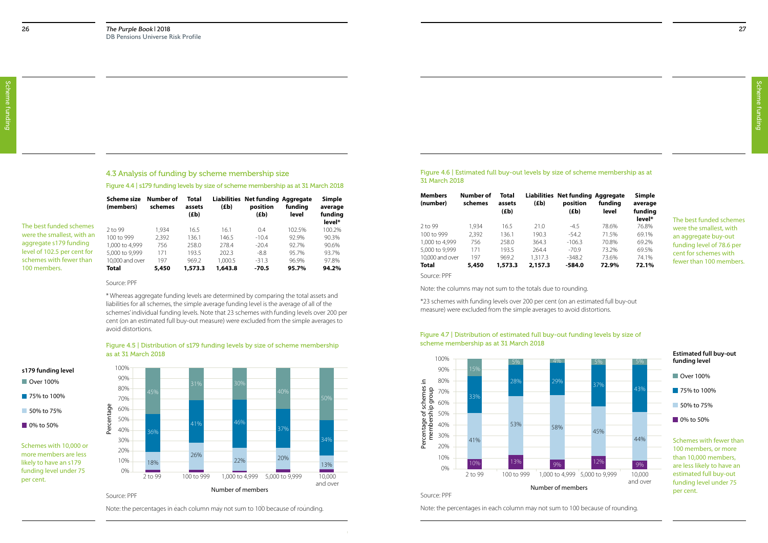## 4.3 Analysis of funding by scheme membership size

Figure 4.4 | s179 funding levels by size of scheme membership as at 31 March 2018

The best funded schemes were the smallest, with an aggregate s179 funding level of 102.5 per cent for schemes with fewer than 100 members.

| Scheme size (members) | Number of schemes | Total assets (£b) | Liabilities (£b) | Net funding position (£b) | Aggregate funding level | Simple average funding level* |
|---|---|---|---|---|---|---|
| 2 to 99 | 1,934 | 16.5 | 16.1 | 0.4 | 102.5% | 100.2% |
| 100 to 999 | 2,392 | 136.1 | 146.5 | -10.4 | 92.9% | 90.3% |
| 1,000 to 4,999 | 756 | 258.0 | 278.4 | -20.4 | 92.7% | 90.6% |
| 5,000 to 9,999 | 171 | 193.5 | 202.3 | -8.8 | 95.7% | 93.7% |
| 10,000 and over | 197 | 969.2 | 1,000.5 | -31.3 | 96.9% | 97.8% |
| **Total** | **5,450** | **1,573.3** | **1,643.8** | **-70.5** | **95.7%** | **94.2%** |

Source: PPF

* Whereas aggregate funding levels are determined by comparing the total assets and liabilities for all schemes, the simple average funding level is the average of all of the schemes' individual funding levels. Note that 23 schemes with funding levels over 200 per cent (on an estimated full buy-out measure) were excluded from the simple averages to avoid distortions.

Figure 4.5 | Distribution of s179 funding levels by size of scheme membership as at 31 March 2018

Schemes with 10,000 or more members are less likely to have an s179 funding level under 75 per cent.

| s179 funding level | 2 to 99 | 100 to 999 | 1,000 to 4,999 | 5,000 to 9,999 | 10,000 and over |
|---|---|---|---|---|---|
| Over 100% | 45% | 31% | 30% | 40% | 50% |
| 75% to 100% | 36% | 41% | 46% | 37% | 34% |
| 50% to 75% | 18% | 26% | 22% | 20% | 13% |
| 0% to 50% | | | | | |

Source: PPF

Note: the percentages in each column may not sum to 100 because of rounding.

Figure 4.6 | Estimated full buy-out levels by size of scheme membership as at 31 March 2018

The best funded schemes were the smallest, with an aggregate buy-out funding level of 78.6 per cent for schemes with fewer than 100 members.

| Members (number) | Number of schemes | Total assets (£b) | Liabilities (£b) | Net funding position (£b) | Aggregate funding level | Simple average funding level* |
|---|---|---|---|---|---|---|
| 2 to 99 | 1,934 | 16.5 | 21.0 | -4.5 | 78.6% | 76.8% |
| 100 to 999 | 2,392 | 136.1 | 190.3 | -54.2 | 71.5% | 69.1% |
| 1,000 to 4,999 | 756 | 258.0 | 364.3 | -106.3 | 70.8% | 69.2% |
| 5,000 to 9,999 | 171 | 193.5 | 264.4 | -70.9 | 73.2% | 69.5% |
| 10,000 and over | 197 | 969.2 | 1,317.3 | -348.2 | 73.6% | 74.1% |
| **Total** | **5,450** | **1,573.3** | **2,157.3** | **-584.0** | **72.9%** | **72.1%** |

Source: PPF

Note: the columns may not sum to the totals due to rounding.

*23 schemes with funding levels over 200 per cent (on an estimated full buy-out measure) were excluded from the simple averages to avoid distortions.

Figure 4.7 | Distribution of estimated full buy-out funding levels by size of scheme membership as at 31 March 2018

Schemes with fewer than 100 members, or more than 10,000 members, are less likely to have an estimated full buy-out funding level under 75 per cent.

| Estimated full buy-out funding level | 2 to 99 | 100 to 999 | 1,000 to 4,999 | 5,000 to 9,999 | 10,000 and over |
|---|---|---|---|---|---|
| Over 100% | 15% | 5% | 4% | 5% | 5% |
| 75% to 100% | 33% | 28% | 29% | 37% | 43% |
| 50% to 75% | 41% | 53% | 58% | 45% | 44% |
| 0% to 50% | 10% | 13% | 9% | 12% | 9% |

Source: PPF

Note: the percentages in each column may not sum to 100 because of rounding.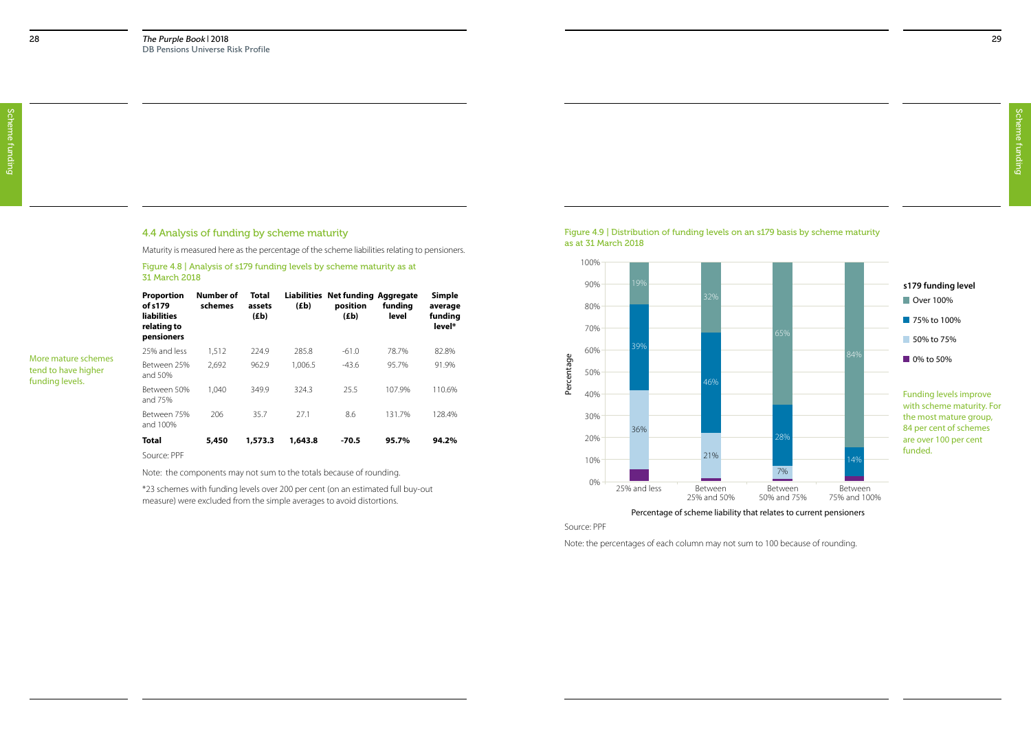## 4.4 Analysis of funding by scheme maturity

Maturity is measured here as the percentage of the scheme liabilities relating to pensioners.

More mature schemes tend to have higher funding levels.

Figure 4.8 | Analysis of s179 funding levels by scheme maturity as at 31 March 2018

| Proportion of s179 liabilities relating to pensioners | Number of schemes | Total assets (£b) | Liabilities (£b) | Net funding position (£b) | Aggregate funding level | Simple average funding level* |
|---|---|---|---|---|---|---|
| 25% and less | 1,512 | 224.9 | 285.8 | -61.0 | 78.7% | 82.8% |
| Between 25% and 50% | 2,692 | 962.9 | 1,006.5 | -43.6 | 95.7% | 91.9% |
| Between 50% and 75% | 1,040 | 349.9 | 324.3 | 25.5 | 107.9% | 110.6% |
| Between 75% and 100% | 206 | 35.7 | 27.1 | 8.6 | 131.7% | 128.4% |
| **Total** | **5,450** | **1,573.3** | **1,643.8** | **-70.5** | **95.7%** | **94.2%** |

Source: PPF

Note: the components may not sum to the totals because of rounding.

*23 schemes with funding levels over 200 per cent (on an estimated full buy-out measure) were excluded from the simple averages to avoid distortions.

Figure 4.9 | Distribution of funding levels on an s179 basis by scheme maturity as at 31 March 2018

| Percentage of scheme liability that relates to current pensioners | 0% to 50% | 50% to 75% | 75% to 100% | Over 100% |
|---|---|---|---|---|
| 25% and less | | 36% | 39% | 19% |
| Between 25% and 50% | | 21% | 46% | 32% |
| Between 50% and 75% | | 7% | 28% | 65% |
| Between 75% and 100% | | | 14% | 84% |

Funding levels improve with scheme maturity. For the most mature group, 84 per cent of schemes are over 100 per cent funded.

Source: PPF

Note: the percentages of each column may not sum to 100 because of rounding.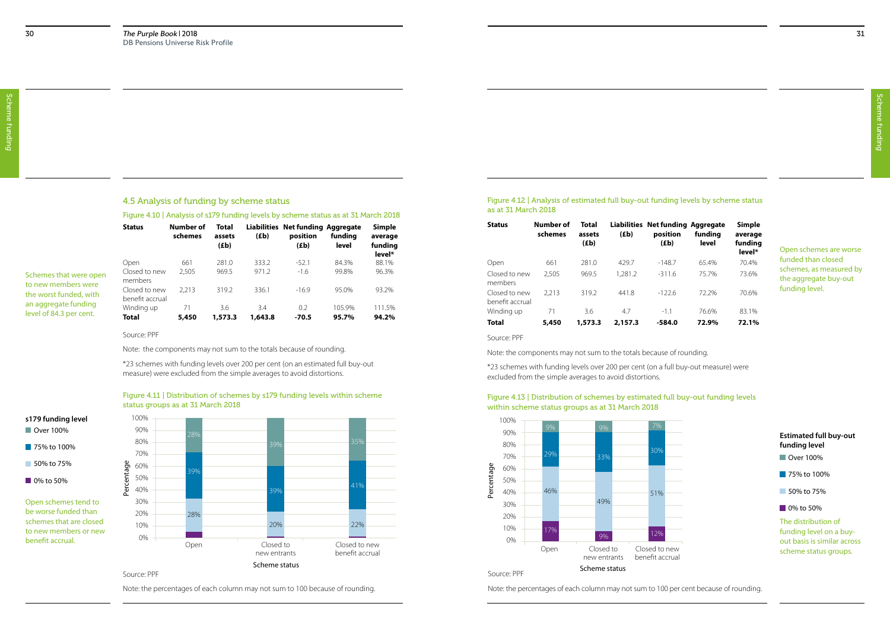## 4.5 Analysis of funding by scheme status

Schemes that were open to new members were the worst funded, with an aggregate funding level of 84.3 per cent.

Figure 4.10 | Analysis of s179 funding levels by scheme status as at 31 March 2018

| Status | Number of schemes | Total assets (£b) | Liabilities (£b) | Net funding position (£b) | Aggregate funding level | Simple average funding level* |
|---|---|---|---|---|---|---|
| Open | 661 | 281.0 | 333.2 | -52.1 | 84.3% | 88.1% |
| Closed to new members | 2,505 | 969.5 | 971.2 | -1.6 | 99.8% | 96.3% |
| Closed to new benefit accrual | 2,213 | 319.2 | 336.1 | -16.9 | 95.0% | 93.2% |
| Winding up | 71 | 3.6 | 3.4 | 0.2 | 105.9% | 111.5% |
| **Total** | **5,450** | **1,573.3** | **1,643.8** | **-70.5** | **95.7%** | **94.2%** |

Source: PPF

Note: the components may not sum to the totals because of rounding.

*23 schemes with funding levels over 200 per cent (on an estimated full buy-out measure) were excluded from the simple averages to avoid distortions.

Figure 4.11 | Distribution of schemes by s179 funding levels within scheme status groups as at 31 March 2018

| s179 funding level | Open | Closed to new entrants | Closed to new benefit accrual |
|---|---|---|---|
| Over 100% | 28% | 39% | 35% |
| 75% to 100% | 39% | 39% | 41% |
| 50% to 75% | 28% | 20% | 22% |
| 0% to 50% | | | |

Open schemes tend to be worse funded than schemes that are closed to new members or new benefit accrual.

Source: PPF

Note: the percentages of each column may not sum to 100 because of rounding.

Figure 4.12 | Analysis of estimated full buy-out funding levels by scheme status as at 31 March 2018

Open schemes are worse funded than closed schemes, as measured by the aggregate buy-out funding level.

| Status | Number of schemes | Total assets (£b) | Liabilities (£b) | Net funding position (£b) | Aggregate funding level | Simple average funding level* |
|---|---|---|---|---|---|---|
| Open | 661 | 281.0 | 429.7 | -148.7 | 65.4% | 70.4% |
| Closed to new members | 2,505 | 969.5 | 1,281.2 | -311.6 | 75.7% | 73.6% |
| Closed to new benefit accrual | 2,213 | 319.2 | 441.8 | -122.6 | 72.2% | 70.6% |
| Winding up | 71 | 3.6 | 4.7 | -1.1 | 76.6% | 83.1% |
| **Total** | **5,450** | **1,573.3** | **2,157.3** | **-584.0** | **72.9%** | **72.1%** |

Source: PPF

Note: the components may not sum to the totals because of rounding.

*23 schemes with funding levels over 200 per cent (on a full buy-out measure) were excluded from the simple averages to avoid distortions.

Figure 4.13 | Distribution of schemes by estimated full buy-out funding levels within scheme status groups as at 31 March 2018

| Estimated full buy-out funding level | Open | Closed to new entrants | Closed to new benefit accrual |
|---|---|---|---|
| Over 100% | 9% | 9% | 7% |
| 75% to 100% | 29% | 33% | 30% |
| 50% to 75% | 46% | 49% | 51% |
| 0% to 50% | 17% | 9% | 12% |

The distribution of funding level on a buy-out basis is similar across scheme status groups.

Source: PPF

Note: the percentages of each column may not sum to 100 per cent because of rounding.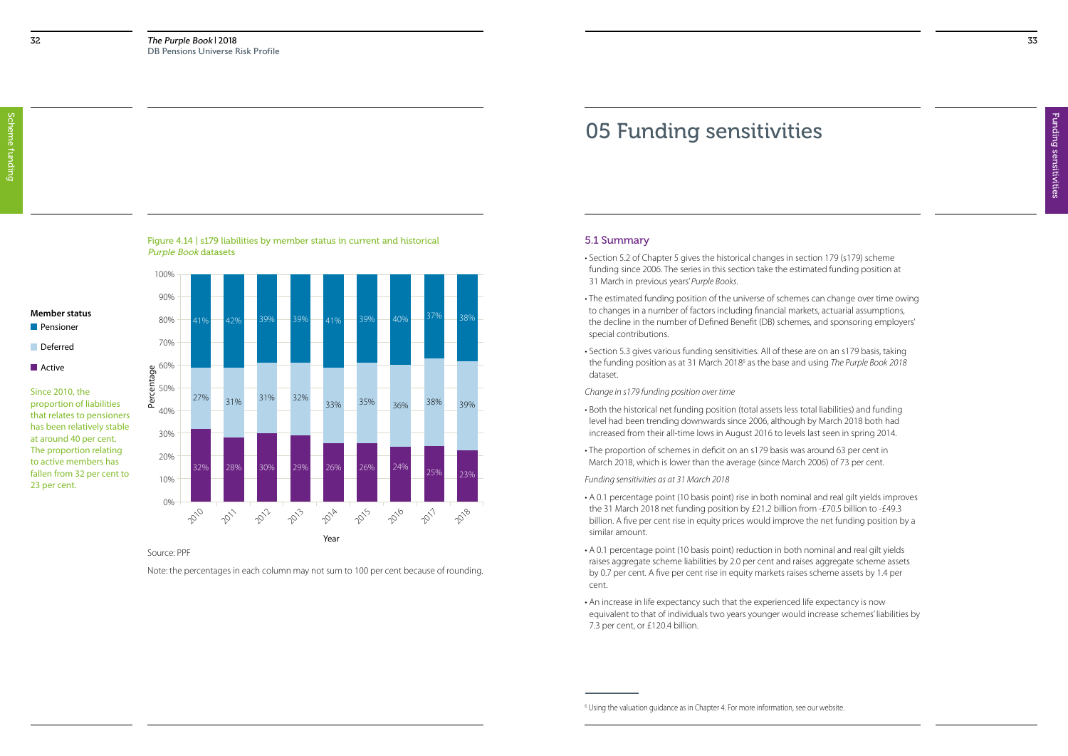Figure 4.14 | s179 liabilities by member status in current and historical *Purple Book* datasets

**Member status**
- Pensioner
- Deferred
- Active

Since 2010, the proportion of liabilities that relates to pensioners has been relatively stable at around 40 per cent. The proportion relating to active members has fallen from 32 per cent to 23 per cent.

| Year | Active | Deferred | Pensioner |
|---|---|---|---|
| 2010 | 32% | 27% | 41% |
| 2011 | 28% | 31% | 42% |
| 2012 | 30% | 31% | 39% |
| 2013 | 29% | 32% | 39% |
| 2014 | 26% | 33% | 41% |
| 2015 | 26% | 35% | 39% |
| 2016 | 24% | 36% | 40% |
| 2017 | 25% | 38% | 37% |
| 2018 | 23% | 39% | 38% |

Source: PPF

Note: the percentages in each column may not sum to 100 per cent because of rounding.

# 05 Funding sensitivities

## 5.1 Summary

- Section 5.2 of Chapter 5 gives the historical changes in section 179 (s179) scheme funding since 2006. The series in this section take the estimated funding position at 31 March in previous years' *Purple Books*.
- The estimated funding position of the universe of schemes can change over time owing to changes in a number of factors including financial markets, actuarial assumptions, the decline in the number of Defined Benefit (DB) schemes, and sponsoring employers' special contributions.
- Section 5.3 gives various funding sensitivities. All of these are on an s179 basis, taking the funding position as at 31 March 2018[6] as the base and using *The Purple Book 2018* dataset.

*Change in s179 funding position over time*

- Both the historical net funding position (total assets less total liabilities) and funding level had been trending downwards since 2006, although by March 2018 both had increased from their all-time lows in August 2016 to levels last seen in spring 2014.
- The proportion of schemes in deficit on an s179 basis was around 63 per cent in March 2018, which is lower than the average (since March 2006) of 73 per cent.

*Funding sensitivities as at 31 March 2018*

- A 0.1 percentage point (10 basis point) rise in both nominal and real gilt yields improves the 31 March 2018 net funding position by £21.2 billion from -£70.5 billion to -£49.3 billion. A five per cent rise in equity prices would improve the net funding position by a similar amount.
- A 0.1 percentage point (10 basis point) reduction in both nominal and real gilt yields raises aggregate scheme liabilities by 2.0 per cent and raises aggregate scheme assets by 0.7 per cent. A five per cent rise in equity markets raises scheme assets by 1.4 per cent.
- An increase in life expectancy such that the experienced life expectancy is now equivalent to that of individuals two years younger would increase schemes' liabilities by 7.3 per cent, or £120.4 billion.

[6] Using the valuation guidance as in Chapter 4. For more information, see our website.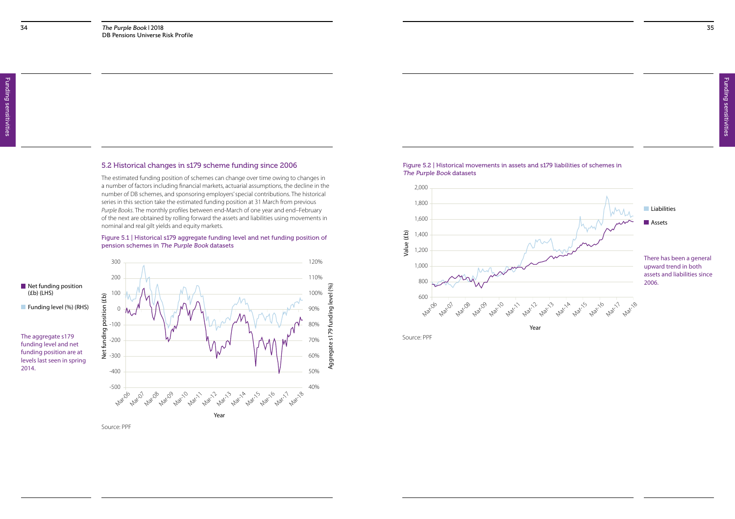## 5.2 Historical changes in s179 scheme funding since 2006

The estimated funding position of schemes can change over time owing to changes in a number of factors including financial markets, actuarial assumptions, the decline in the number of DB schemes, and sponsoring employers' special contributions. The historical series in this section take the estimated funding position at 31 March from previous *Purple Books*. The monthly profiles between end-March of one year and end–February of the next are obtained by rolling forward the assets and liabilities using movements in nominal and real gilt yields and equity markets.

Figure 5.1 | Historical s179 aggregate funding level and net funding position of pension schemes in *The Purple Book* datasets

Net funding position (£b) (LHS)

Funding level (%) (RHS)

The aggregate s179 funding level and net funding position are at levels last seen in spring 2014.

Source: PPF

Figure 5.2 | Historical movements in assets and s179 liabilities of schemes in *The Purple Book* datasets

Liabilities

Assets

There has been a general upward trend in both assets and liabilities since 2006.

Source: PPF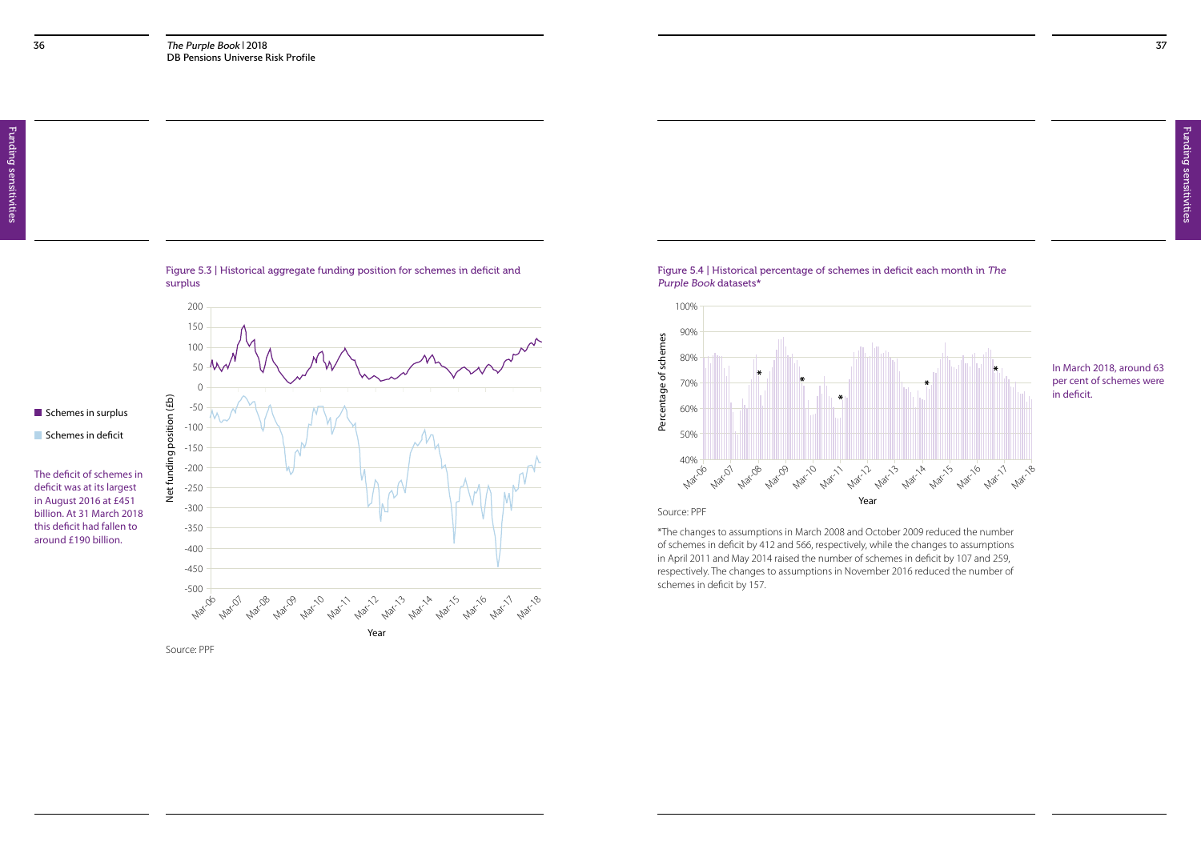Figure 5.3 | Historical aggregate funding position for schemes in deficit and surplus

- Schemes in surplus
- Schemes in deficit

The deficit of schemes in deficit was at its largest in August 2016 at £451 billion. At 31 March 2018 this deficit had fallen to around £190 billion.

Source: PPF

Figure 5.4 | Historical percentage of schemes in deficit each month in *The Purple Book* datasets*

In March 2018, around 63 per cent of schemes were in deficit.

Source: PPF

*The changes to assumptions in March 2008 and October 2009 reduced the number of schemes in deficit by 412 and 566, respectively, while the changes to assumptions in April 2011 and May 2014 raised the number of schemes in deficit by 107 and 259, respectively. The changes to assumptions in November 2016 reduced the number of schemes in deficit by 157.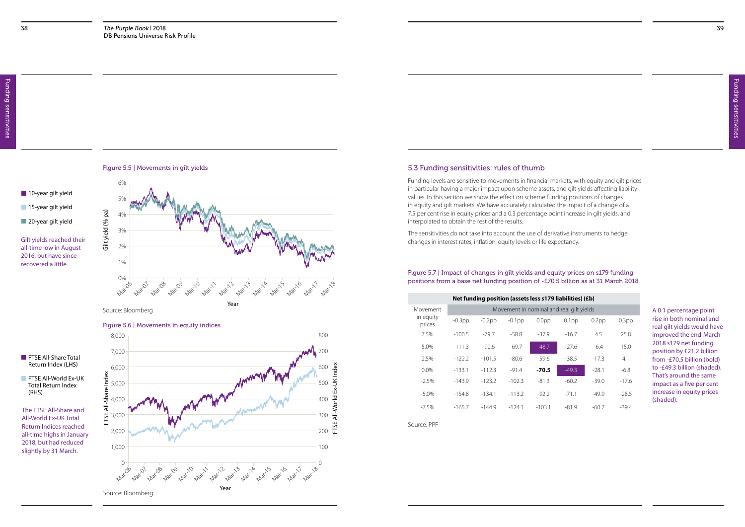Figure 5.5 | Movements in gilt yields

- 10-year gilt yield
- 15-year gilt yield
- 20-year gilt yield

Gilt yields reached their all-time low in August 2016, but have since recovered a little.

Source: Bloomberg

Figure 5.6 | Movements in equity indices

- FTSE All-Share Total Return Index (LHS)
- FTSE All-World Ex-UK Total Return Index (RHS)

The FTSE All-Share and All-World Ex-UK Total Return Indices reached all-time highs in January 2018, but had reduced slightly by 31 March.

Source: Bloomberg

## 5.3 Funding sensitivities: rules of thumb

Funding levels are sensitive to movements in financial markets, with equity and gilt prices in particular having a major impact upon scheme assets, and gilt yields affecting liability values. In this section we show the effect on scheme funding positions of changes in equity and gilt markets. We have accurately calculated the impact of a change of a 7.5 per cent rise in equity prices and a 0.3 percentage point increase in gilt yields, and interpolated to obtain the rest of the results.

The sensitivities do not take into account the use of derivative instruments to hedge changes in interest rates, inflation, equity levels or life expectancy.

Figure 5.7 | Impact of changes in gilt yields and equity prices on s179 funding positions from a base net funding position of -£70.5 billion as at 31 March 2018

| Net funding position (assets less s179 liabilities) (£b) | | | | | | | |
|---|---|---|---|---|---|---|---|
| Movement in equity prices | Movement in nominal and real gilt yields | | | | | | |
| | -0.3pp | -0.2pp | -0.1pp | 0.0pp | 0.1pp | 0.2pp | 0.3pp |
| 7.5% | -100.5 | -79.7 | -58.8 | -37.9 | -16.7 | 4.5 | 25.8 |
| 5.0% | -111.3 | -90.6 | -69.7 | -48.7 | -27.6 | -6.4 | 15.0 |
| 2.5% | -122.2 | -101.5 | -80.6 | -59.6 | -38.5 | -17.3 | 4.1 |
| 0.0% | -133.1 | -112.3 | -91.4 | **-70.5** | -49.3 | -28.1 | -6.8 |
| -2.5% | -143.9 | -123.2 | -102.3 | -81.3 | -60.2 | -39.0 | -17.6 |
| -5.0% | -154.8 | -134.1 | -113.2 | -92.2 | -71.1 | -49.9 | -28.5 |
| -7.5% | -165.7 | -144.9 | -124.1 | -103.1 | -81.9 | -60.7 | -39.4 |

Source: PPF

A 0.1 percentage point rise in both nominal and real gilt yields would have improved the end-March 2018 s179 net funding position by £21.2 billion from -£70.5 billion (bold) to -£49.3 billion (shaded). That's around the same impact as a five per cent increase in equity prices (shaded).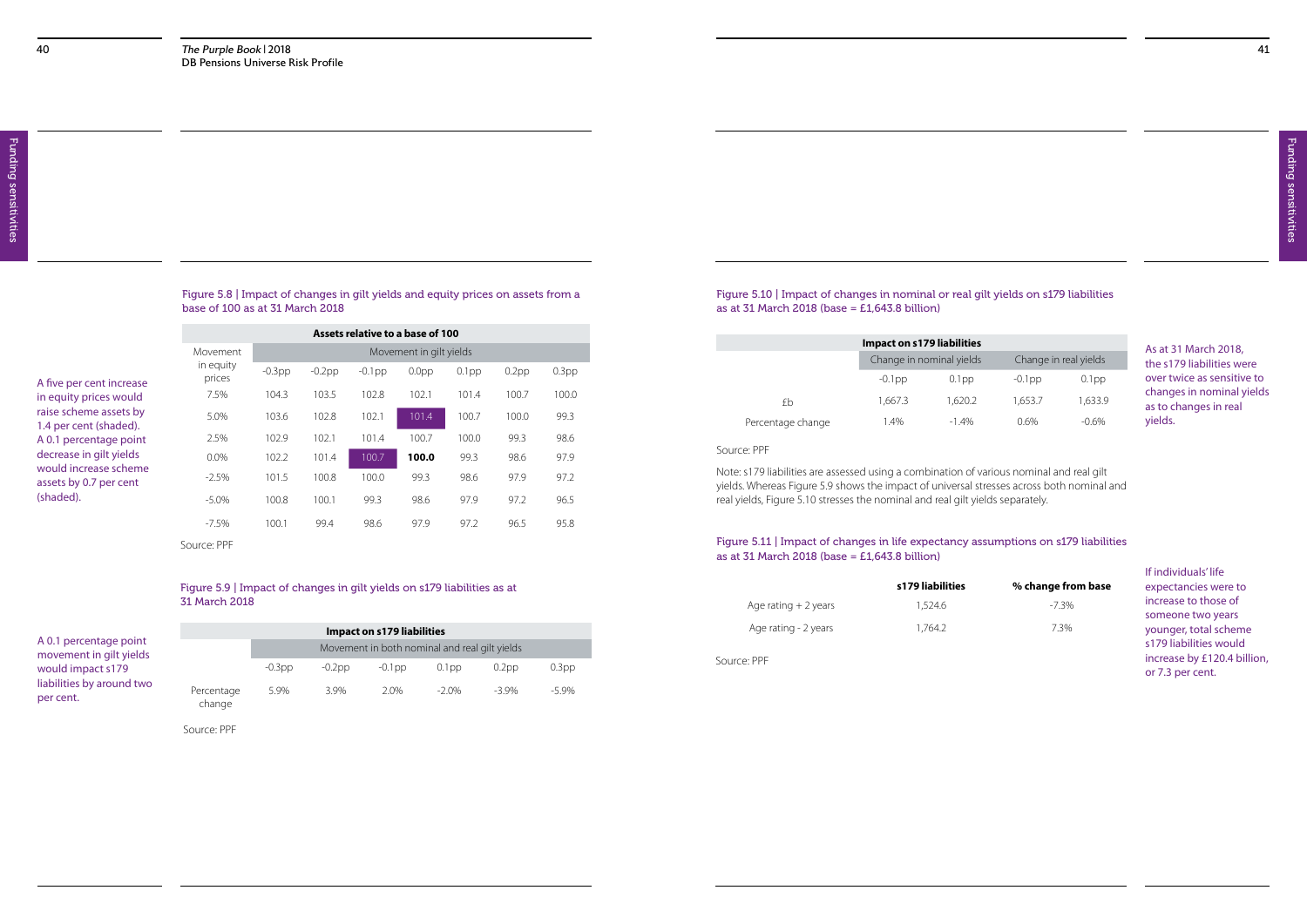A five per cent increase in equity prices would raise scheme assets by 1.4 per cent (shaded). A 0.1 percentage point decrease in gilt yields would increase scheme assets by 0.7 per cent (shaded).

Figure 5.8 | Impact of changes in gilt yields and equity prices on assets from a base of 100 as at 31 March 2018

| Assets relative to a base of 100 | | | | | | | |
|---|---|---|---|---|---|---|---|
| Movement in equity prices | Movement in gilt yields | | | | | | |
| | -0.3pp | -0.2pp | -0.1pp | 0.0pp | 0.1pp | 0.2pp | 0.3pp |
| 7.5% | 104.3 | 103.5 | 102.8 | 102.1 | 101.4 | 100.7 | 100.0 |
| 5.0% | 103.6 | 102.8 | 102.1 | 101.4 | 100.7 | 100.0 | 99.3 |
| 2.5% | 102.9 | 102.1 | 101.4 | 100.7 | 100.0 | 99.3 | 98.6 |
| 0.0% | 102.2 | 101.4 | 100.7 | **100.0** | 99.3 | 98.6 | 97.9 |
| -2.5% | 101.5 | 100.8 | 100.0 | 99.3 | 98.6 | 97.9 | 97.2 |
| -5.0% | 100.8 | 100.1 | 99.3 | 98.6 | 97.9 | 97.2 | 96.5 |
| -7.5% | 100.1 | 99.4 | 98.6 | 97.9 | 97.2 | 96.5 | 95.8 |

Source: PPF

A 0.1 percentage point movement in gilt yields would impact s179 liabilities by around two per cent.

Figure 5.9 | Impact of changes in gilt yields on s179 liabilities as at 31 March 2018

| Impact on s179 liabilities | | | | | | |
|---|---|---|---|---|---|---|
| | Movement in both nominal and real gilt yields | | | | | |
| | -0.3pp | -0.2pp | -0.1pp | 0.1pp | 0.2pp | 0.3pp |
| Percentage change | 5.9% | 3.9% | 2.0% | -2.0% | -3.9% | -5.9% |

Source: PPF

As at 31 March 2018, the s179 liabilities were over twice as sensitive to changes in nominal yields as to changes in real yields.

Figure 5.10 | Impact of changes in nominal or real gilt yields on s179 liabilities as at 31 March 2018 (base = £1,643.8 billion)

| Impact on s179 liabilities | | | | |
|---|---|---|---|---|
| | Change in nominal yields | | Change in real yields | |
| | -0.1pp | 0.1pp | -0.1pp | 0.1pp |
| £b | 1,667.3 | 1,620.2 | 1,653.7 | 1,633.9 |
| Percentage change | 1.4% | -1.4% | 0.6% | -0.6% |

Source: PPF

Note: s179 liabilities are assessed using a combination of various nominal and real gilt yields. Whereas Figure 5.9 shows the impact of universal stresses across both nominal and real yields, Figure 5.10 stresses the nominal and real gilt yields separately.

If individuals' life expectancies were to increase to those of someone two years younger, total scheme s179 liabilities would increase by £120.4 billion, or 7.3 per cent.

Figure 5.11 | Impact of changes in life expectancy assumptions on s179 liabilities as at 31 March 2018 (base = £1,643.8 billion)

| | s179 liabilities | % change from base |
|---|---|---|
| Age rating + 2 years | 1,524.6 | -7.3% |
| Age rating - 2 years | 1,764.2 | 7.3% |

Source: PPF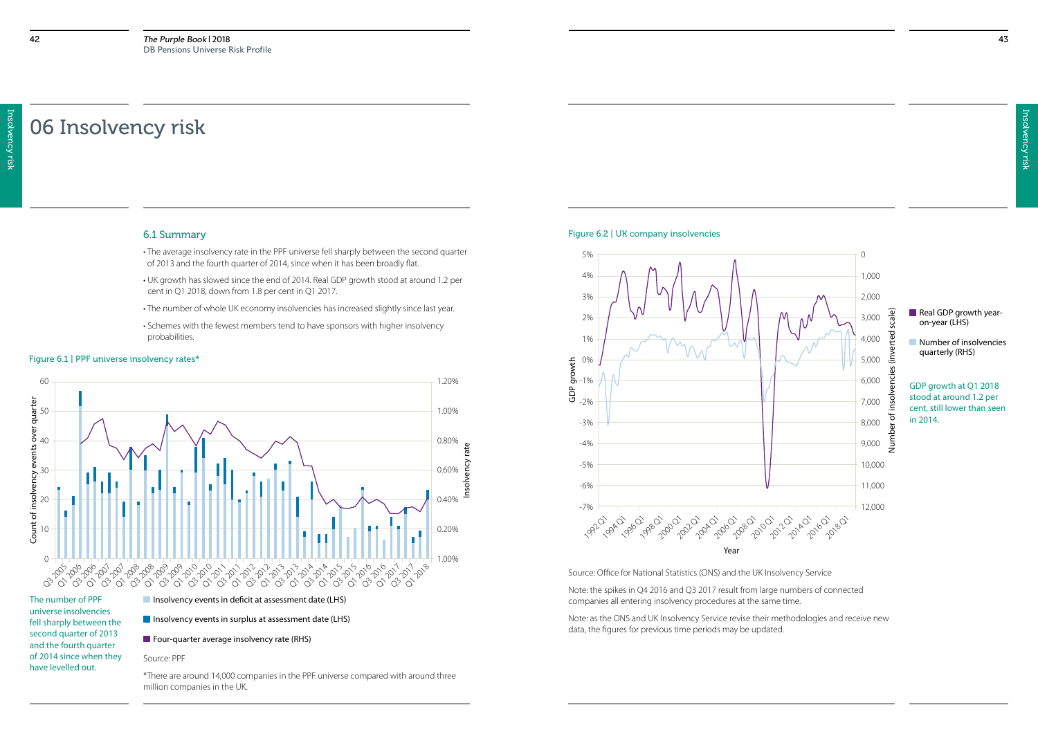# 06 Insolvency risk

## 6.1 Summary

- The average insolvency rate in the PPF universe fell sharply between the second quarter of 2013 and the fourth quarter of 2014, since when it has been broadly flat.
- UK growth has slowed since the end of 2014. Real GDP growth stood at around 1.2 per cent in Q1 2018, down from 1.8 per cent in Q1 2017.
- The number of whole UK economy insolvencies has increased slightly since last year.
- Schemes with the fewest members tend to have sponsors with higher insolvency probabilities.

Figure 6.1 | PPF universe insolvency rates*

The number of PPF universe insolvencies fell sharply between the second quarter of 2013 and the fourth quarter of 2014 since when they have levelled out.

Insolvency events in deficit at assessment date (LHS)

Insolvency events in surplus at assessment date (LHS)

Four-quarter average insolvency rate (RHS)

Source: PPF

*There are around 14,000 companies in the PPF universe compared with around three million companies in the UK.

Figure 6.2 | UK company insolvencies

Real GDP growth year-on-year (LHS)

Number of insolvencies quarterly (RHS)

GDP growth at Q1 2018 stood at around 1.2 per cent, still lower than seen in 2014.

Source: Office for National Statistics (ONS) and the UK Insolvency Service

Note: the spikes in Q4 2016 and Q3 2017 result from large numbers of connected companies all entering insolvency procedures at the same time.

Note: as the ONS and UK Insolvency Service revise their methodologies and receive new data, the figures for previous time periods may be updated.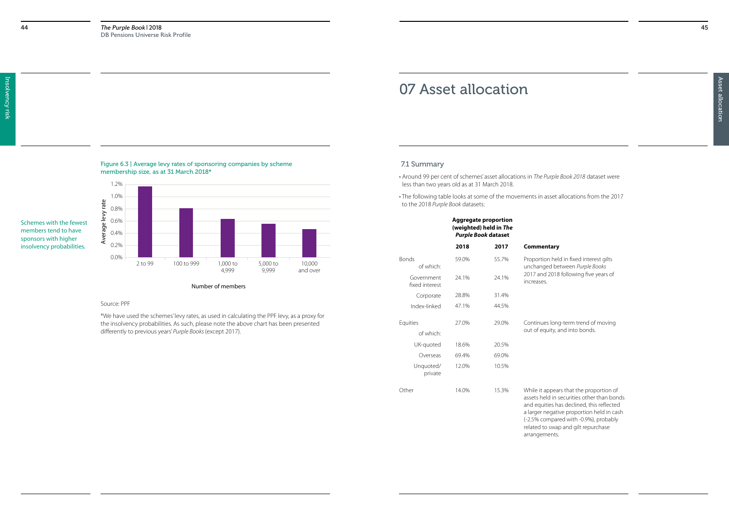Schemes with the fewest members tend to have sponsors with higher insolvency probabilities.

Figure 6.3 | Average levy rates of sponsoring companies by scheme membership size, as at 31 March 2018*

| Number of members | Average levy rate |
|---|---|
| 2 to 99 | ~1.15% |
| 100 to 999 | ~0.8% |
| 1,000 to 4,999 | ~0.63% |
| 5,000 to 9,999 | ~0.55% |
| 10,000 and over | ~0.46% |

Source: PPF

*We have used the schemes' levy rates, as used in calculating the PPF levy, as a proxy for the insolvency probabilities. As such, please note the above chart has been presented differently to previous years' *Purple Books* (except 2017).

# 07 Asset allocation

## 7.1 Summary

- Around 99 per cent of schemes' asset allocations in *The Purple Book 2018* dataset were less than two years old as at 31 March 2018.
- The following table looks at some of the movements in asset allocations from the 2017 to the 2018 *Purple Book* datasets:

| | **Aggregate proportion (weighted) held in *The Purple Book* dataset** | | |
|---|---|---|---|
| | **2018** | **2017** | **Commentary** |
| Bonds | 59.0% | 55.7% | Proportion held in fixed interest gilts unchanged between *Purple Books* 2017 and 2018 following five years of increases. |
| of which: | | | |
| Government fixed interest | 24.1% | 24.1% | |
| Corporate | 28.8% | 31.4% | |
| Index-linked | 47.1% | 44.5% | |
| Equities | 27.0% | 29.0% | Continues long-term trend of moving out of equity, and into bonds. |
| of which: | | | |
| UK-quoted | 18.6% | 20.5% | |
| Overseas | 69.4% | 69.0% | |
| Unquoted/private | 12.0% | 10.5% | |
| Other | 14.0% | 15.3% | While it appears that the proportion of assets held in securities other than bonds and equities has declined, this reflected a larger negative proportion held in cash (-2.5% compared with -0.9%), probably related to swap and gilt repurchase arrangements. |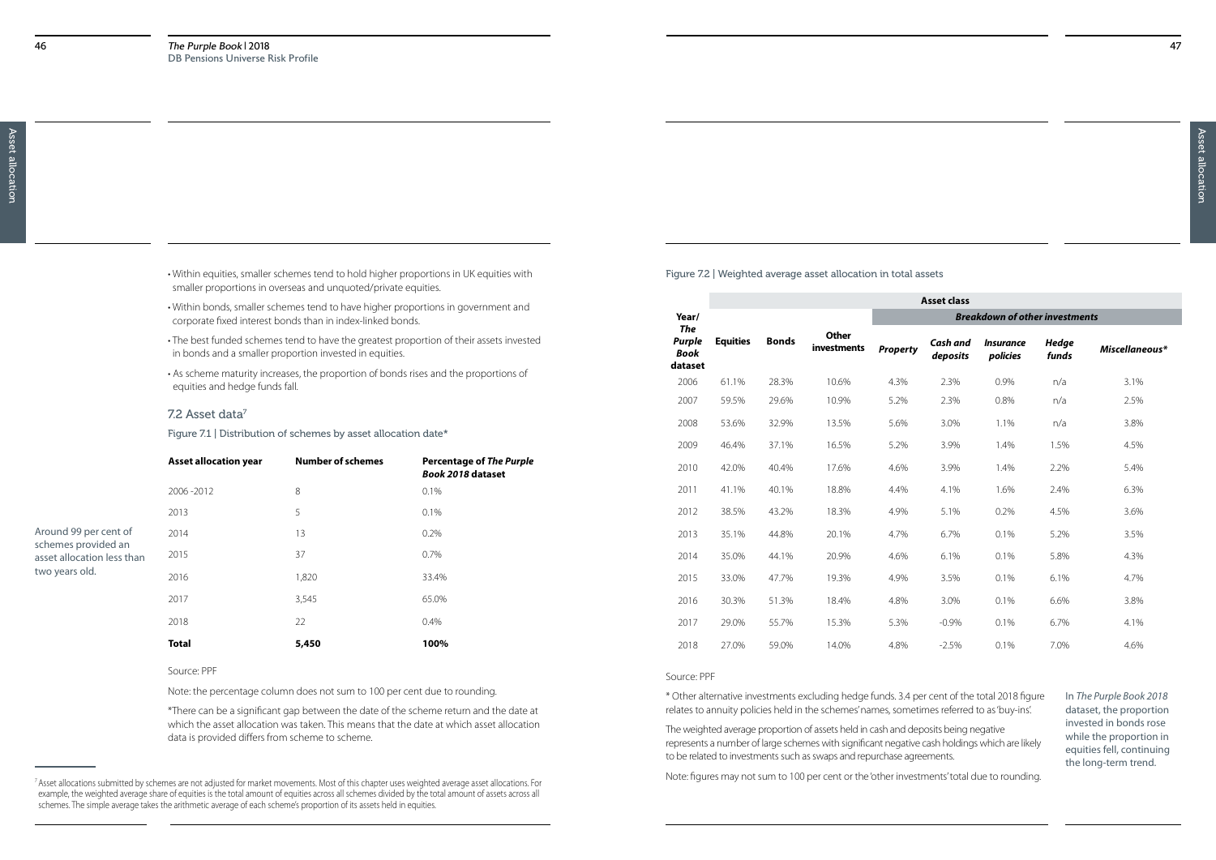- Within equities, smaller schemes tend to hold higher proportions in UK equities with smaller proportions in overseas and unquoted/private equities.
- Within bonds, smaller schemes tend to have higher proportions in government and corporate fixed interest bonds than in index-linked bonds.
- The best funded schemes tend to have the greatest proportion of their assets invested in bonds and a smaller proportion invested in equities.
- As scheme maturity increases, the proportion of bonds rises and the proportions of equities and hedge funds fall.

## 7.2 Asset data[7]

Figure 7.1 | Distribution of schemes by asset allocation date*

| Asset allocation year | Number of schemes | Percentage of *The Purple Book 2018* dataset |
|---|---|---|
| 2006 -2012 | 8 | 0.1% |
| 2013 | 5 | 0.1% |
| 2014 | 13 | 0.2% |
| 2015 | 37 | 0.7% |
| 2016 | 1,820 | 33.4% |
| 2017 | 3,545 | 65.0% |
| 2018 | 22 | 0.4% |
| **Total** | **5,450** | **100%** |

Around 99 per cent of schemes provided an asset allocation less than two years old.

Source: PPF

Note: the percentage column does not sum to 100 per cent due to rounding.

*There can be a significant gap between the date of the scheme return and the date at which the asset allocation was taken. This means that the date at which asset allocation data is provided differs from scheme to scheme.

[7] Asset allocations submitted by schemes are not adjusted for market movements. Most of this chapter uses weighted average asset allocations. For example, the weighted average share of equities is the total amount of equities across all schemes divided by the total amount of assets across all schemes. The simple average takes the arithmetic average of each scheme's proportion of its assets held in equities.

Figure 7.2 | Weighted average asset allocation in total assets

| Year/ *The Purple Book* dataset | Asset class | | | | | | | |
|---|---|---|---|---|---|---|---|---|
| | | | | ***Breakdown of other investments*** | | | | |
| | **Equities** | **Bonds** | **Other investments** | ***Property*** | ***Cash and deposits*** | ***Insurance policies*** | ***Hedge funds*** | ***Miscellaneous**** |
| 2006 | 61.1% | 28.3% | 10.6% | 4.3% | 2.3% | 0.9% | n/a | 3.1% |
| 2007 | 59.5% | 29.6% | 10.9% | 5.2% | 2.3% | 0.8% | n/a | 2.5% |
| 2008 | 53.6% | 32.9% | 13.5% | 5.6% | 3.0% | 1.1% | n/a | 3.8% |
| 2009 | 46.4% | 37.1% | 16.5% | 5.2% | 3.9% | 1.4% | 1.5% | 4.5% |
| 2010 | 42.0% | 40.4% | 17.6% | 4.6% | 3.9% | 1.4% | 2.2% | 5.4% |
| 2011 | 41.1% | 40.1% | 18.8% | 4.4% | 4.1% | 1.6% | 2.4% | 6.3% |
| 2012 | 38.5% | 43.2% | 18.3% | 4.9% | 5.1% | 0.2% | 4.5% | 3.6% |
| 2013 | 35.1% | 44.8% | 20.1% | 4.7% | 6.7% | 0.1% | 5.2% | 3.5% |
| 2014 | 35.0% | 44.1% | 20.9% | 4.6% | 6.1% | 0.1% | 5.8% | 4.3% |
| 2015 | 33.0% | 47.7% | 19.3% | 4.9% | 3.5% | 0.1% | 6.1% | 4.7% |
| 2016 | 30.3% | 51.3% | 18.4% | 4.8% | 3.0% | 0.1% | 6.6% | 3.8% |
| 2017 | 29.0% | 55.7% | 15.3% | 5.3% | -0.9% | 0.1% | 6.7% | 4.1% |
| 2018 | 27.0% | 59.0% | 14.0% | 4.8% | -2.5% | 0.1% | 7.0% | 4.6% |

Source: PPF

* Other alternative investments excluding hedge funds. 3.4 per cent of the total 2018 figure relates to annuity policies held in the schemes' names, sometimes referred to as 'buy-ins'.

The weighted average proportion of assets held in cash and deposits being negative represents a number of large schemes with significant negative cash holdings which are likely to be related to investments such as swaps and repurchase agreements.

Note: figures may not sum to 100 per cent or the 'other investments' total due to rounding.

In *The Purple Book 2018* dataset, the proportion invested in bonds rose while the proportion in equities fell, continuing the long-term trend.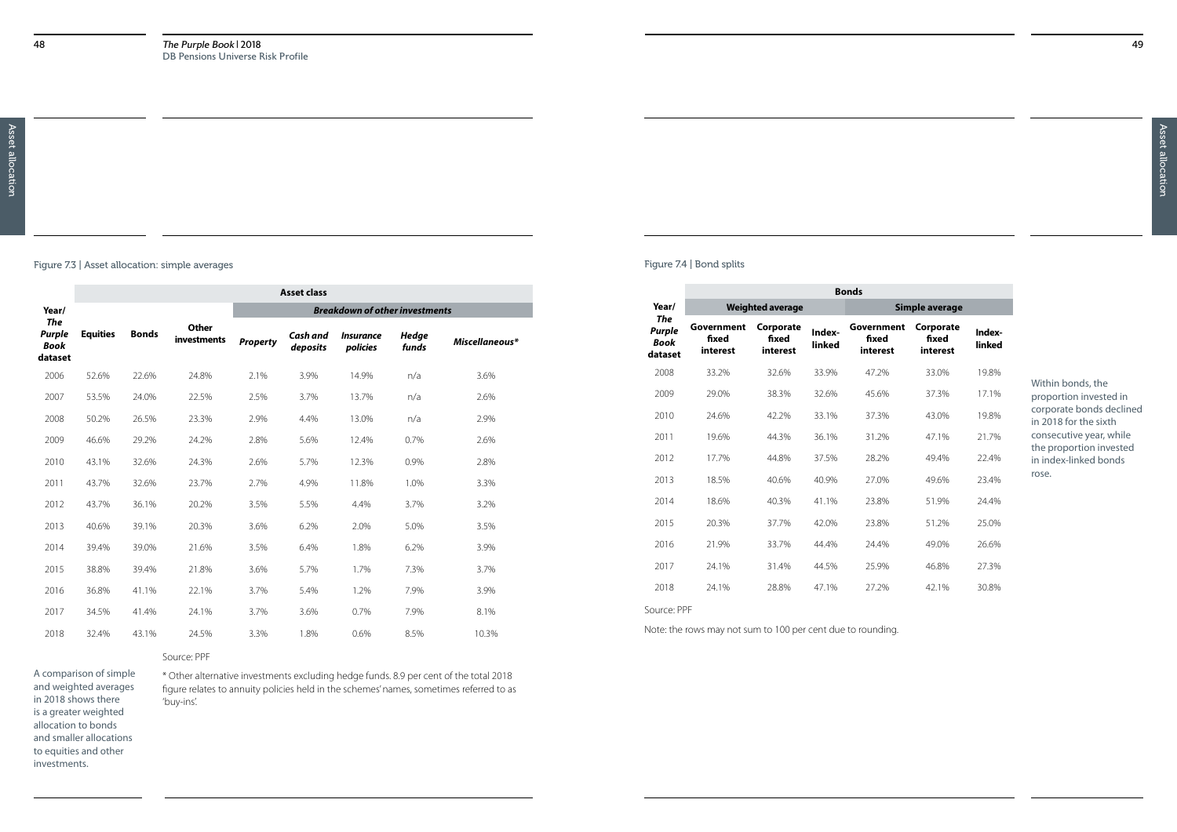Figure 7.3 | Asset allocation: simple averages

| Year/ *The Purple Book* dataset | Asset class | | | | | | | |
|---|---|---|---|---|---|---|---|---|
| | | | | ***Breakdown of other investments*** | | | | |
| | **Equities** | **Bonds** | **Other investments** | ***Property*** | ***Cash and deposits*** | ***Insurance policies*** | ***Hedge funds*** | ***Miscellaneous**** |
| 2006 | 52.6% | 22.6% | 24.8% | 2.1% | 3.9% | 14.9% | n/a | 3.6% |
| 2007 | 53.5% | 24.0% | 22.5% | 2.5% | 3.7% | 13.7% | n/a | 2.6% |
| 2008 | 50.2% | 26.5% | 23.3% | 2.9% | 4.4% | 13.0% | n/a | 2.9% |
| 2009 | 46.6% | 29.2% | 24.2% | 2.8% | 5.6% | 12.4% | 0.7% | 2.6% |
| 2010 | 43.1% | 32.6% | 24.3% | 2.6% | 5.7% | 12.3% | 0.9% | 2.8% |
| 2011 | 43.7% | 32.6% | 23.7% | 2.7% | 4.9% | 11.8% | 1.0% | 3.3% |
| 2012 | 43.7% | 36.1% | 20.2% | 3.5% | 5.5% | 4.4% | 3.7% | 3.2% |
| 2013 | 40.6% | 39.1% | 20.3% | 3.6% | 6.2% | 2.0% | 5.0% | 3.5% |
| 2014 | 39.4% | 39.0% | 21.6% | 3.5% | 6.4% | 1.8% | 6.2% | 3.9% |
| 2015 | 38.8% | 39.4% | 21.8% | 3.6% | 5.7% | 1.7% | 7.3% | 3.7% |
| 2016 | 36.8% | 41.1% | 22.1% | 3.7% | 5.4% | 1.2% | 7.9% | 3.9% |
| 2017 | 34.5% | 41.4% | 24.1% | 3.7% | 3.6% | 0.7% | 7.9% | 8.1% |
| 2018 | 32.4% | 43.1% | 24.5% | 3.3% | 1.8% | 0.6% | 8.5% | 10.3% |

Source: PPF

* Other alternative investments excluding hedge funds. 8.9 per cent of the total 2018 figure relates to annuity policies held in the schemes' names, sometimes referred to as 'buy-ins'.

A comparison of simple and weighted averages in 2018 shows there is a greater weighted allocation to bonds and smaller allocations to equities and other investments.

Figure 7.4 | Bond splits

| Year/ *The Purple Book* dataset | Bonds | | | | | |
|---|---|---|---|---|---|---|
| | **Weighted average** | | | **Simple average** | | |
| | **Government fixed interest** | **Corporate fixed interest** | **Index-linked** | **Government fixed interest** | **Corporate fixed interest** | **Index-linked** |
| 2008 | 33.2% | 32.6% | 33.9% | 47.2% | 33.0% | 19.8% |
| 2009 | 29.0% | 38.3% | 32.6% | 45.6% | 37.3% | 17.1% |
| 2010 | 24.6% | 42.2% | 33.1% | 37.3% | 43.0% | 19.8% |
| 2011 | 19.6% | 44.3% | 36.1% | 31.2% | 47.1% | 21.7% |
| 2012 | 17.7% | 44.8% | 37.5% | 28.2% | 49.4% | 22.4% |
| 2013 | 18.5% | 40.6% | 40.9% | 27.0% | 49.6% | 23.4% |
| 2014 | 18.6% | 40.3% | 41.1% | 23.8% | 51.9% | 24.4% |
| 2015 | 20.3% | 37.7% | 42.0% | 23.8% | 51.2% | 25.0% |
| 2016 | 21.9% | 33.7% | 44.4% | 24.4% | 49.0% | 26.6% |
| 2017 | 24.1% | 31.4% | 44.5% | 25.9% | 46.8% | 27.3% |
| 2018 | 24.1% | 28.8% | 47.1% | 27.2% | 42.1% | 30.8% |

Source: PPF

Note: the rows may not sum to 100 per cent due to rounding.

Within bonds, the proportion invested in corporate bonds declined in 2018 for the sixth consecutive year, while the proportion invested in index-linked bonds rose.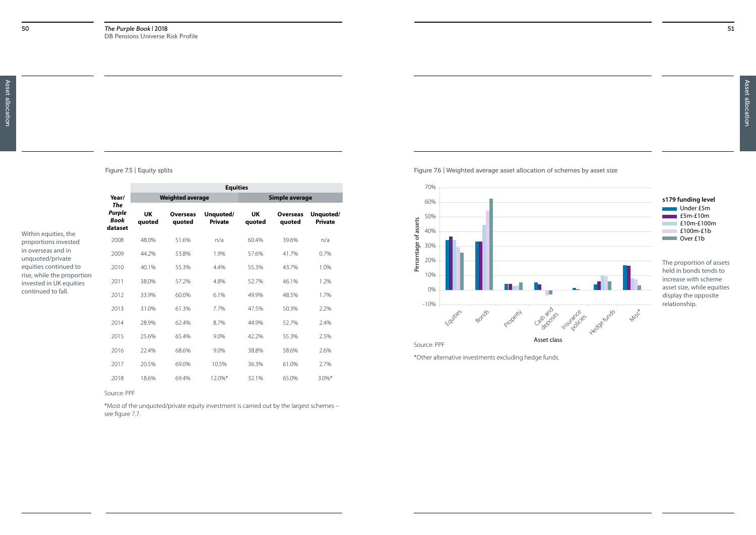Within equities, the proportions invested in overseas and in unquoted/private equities continued to rise, while the proportion invested in UK equities continued to fall.

Figure 7.5 | Equity splits

| Year/ *The Purple Book* dataset | Equities | | | | | |
|---|---|---|---|---|---|---|
| | Weighted average | | | Simple average | | |
| | UK quoted | Overseas quoted | Unquoted/ Private | UK quoted | Overseas quoted | Unquoted/ Private |
| 2008 | 48.0% | 51.6% | n/a | 60.4% | 39.6% | n/a |
| 2009 | 44.2% | 53.8% | 1.9% | 57.6% | 41.7% | 0.7% |
| 2010 | 40.1% | 55.3% | 4.4% | 55.3% | 43.7% | 1.0% |
| 2011 | 38.0% | 57.2% | 4.8% | 52.7% | 46.1% | 1.2% |
| 2012 | 33.9% | 60.0% | 6.1% | 49.9% | 48.5% | 1.7% |
| 2013 | 31.0% | 61.3% | 7.7% | 47.5% | 50.3% | 2.2% |
| 2014 | 28.9% | 62.4% | 8.7% | 44.9% | 52.7% | 2.4% |
| 2015 | 25.6% | 65.4% | 9.0% | 42.2% | 55.3% | 2.5% |
| 2016 | 22.4% | 68.6% | 9.0% | 38.8% | 58.6% | 2.6% |
| 2017 | 20.5% | 69.0% | 10.5% | 36.3% | 61.0% | 2.7% |
| 2018 | 18.6% | 69.4% | 12.0%* | 32.1% | 65.0% | 3.0%* |

Source: PPF

*Most of the unquoted/private equity investment is carried out by the largest schemes – see figure 7.7.

Figure 7.6 | Weighted average asset allocation of schemes by asset size

The proportion of assets held in bonds tends to increase with scheme asset size, while equities display the opposite relationship.

Source: PPF

*Other alternative investments excluding hedge funds.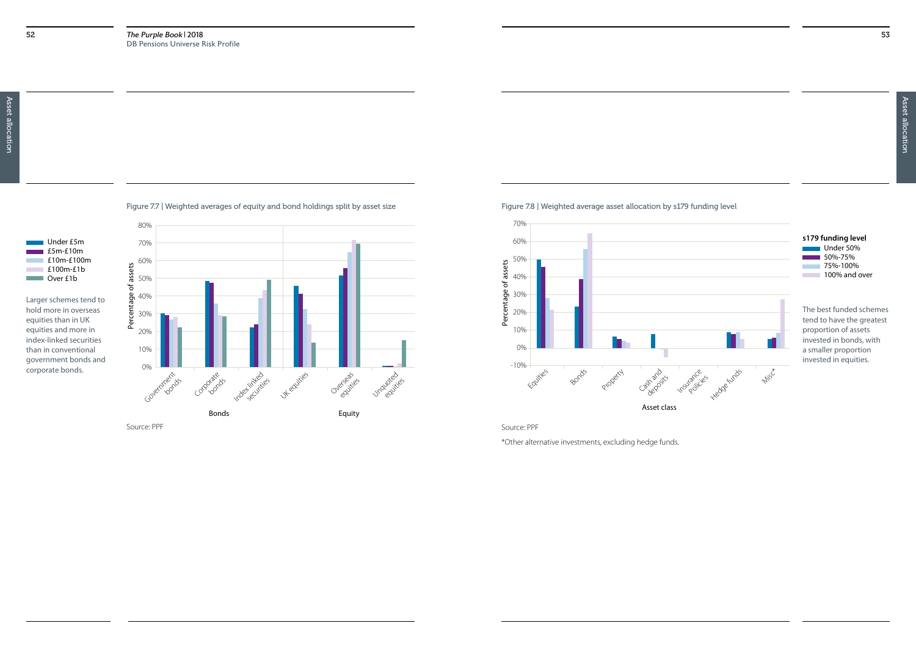Figure 7.7 | Weighted averages of equity and bond holdings split by asset size

Larger schemes tend to hold more in overseas equities than in UK equities and more in index-linked securities than in conventional government bonds and corporate bonds.

Source: PPF

Figure 7.8 | Weighted average asset allocation by s179 funding level

The best funded schemes tend to have the greatest proportion of assets invested in bonds, with a smaller proportion invested in equities.

Source: PPF

*Other alternative investments, excluding hedge funds.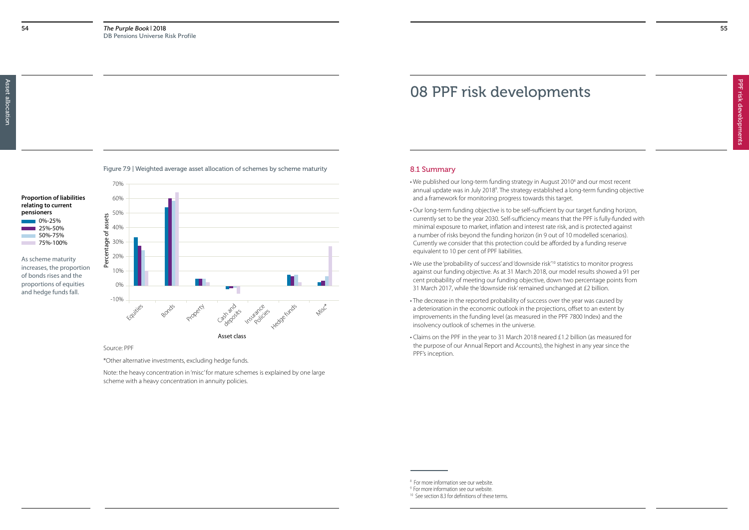Figure 7.9 | Weighted average asset allocation of schemes by scheme maturity

**Proportion of liabilities relating to current pensioners**

- 0%-25%
- 25%-50%
- 50%-75%
- 75%-100%

As scheme maturity increases, the proportion of bonds rises and the proportions of equities and hedge funds fall.

Source: PPF

*Other alternative investments, excluding hedge funds.

Note: the heavy concentration in 'misc' for mature schemes is explained by one large scheme with a heavy concentration in annuity policies.

# 08 PPF risk developments

## 8.1 Summary

- We published our long-term funding strategy in August 2010[8] and our most recent annual update was in July 2018[9]. The strategy established a long-term funding objective and a framework for monitoring progress towards this target.
- Our long-term funding objective is to be self-sufficient by our target funding horizon, currently set to be the year 2030. Self-sufficiency means that the PPF is fully-funded with minimal exposure to market, inflation and interest rate risk, and is protected against a number of risks beyond the funding horizon (in 9 out of 10 modelled scenarios). Currently we consider that this protection could be afforded by a funding reserve equivalent to 10 per cent of PPF liabilities.
- We use the 'probability of success' and 'downside risk'[10] statistics to monitor progress against our funding objective. As at 31 March 2018, our model results showed a 91 per cent probability of meeting our funding objective, down two percentage points from 31 March 2017, while the 'downside risk' remained unchanged at £2 billion.
- The decrease in the reported probability of success over the year was caused by a deterioration in the economic outlook in the projections, offset to an extent by improvements in the funding level (as measured in the PPF 7800 Index) and the insolvency outlook of schemes in the universe.
- Claims on the PPF in the year to 31 March 2018 neared £1.2 billion (as measured for the purpose of our Annual Report and Accounts), the highest in any year since the PPF's inception.

[8] For more information see our website.
[9] For more information see our website.
[10] See section 8.3 for definitions of these terms.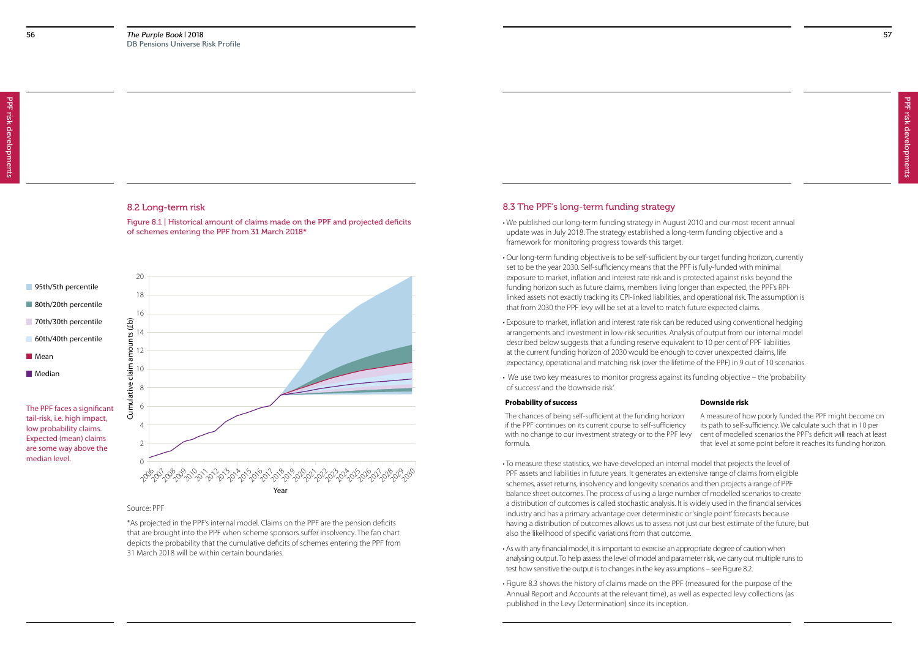## 8.2 Long-term risk

Figure 8.1 | Historical amount of claims made on the PPF and projected deficits of schemes entering the PPF from 31 March 2018*

The PPF faces a significant tail-risk, i.e. high impact, low probability claims. Expected (mean) claims are some way above the median level.

Source: PPF

*As projected in the PPF's internal model. Claims on the PPF are the pension deficits that are brought into the PPF when scheme sponsors suffer insolvency. The fan chart depicts the probability that the cumulative deficits of schemes entering the PPF from 31 March 2018 will be within certain boundaries.

## 8.3 The PPF's long-term funding strategy

- We published our long-term funding strategy in August 2010 and our most recent annual update was in July 2018. The strategy established a long-term funding objective and a framework for monitoring progress towards this target.
- Our long-term funding objective is to be self-sufficient by our target funding horizon, currently set to be the year 2030. Self-sufficiency means that the PPF is fully-funded with minimal exposure to market, inflation and interest rate risk and is protected against risks beyond the funding horizon such as future claims, members living longer than expected, the PPF's RPI-linked assets not exactly tracking its CPI-linked liabilities, and operational risk. The assumption is that from 2030 the PPF levy will be set at a level to match future expected claims.
- Exposure to market, inflation and interest rate risk can be reduced using conventional hedging arrangements and investment in low-risk securities. Analysis of output from our internal model described below suggests that a funding reserve equivalent to 10 per cent of PPF liabilities at the current funding horizon of 2030 would be enough to cover unexpected claims, life expectancy, operational and matching risk (over the lifetime of the PPF) in 9 out of 10 scenarios.
- We use two key measures to monitor progress against its funding objective – the 'probability of success' and the 'downside risk'.

**Probability of success**

The chances of being self-sufficient at the funding horizon if the PPF continues on its current course to self-sufficiency with no change to our investment strategy or to the PPF levy formula.

**Downside risk**

A measure of how poorly funded the PPF might become on its path to self-sufficiency. We calculate such that in 10 per cent of modelled scenarios the PPF's deficit will reach at least that level at some point before it reaches its funding horizon.

- To measure these statistics, we have developed an internal model that projects the level of PPF assets and liabilities in future years. It generates an extensive range of claims from eligible schemes, asset returns, insolvency and longevity scenarios and then projects a range of PPF balance sheet outcomes. The process of using a large number of modelled scenarios to create a distribution of outcomes is called stochastic analysis. It is widely used in the financial services industry and has a primary advantage over deterministic or 'single point' forecasts because having a distribution of outcomes allows us to assess not just our best estimate of the future, but also the likelihood of specific variations from that outcome.
- As with any financial model, it is important to exercise an appropriate degree of caution when analysing output. To help assess the level of model and parameter risk, we carry out multiple runs to test how sensitive the output is to changes in the key assumptions – see Figure 8.2.
- Figure 8.3 shows the history of claims made on the PPF (measured for the purpose of the Annual Report and Accounts at the relevant time), as well as expected levy collections (as published in the Levy Determination) since its inception.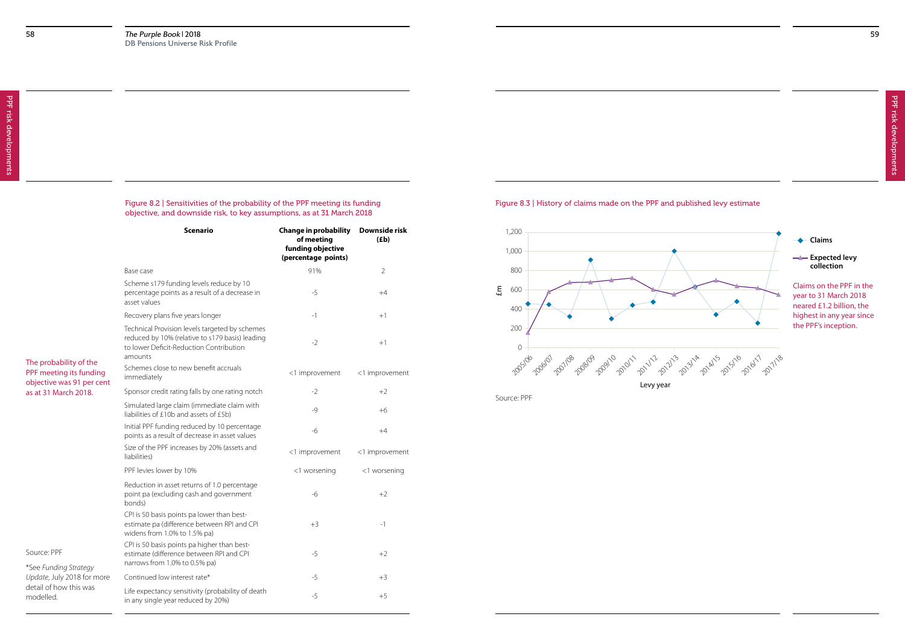Figure 8.2 | Sensitivities of the probability of the PPF meeting its funding objective, and downside risk, to key assumptions, as at 31 March 2018

| Scenario | Change in probability of meeting funding objective (percentage points) | Downside risk (£b) |
|---|---|---|
| Base case | 91% | 2 |
| Scheme s179 funding levels reduce by 10 percentage points as a result of a decrease in asset values | -5 | +4 |
| Recovery plans five years longer | -1 | +1 |
| Technical Provision levels targeted by schemes reduced by 10% (relative to s179 basis) leading to lower Deficit-Reduction Contribution amounts | -2 | +1 |
| Schemes close to new benefit accruals immediately | <1 improvement | <1 improvement |
| Sponsor credit rating falls by one rating notch | -2 | +2 |
| Simulated large claim (immediate claim with liabilities of £10b and assets of £5b) | -9 | +6 |
| Initial PPF funding reduced by 10 percentage points as a result of decrease in asset values | -6 | +4 |
| Size of the PPF increases by 20% (assets and liabilities) | <1 improvement | <1 improvement |
| PPF levies lower by 10% | <1 worsening | <1 worsening |
| Reduction in asset returns of 1.0 percentage point pa (excluding cash and government bonds) | -6 | +2 |
| CPI is 50 basis points pa lower than best-estimate pa (difference between RPI and CPI widens from 1.0% to 1.5% pa) | +3 | -1 |
| CPI is 50 basis points pa higher than best-estimate (difference between RPI and CPI narrows from 1.0% to 0.5% pa) | -5 | +2 |
| Continued low interest rate* | -5 | +3 |
| Life expectancy sensitivity (probability of death in any single year reduced by 20%) | -5 | +5 |

The probability of the PPF meeting its funding objective was 91 per cent as at 31 March 2018.

Source: PPF

*See *Funding Strategy Update*, July 2018 for more detail of how this was modelled.

Figure 8.3 | History of claims made on the PPF and published levy estimate

| Levy year | Claims (£m, approx.) | Expected levy collection (£m, approx.) |
|---|---|---|
| 2005/06 | 455 | 150 |
| 2006/07 | 445 | 575 |
| 2007/08 | 320 | 675 |
| 2008/09 | 910 | 675 |
| 2009/10 | 300 | 700 |
| 2010/11 | 440 | 720 |
| 2011/12 | 475 | 600 |
| 2012/13 | 1,000 | 550 |
| 2013/14 | 630 | 630 |
| 2014/15 | 340 | 695 |
| 2015/16 | 480 | 635 |
| 2016/17 | 255 | 615 |
| 2017/18 | 1,185 | 550 |

Source: PPF

Claims on the PPF in the year to 31 March 2018 neared £1.2 billion, the highest in any year since the PPF's inception.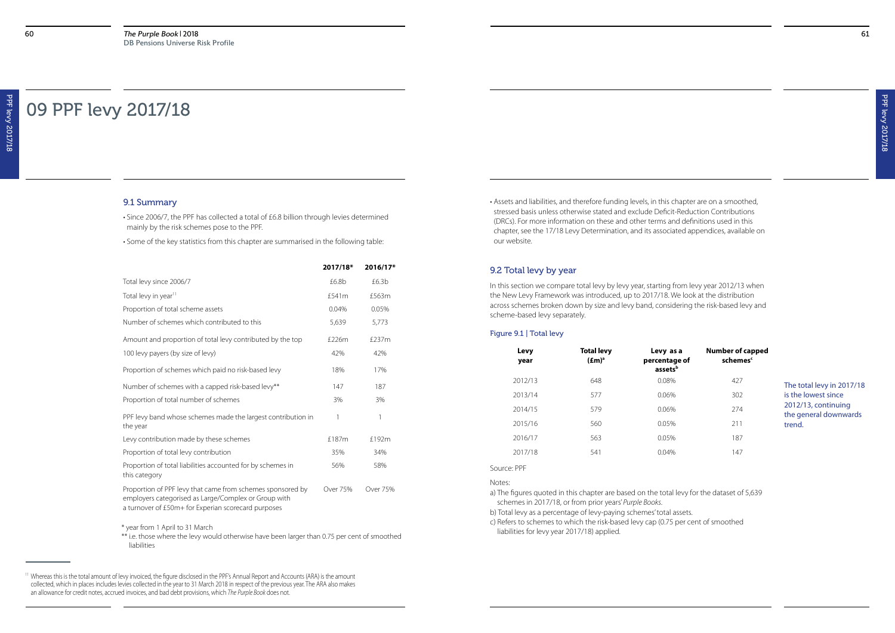# 09 PPF levy 2017/18

## 9.1 Summary

- Since 2006/7, the PPF has collected a total of £6.8 billion through levies determined mainly by the risk schemes pose to the PPF.
- Some of the key statistics from this chapter are summarised in the following table:

| | 2017/18* | 2016/17* |
|---|---|---|
| Total levy since 2006/7 | £6.8b | £6.3b |
| Total levy in year[11] | £541m | £563m |
| Proportion of total scheme assets | 0.04% | 0.05% |
| Number of schemes which contributed to this | 5,639 | 5,773 |
| Amount and proportion of total levy contributed by the top | £226m | £237m |
| 100 levy payers (by size of levy) | 42% | 42% |
| Proportion of schemes which paid no risk-based levy | 18% | 17% |
| Number of schemes with a capped risk-based levy** | 147 | 187 |
| Proportion of total number of schemes | 3% | 3% |
| PPF levy band whose schemes made the largest contribution in the year | 1 | 1 |
| Levy contribution made by these schemes | £187m | £192m |
| Proportion of total levy contribution | 35% | 34% |
| Proportion of total liabilities accounted for by schemes in this category | 56% | 58% |
| Proportion of PPF levy that came from schemes sponsored by employers categorised as Large/Complex or Group with a turnover of £50m+ for Experian scorecard purposes | Over 75% | Over 75% |

\* year from 1 April to 31 March

\*\* i.e. those where the levy would otherwise have been larger than 0.75 per cent of smoothed liabilities

[11] Whereas this is the total amount of levy invoiced, the figure disclosed in the PPF's Annual Report and Accounts (ARA) is the amount collected, which in places includes levies collected in the year to 31 March 2018 in respect of the previous year. The ARA also makes an allowance for credit notes, accrued invoices, and bad debt provisions, which *The Purple Book* does not.

- Assets and liabilities, and therefore funding levels, in this chapter are on a smoothed, stressed basis unless otherwise stated and exclude Deficit-Reduction Contributions (DRCs). For more information on these and other terms and definitions used in this chapter, see the 17/18 Levy Determination, and its associated appendices, available on our website.

## 9.2 Total levy by year

In this section we compare total levy by levy year, starting from levy year 2012/13 when the New Levy Framework was introduced, up to 2017/18. We look at the distribution across schemes broken down by size and levy band, considering the risk-based levy and scheme-based levy separately.

### Figure 9.1 | Total levy

| Levy year | Total levy (£m)[a] | Levy as a percentage of assets[b] | Number of capped schemes[c] |
|---|---|---|---|
| 2012/13 | 648 | 0.08% | 427 |
| 2013/14 | 577 | 0.06% | 302 |
| 2014/15 | 579 | 0.06% | 274 |
| 2015/16 | 560 | 0.05% | 211 |
| 2016/17 | 563 | 0.05% | 187 |
| 2017/18 | 541 | 0.04% | 147 |

Source: PPF

Notes:

a) The figures quoted in this chapter are based on the total levy for the dataset of 5,639 schemes in 2017/18, or from prior years' *Purple Books*.

b) Total levy as a percentage of levy-paying schemes' total assets.

c) Refers to schemes to which the risk-based levy cap (0.75 per cent of smoothed liabilities for levy year 2017/18) applied.

The total levy in 2017/18 is the lowest since 2012/13, continuing the general downwards trend.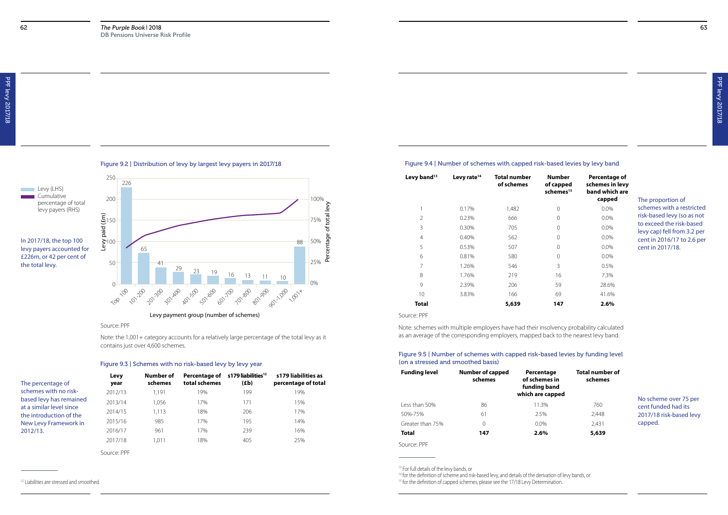In 2017/18, the top 100 levy payers accounted for £226m, or 42 per cent of the total levy.

Figure 9.2 | Distribution of levy by largest levy payers in 2017/18

| Levy payment group (number of schemes) | Levy paid (£m) |
|---|---|
| Top 100 | 226 |
| 101-200 | 65 |
| 201-300 | 41 |
| 301-400 | 29 |
| 401-500 | 23 |
| 501-600 | 19 |
| 601-700 | 16 |
| 701-800 | 13 |
| 801-900 | 11 |
| 901-1,000 | 10 |
| 1,001+ | 88 |

Levy (LHS); Cumulative percentage of total levy payers (RHS)

Source: PPF

Note: the 1,001+ category accounts for a relatively large percentage of the total levy as it contains just over 4,600 schemes.

The percentage of schemes with no risk-based levy has remained at a similar level since the introduction of the New Levy Framework in 2012/13.

Figure 9.3 | Schemes with no risk-based levy by levy year

| Levy year | Number of schemes | Percentage of total schemes | s179 liabilities[12] (£b) | s179 liabilities as percentage of total |
|---|---|---|---|---|
| 2012/13 | 1,191 | 19% | 199 | 19% |
| 2013/14 | 1,056 | 17% | 171 | 15% |
| 2014/15 | 1,113 | 18% | 206 | 17% |
| 2015/16 | 985 | 17% | 195 | 14% |
| 2016/17 | 961 | 17% | 239 | 16% |
| 2017/18 | 1,011 | 18% | 405 | 25% |

Source: PPF

[12] Liabilities are stressed and smoothed.

The proportion of schemes with a restricted risk-based levy (so as not to exceed the risk-based levy cap) fell from 3.2 per cent in 2016/17 to 2.6 per cent in 2017/18.

Figure 9.4 | Number of schemes with capped risk-based levies by levy band

| Levy band[13] | Levy rate[14] | Total number of schemes | Number of capped schemes[15] | Percentage of schemes in levy band which are capped |
|---|---|---|---|---|
| 1 | 0.17% | 1,482 | 0 | 0.0% |
| 2 | 0.23% | 666 | 0 | 0.0% |
| 3 | 0.30% | 705 | 0 | 0.0% |
| 4 | 0.40% | 562 | 0 | 0.0% |
| 5 | 0.53% | 507 | 0 | 0.0% |
| 6 | 0.81% | 580 | 0 | 0.0% |
| 7 | 1.26% | 546 | 3 | 0.5% |
| 8 | 1.76% | 219 | 16 | 7.3% |
| 9 | 2.39% | 206 | 59 | 28.6% |
| 10 | 3.83% | 166 | 69 | 41.6% |
| **Total** | | **5,639** | **147** | **2.6%** |

Source: PPF

Note: schemes with multiple employers have had their insolvency probability calculated as an average of the corresponding employers, mapped back to the nearest levy band.

No scheme over 75 per cent funded had its 2017/18 risk-based levy capped.

Figure 9.5 | Number of schemes with capped risk-based levies by funding level (on a stressed and smoothed basis)

| Funding level | Number of capped schemes | Percentage of schemes in funding band which are capped | Total number of schemes |
|---|---|---|---|
| Less than 50% | 86 | 11.3% | 760 |
| 50%-75% | 61 | 2.5% | 2,448 |
| Greater than 75% | 0 | 0.0% | 2,431 |
| **Total** | **147** | **2.6%** | **5,639** |

Source: PPF

[13] For full details of the levy bands, or

[14] for the definition of scheme and risk-based levy, and details of the derivation of levy bands, or

[15] for the definition of capped schemes, please see the 17/18 Levy Determination.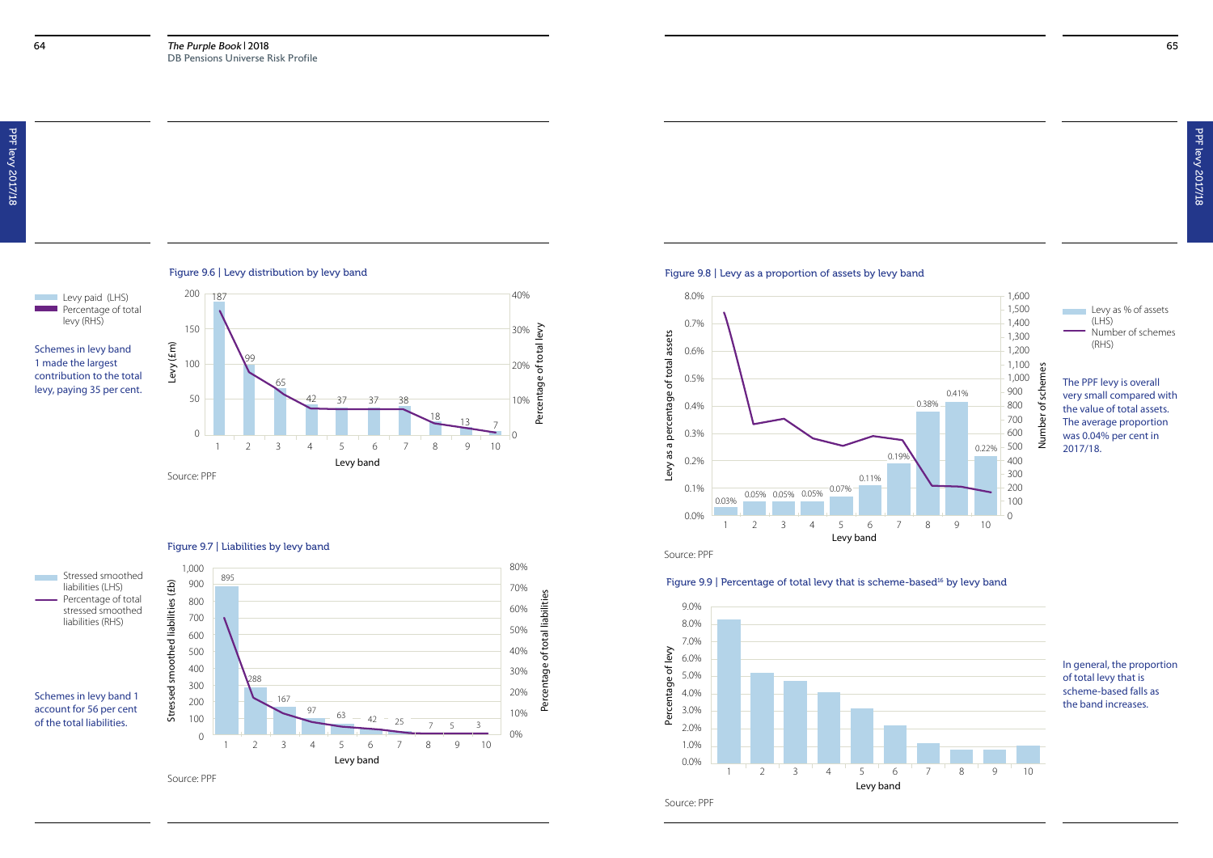Schemes in levy band 1 made the largest contribution to the total levy, paying 35 per cent.

## Figure 9.6 | Levy distribution by levy band

| Levy band | Levy paid (£m) (LHS) |
|---|---|
| 1 | 187 |
| 2 | 99 |
| 3 | 65 |
| 4 | 42 |
| 5 | 37 |
| 6 | 37 |
| 7 | 38 |
| 8 | 18 |
| 9 | 13 |
| 10 | 7 |

Legend: Levy paid (LHS); Percentage of total levy (RHS)

Source: PPF

Schemes in levy band 1 account for 56 per cent of the total liabilities.

## Figure 9.7 | Liabilities by levy band

| Levy band | Stressed smoothed liabilities (£b) (LHS) |
|---|---|
| 1 | 895 |
| 2 | 288 |
| 3 | 167 |
| 4 | 97 |
| 5 | 63 |
| 6 | 42 |
| 7 | 25 |
| 8 | 7 |
| 9 | 5 |
| 10 | 3 |

Legend: Stressed smoothed liabilities (LHS); Percentage of total stressed smoothed liabilities (RHS)

Source: PPF

The PPF levy is overall very small compared with the value of total assets. The average proportion was 0.04% per cent in 2017/18.

## Figure 9.8 | Levy as a proportion of assets by levy band

| Levy band | Levy as % of assets (LHS) |
|---|---|
| 1 | 0.03% |
| 2 | 0.05% |
| 3 | 0.05% |
| 4 | 0.05% |
| 5 | 0.07% |
| 6 | 0.11% |
| 7 | 0.19% |
| 8 | 0.38% |
| 9 | 0.41% |
| 10 | 0.22% |

Legend: Levy as % of assets (LHS); Number of schemes (RHS)

Source: PPF

In general, the proportion of total levy that is scheme-based falls as the band increases.

## Figure 9.9 | Percentage of total levy that is scheme-based[16] by levy band

Source: PPF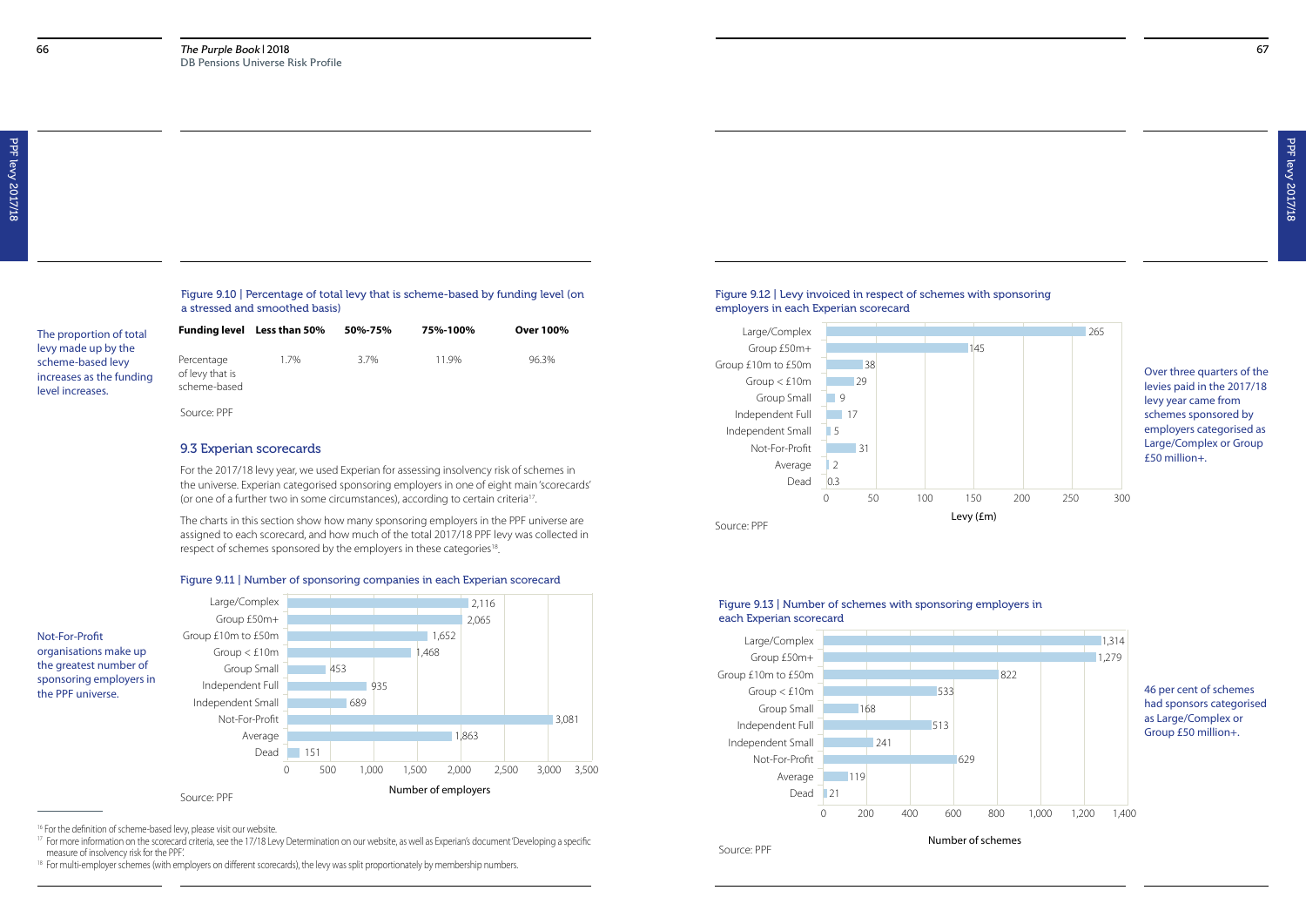The proportion of total levy made up by the scheme-based levy increases as the funding level increases.

Figure 9.10 | Percentage of total levy that is scheme-based by funding level (on a stressed and smoothed basis)

| Funding level | Less than 50% | 50%-75% | 75%-100% | Over 100% |
|---|---|---|---|---|
| Percentage of levy that is scheme-based | 1.7% | 3.7% | 11.9% | 96.3% |

Source: PPF

## 9.3 Experian scorecards

For the 2017/18 levy year, we used Experian for assessing insolvency risk of schemes in the universe. Experian categorised sponsoring employers in one of eight main 'scorecards' (or one of a further two in some circumstances), according to certain criteria[17].

The charts in this section show how many sponsoring employers in the PPF universe are assigned to each scorecard, and how much of the total 2017/18 PPF levy was collected in respect of schemes sponsored by the employers in these categories[18].

Not-For-Profit organisations make up the greatest number of sponsoring employers in the PPF universe.

Figure 9.11 | Number of sponsoring companies in each Experian scorecard

| Scorecard | Number of employers |
|---|---|
| Large/Complex | 2,116 |
| Group £50m+ | 2,065 |
| Group £10m to £50m | 1,652 |
| Group < £10m | 1,468 |
| Group Small | 453 |
| Independent Full | 935 |
| Independent Small | 689 |
| Not-For-Profit | 3,081 |
| Average | 1,863 |
| Dead | 151 |

Source: PPF

[16] For the definition of scheme-based levy, please visit our website.

[17] For more information on the scorecard criteria, see the 17/18 Levy Determination on our website, as well as Experian's document 'Developing a specific measure of insolvency risk for the PPF.'

[18] For multi-employer schemes (with employers on different scorecards), the levy was split proportionately by membership numbers.

Figure 9.12 | Levy invoiced in respect of schemes with sponsoring employers in each Experian scorecard

| Scorecard | Levy (£m) |
|---|---|
| Large/Complex | 265 |
| Group £50m+ | 145 |
| Group £10m to £50m | 38 |
| Group < £10m | 29 |
| Group Small | 9 |
| Independent Full | 17 |
| Independent Small | 5 |
| Not-For-Profit | 31 |
| Average | 2 |
| Dead | 0.3 |

Source: PPF

Over three quarters of the levies paid in the 2017/18 levy year came from schemes sponsored by employers categorised as Large/Complex or Group £50 million+.

Figure 9.13 | Number of schemes with sponsoring employers in each Experian scorecard

| Scorecard | Number of schemes |
|---|---|
| Large/Complex | 1,314 |
| Group £50m+ | 1,279 |
| Group £10m to £50m | 822 |
| Group < £10m | 533 |
| Group Small | 168 |
| Independent Full | 513 |
| Independent Small | 241 |
| Not-For-Profit | 629 |
| Average | 119 |
| Dead | 21 |

Source: PPF

46 per cent of schemes had sponsors categorised as Large/Complex or Group £50 million+.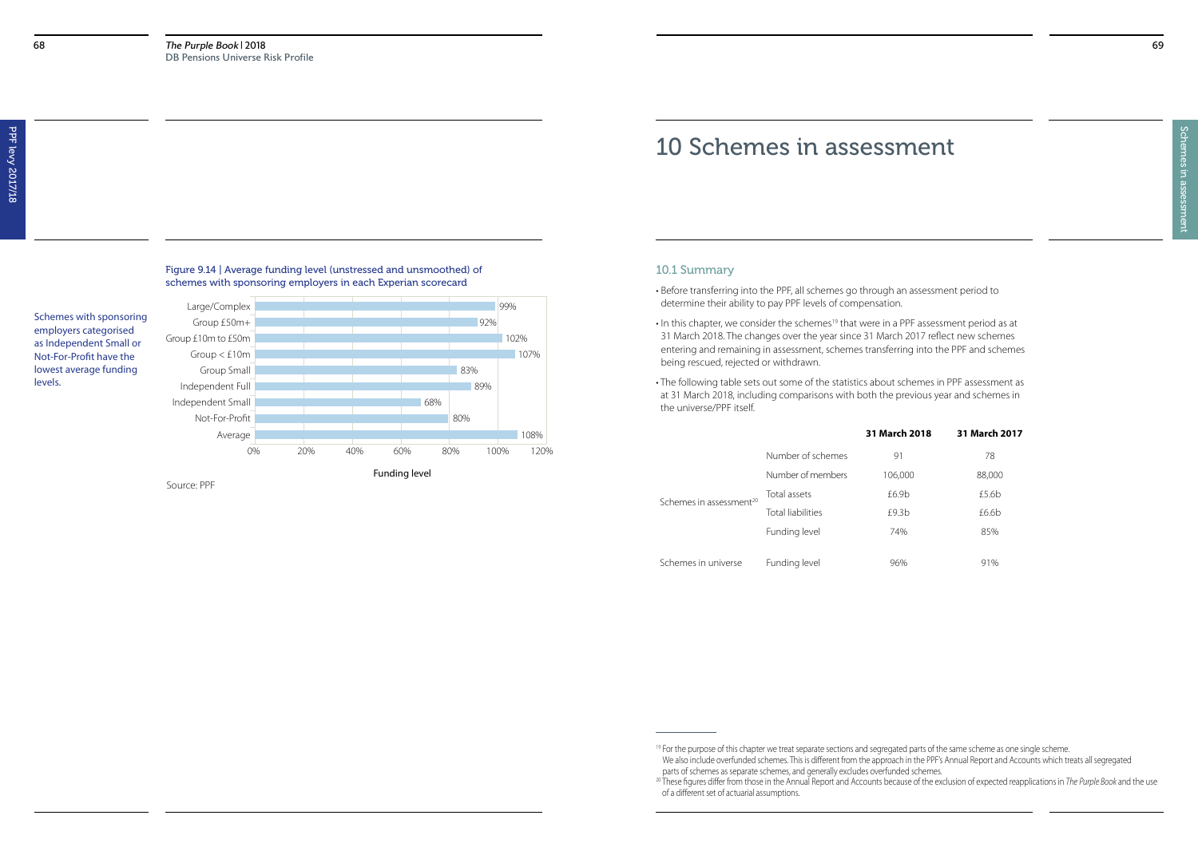Schemes with sponsoring employers categorised as Independent Small or Not-For-Profit have the lowest average funding levels.

Figure 9.14 | Average funding level (unstressed and unsmoothed) of schemes with sponsoring employers in each Experian scorecard

| Experian scorecard | Funding level |
| --- | --- |
| Large/Complex | 99% |
| Group £50m+ | 92% |
| Group £10m to £50m | 102% |
| Group < £10m | 107% |
| Group Small | 83% |
| Independent Full | 89% |
| Independent Small | 68% |
| Not-For-Profit | 80% |
| Average | 108% |

Source: PPF

# 10 Schemes in assessment

## 10.1 Summary

- Before transferring into the PPF, all schemes go through an assessment period to determine their ability to pay PPF levels of compensation.
- In this chapter, we consider the schemes[19] that were in a PPF assessment period as at 31 March 2018. The changes over the year since 31 March 2017 reflect new schemes entering and remaining in assessment, schemes transferring into the PPF and schemes being rescued, rejected or withdrawn.
- The following table sets out some of the statistics about schemes in PPF assessment as at 31 March 2018, including comparisons with both the previous year and schemes in the universe/PPF itself.

| | | 31 March 2018 | 31 March 2017 |
| --- | --- | --- | --- |
| Schemes in assessment[20] | Number of schemes | 91 | 78 |
| | Number of members | 106,000 | 88,000 |
| | Total assets | £6.9b | £5.6b |
| | Total liabilities | £9.3b | £6.6b |
| | Funding level | 74% | 85% |
| Schemes in universe | Funding level | 96% | 91% |

[19] For the purpose of this chapter we treat separate sections and segregated parts of the same scheme as one single scheme. We also include overfunded schemes. This is different from the approach in the PPF's Annual Report and Accounts which treats all segregated parts of schemes as separate schemes, and generally excludes overfunded schemes.

[20] These figures differ from those in the Annual Report and Accounts because of the exclusion of expected reapplications in *The Purple Book* and the use of a different set of actuarial assumptions.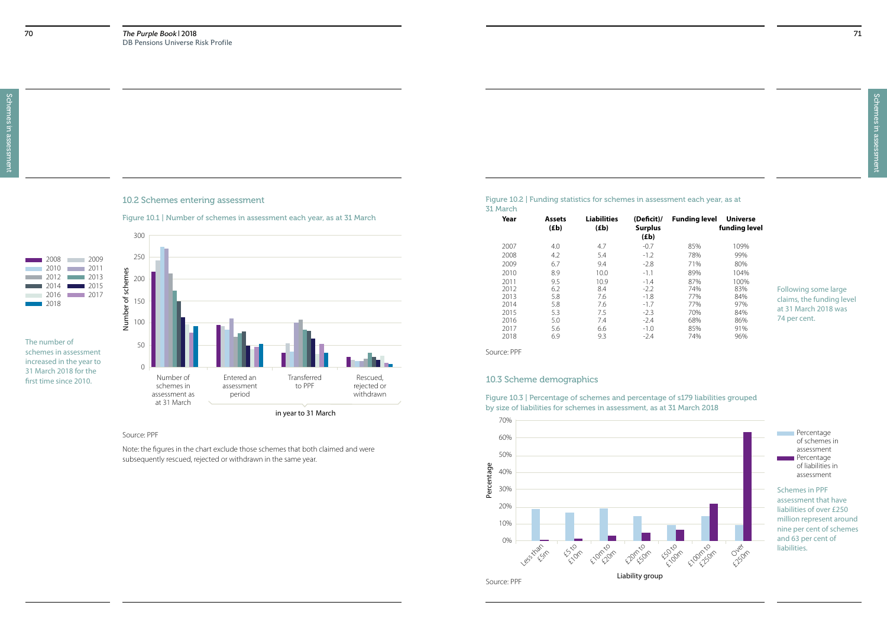## 10.2 Schemes entering assessment

Figure 10.1 | Number of schemes in assessment each year, as at 31 March

The number of schemes in assessment increased in the year to 31 March 2018 for the first time since 2010.

Source: PPF

Note: the figures in the chart exclude those schemes that both claimed and were subsequently rescued, rejected or withdrawn in the same year.

Figure 10.2 | Funding statistics for schemes in assessment each year, as at 31 March

| Year | Assets (£b) | Liabilities (£b) | (Deficit)/ Surplus (£b) | Funding level | Universe funding level |
|---|---|---|---|---|---|
| 2007 | 4.0 | 4.7 | -0.7 | 85% | 109% |
| 2008 | 4.2 | 5.4 | -1.2 | 78% | 99% |
| 2009 | 6.7 | 9.4 | -2.8 | 71% | 80% |
| 2010 | 8.9 | 10.0 | -1.1 | 89% | 104% |
| 2011 | 9.5 | 10.9 | -1.4 | 87% | 100% |
| 2012 | 6.2 | 8.4 | -2.2 | 74% | 83% |
| 2013 | 5.8 | 7.6 | -1.8 | 77% | 84% |
| 2014 | 5.8 | 7.6 | -1.7 | 77% | 97% |
| 2015 | 5.3 | 7.5 | -2.3 | 70% | 84% |
| 2016 | 5.0 | 7.4 | -2.4 | 68% | 86% |
| 2017 | 5.6 | 6.6 | -1.0 | 85% | 91% |
| 2018 | 6.9 | 9.3 | -2.4 | 74% | 96% |

Source: PPF

Following some large claims, the funding level at 31 March 2018 was 74 per cent.

## 10.3 Scheme demographics

Figure 10.3 | Percentage of schemes and percentage of s179 liabilities grouped by size of liabilities for schemes in assessment, as at 31 March 2018

Source: PPF

Schemes in PPF assessment that have liabilities of over £250 million represent around nine per cent of schemes and 63 per cent of liabilities.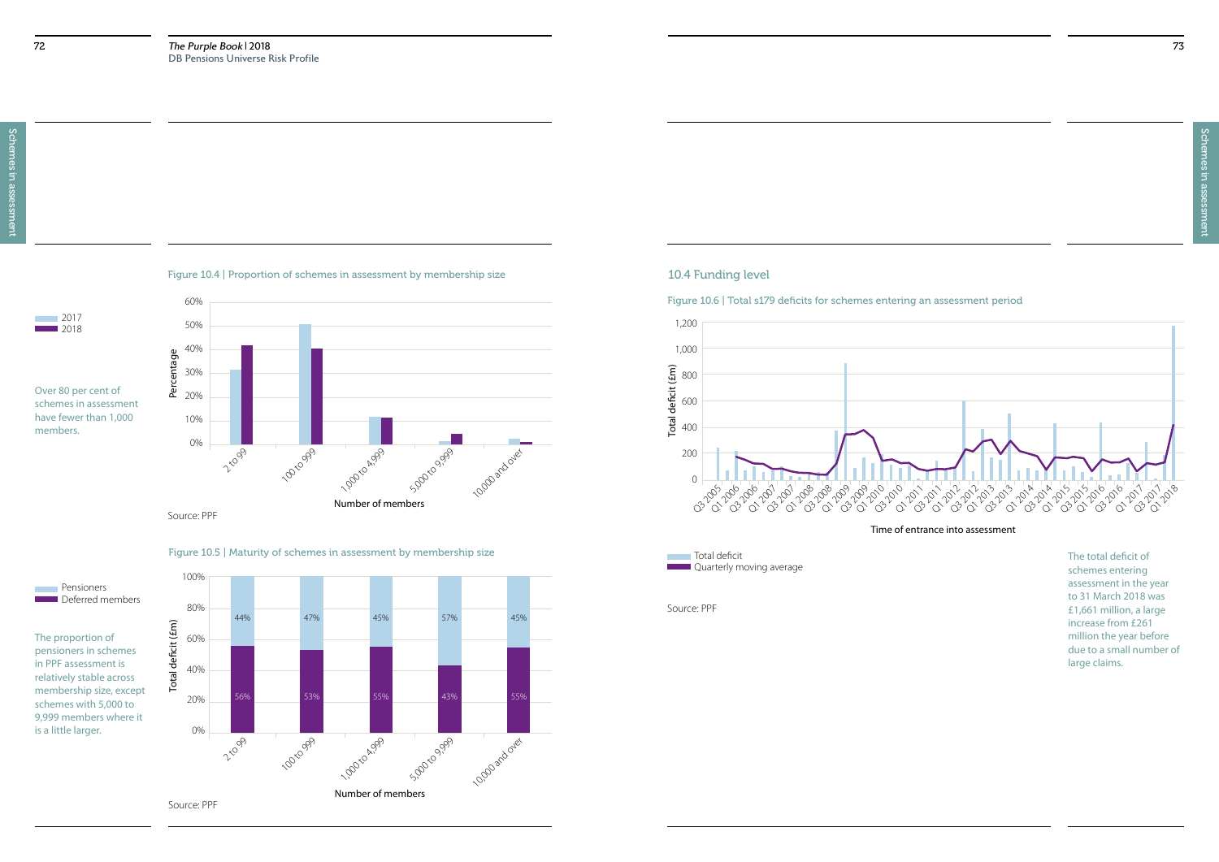Figure 10.4 | Proportion of schemes in assessment by membership size

Over 80 per cent of schemes in assessment have fewer than 1,000 members.

Source: PPF

Figure 10.5 | Maturity of schemes in assessment by membership size

| Number of members | Pensioners | Deferred members |
|---|---|---|
| 2 to 99 | 44% | 56% |
| 100 to 999 | 47% | 53% |
| 1,000 to 4,999 | 45% | 55% |
| 5,000 to 9,999 | 57% | 43% |
| 10,000 and over | 45% | 55% |

The proportion of pensioners in schemes in PPF assessment is relatively stable across membership size, except schemes with 5,000 to 9,999 members where it is a little larger.

Source: PPF

## 10.4 Funding level

Figure 10.6 | Total s179 deficits for schemes entering an assessment period

Source: PPF

The total deficit of schemes entering assessment in the year to 31 March 2018 was £1,661 million, a large increase from £261 million the year before due to a small number of large claims.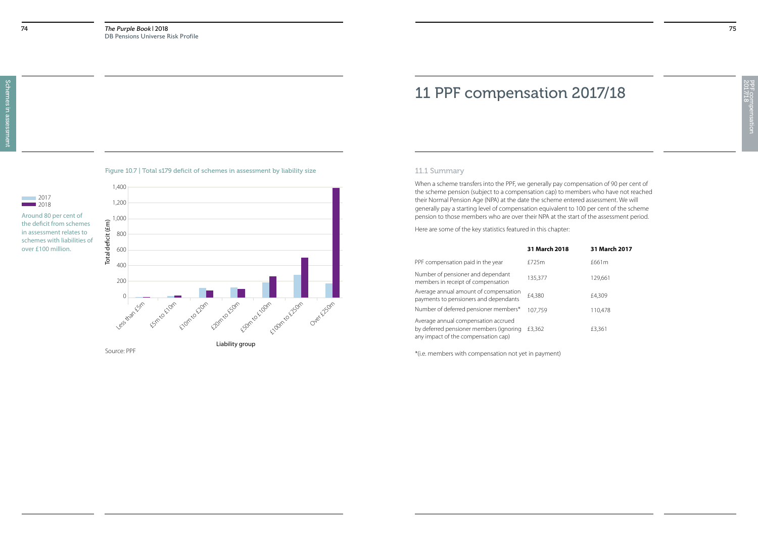Figure 10.7 | Total s179 deficit of schemes in assessment by liability size

Around 80 per cent of the deficit from schemes in assessment relates to schemes with liabilities of over £100 million.

Source: PPF

# 11 PPF compensation 2017/18

## 11.1 Summary

When a scheme transfers into the PPF, we generally pay compensation of 90 per cent of the scheme pension (subject to a compensation cap) to members who have not reached their Normal Pension Age (NPA) at the date the scheme entered assessment. We will generally pay a starting level of compensation equivalent to 100 per cent of the scheme pension to those members who are over their NPA at the start of the assessment period.

Here are some of the key statistics featured in this chapter:

| | 31 March 2018 | 31 March 2017 |
|---|---|---|
| PPF compensation paid in the year | £725m | £661m |
| Number of pensioner and dependant members in receipt of compensation | 135,377 | 129,661 |
| Average annual amount of compensation payments to pensioners and dependants | £4,380 | £4,309 |
| Number of deferred pensioner members* | 107,759 | 110,478 |
| Average annual compensation accrued by deferred pensioner members (ignoring any impact of the compensation cap) | £3,362 | £3,361 |

*(i.e. members with compensation not yet in payment)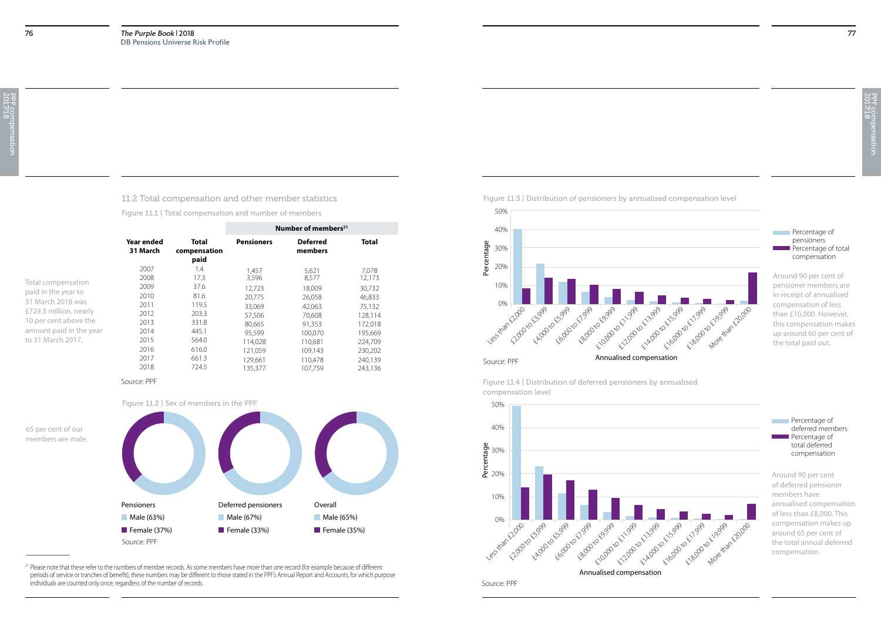## 11.2 Total compensation and other member statistics

Total compensation paid in the year to 31 March 2018 was £724.5 million, nearly 10 per cent above the amount paid in the year to 31 March 2017.

Figure 11.1 | Total compensation and number of members

| Year ended 31 March | Total compensation paid | Number of members[21] | | |
|---|---|---|---|---|
| | | Pensioners | Deferred members | Total |
| 2007 | 1.4 | 1,457 | 5,621 | 7,078 |
| 2008 | 17.3 | 3,596 | 8,577 | 12,173 |
| 2009 | 37.6 | 12,723 | 18,009 | 30,732 |
| 2010 | 81.6 | 20,775 | 26,058 | 46,833 |
| 2011 | 119.5 | 33,069 | 42,063 | 75,132 |
| 2012 | 203.3 | 57,506 | 70,608 | 128,114 |
| 2013 | 331.8 | 80,665 | 91,353 | 172,018 |
| 2014 | 445.1 | 95,599 | 100,070 | 195,669 |
| 2015 | 564.0 | 114,028 | 110,681 | 224,709 |
| 2016 | 616.0 | 121,059 | 109,143 | 230,202 |
| 2017 | 661.3 | 129,661 | 110,478 | 240,139 |
| 2018 | 724.5 | 135,377 | 107,759 | 243,136 |

Source: PPF

65 per cent of our members are male.

Figure 11.2 | Sex of members in the PPF

Pensioners
- Male (63%)
- Female (37%)

Deferred pensioners
- Male (67%)
- Female (33%)

Overall
- Male (65%)
- Female (35%)

Source: PPF

[21] Please note that these refer to the numbers of member records. As some members have more than one record (for example because of different periods of service or tranches of benefit), these numbers may be different to those stated in the PPF's Annual Report and Accounts, for which purpose individuals are counted only once, regardless of the number of records.

Figure 11.3 | Distribution of pensioners by annualised compensation level

Source: PPF

Around 90 per cent of pensioner members are in receipt of annualised compensation of less than £10,000. However, this compensation makes up around 60 per cent of the total paid out.

Figure 11.4 | Distribution of deferred pensioners by annualised compensation level

Source: PPF

Around 90 per cent of deferred pensioner members have annualised compensation of less than £8,000. This compensation makes up around 65 per cent of the total annual deferred compensation.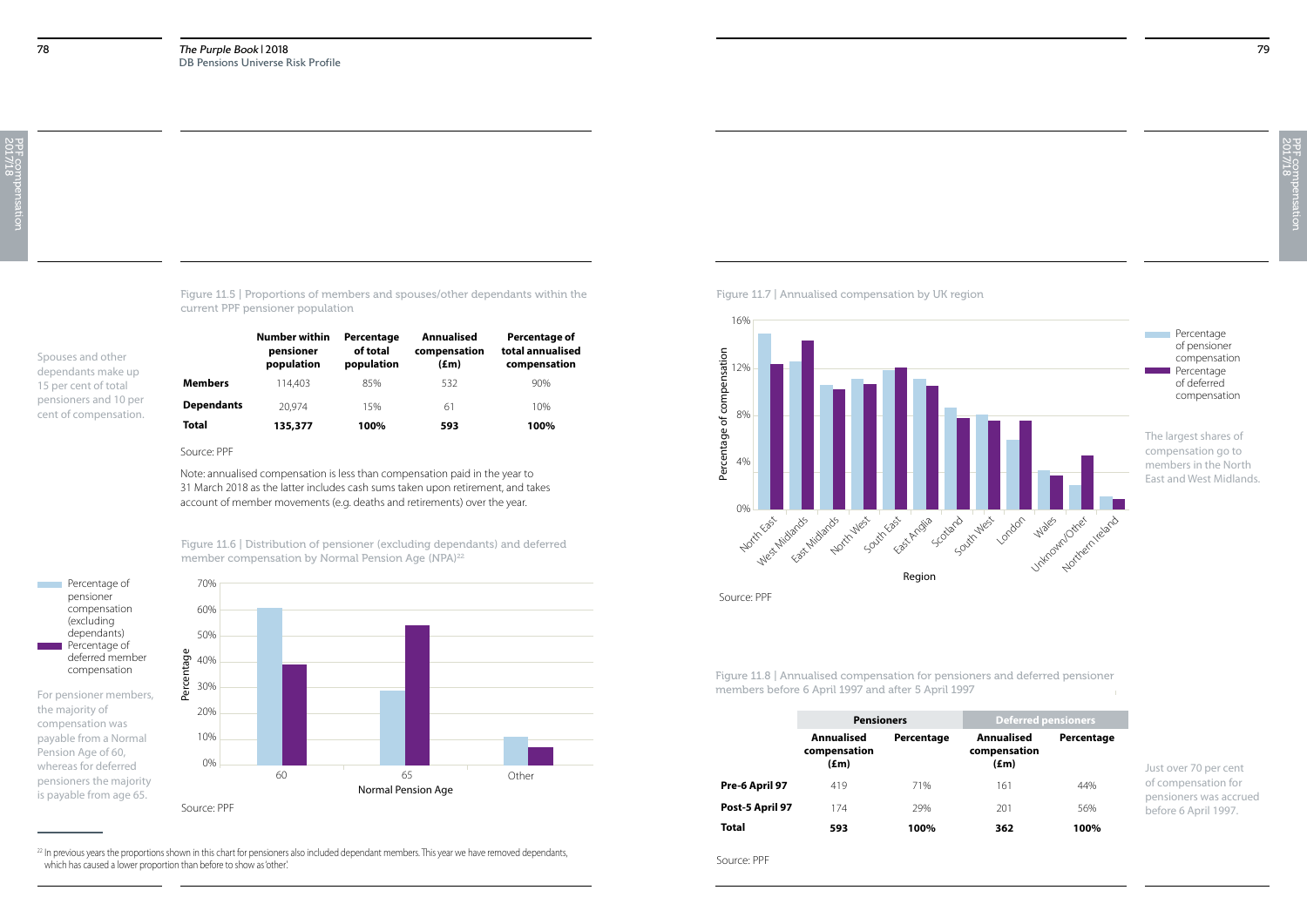Spouses and other dependants make up 15 per cent of total pensioners and 10 per cent of compensation.

Figure 11.5 | Proportions of members and spouses/other dependants within the current PPF pensioner population

| | Number within pensioner population | Percentage of total population | Annualised compensation (£m) | Percentage of total annualised compensation |
|---|---|---|---|---|
| **Members** | 114,403 | 85% | 532 | 90% |
| **Dependants** | 20,974 | 15% | 61 | 10% |
| **Total** | **135,377** | **100%** | **593** | **100%** |

Source: PPF

Note: annualised compensation is less than compensation paid in the year to 31 March 2018 as the latter includes cash sums taken upon retirement, and takes account of member movements (e.g. deaths and retirements) over the year.

Figure 11.6 | Distribution of pensioner (excluding dependants) and deferred member compensation by Normal Pension Age (NPA)[22]

Percentage of pensioner compensation (excluding dependants)
Percentage of deferred member compensation

For pensioner members, the majority of compensation was payable from a Normal Pension Age of 60, whereas for deferred pensioners the majority is payable from age 65.

Source: PPF

[22] In previous years the proportions shown in this chart for pensioners also included dependant members. This year we have removed dependants, which has caused a lower proportion than before to show as 'other'.

Figure 11.7 | Annualised compensation by UK region

Percentage of pensioner compensation
Percentage of deferred compensation

The largest shares of compensation go to members in the North East and West Midlands.

Source: PPF

Figure 11.8 | Annualised compensation for pensioners and deferred pensioner members before 6 April 1997 and after 5 April 1997

| | Pensioners | | Deferred pensioners | |
|---|---|---|---|---|
| | **Annualised compensation (£m)** | **Percentage** | **Annualised compensation (£m)** | **Percentage** |
| **Pre-6 April 97** | 419 | 71% | 161 | 44% |
| **Post-5 April 97** | 174 | 29% | 201 | 56% |
| **Total** | **593** | **100%** | **362** | **100%** |

Just over 70 per cent of compensation for pensioners was accrued before 6 April 1997.

Source: PPF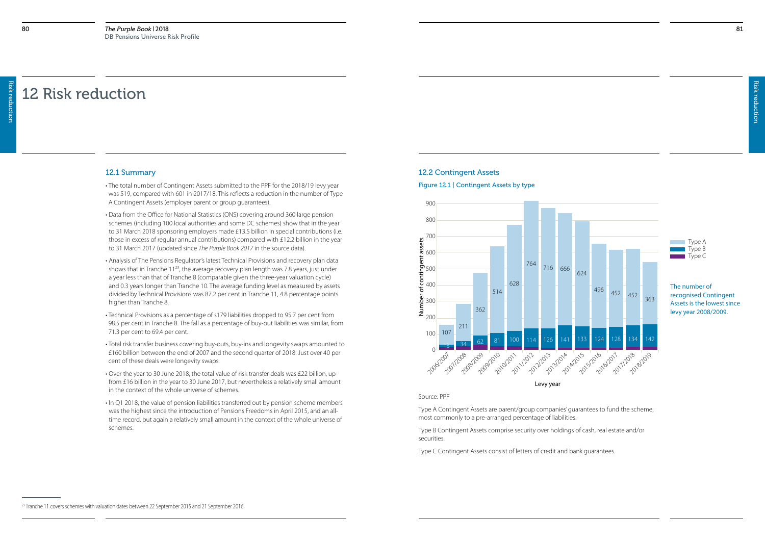# 12 Risk reduction

## 12.1 Summary

- The total number of Contingent Assets submitted to the PPF for the 2018/19 levy year was 519, compared with 601 in 2017/18. This reflects a reduction in the number of Type A Contingent Assets (employer parent or group guarantees).
- Data from the Office for National Statistics (ONS) covering around 360 large pension schemes (including 100 local authorities and some DC schemes) show that in the year to 31 March 2018 sponsoring employers made £13.5 billion in special contributions (i.e. those in excess of regular annual contributions) compared with £12.2 billion in the year to 31 March 2017 (updated since *The Purple Book 2017* in the source data).
- Analysis of The Pensions Regulator's latest Technical Provisions and recovery plan data shows that in Tranche 11[23], the average recovery plan length was 7.8 years, just under a year less than that of Tranche 8 (comparable given the three-year valuation cycle) and 0.3 years longer than Tranche 10. The average funding level as measured by assets divided by Technical Provisions was 87.2 per cent in Tranche 11, 4.8 percentage points higher than Tranche 8.
- Technical Provisions as a percentage of s179 liabilities dropped to 95.7 per cent from 98.5 per cent in Tranche 8. The fall as a percentage of buy-out liabilities was similar, from 71.3 per cent to 69.4 per cent.
- Total risk transfer business covering buy-outs, buy-ins and longevity swaps amounted to £160 billion between the end of 2007 and the second quarter of 2018. Just over 40 per cent of these deals were longevity swaps.
- Over the year to 30 June 2018, the total value of risk transfer deals was £22 billion, up from £16 billion in the year to 30 June 2017, but nevertheless a relatively small amount in the context of the whole universe of schemes.
- In Q1 2018, the value of pension liabilities transferred out by pension scheme members was the highest since the introduction of Pensions Freedoms in April 2015, and an all-time record, but again a relatively small amount in the context of the whole universe of schemes.

[23] Tranche 11 covers schemes with valuation dates between 22 September 2015 and 21 September 2016.

## 12.2 Contingent Assets

Figure 12.1 | Contingent Assets by type

| Levy year | Type A | Type B |
|---|---|---|
| 2006/2007 | 107 | 13 |
| 2007/2008 | 211 | 34 |
| 2008/2009 | 362 | 62 |
| 2009/2010 | 514 | 81 |
| 2010/2011 | 628 | 100 |
| 2011/2012 | 764 | 114 |
| 2012/2013 | 716 | 126 |
| 2013/2014 | 666 | 141 |
| 2014/2015 | 624 | 133 |
| 2015/2016 | 496 | 124 |
| 2016/2017 | 452 | 128 |
| 2017/2018 | 452 | 134 |
| 2018/2019 | 363 | 142 |

Source: PPF

The number of recognised Contingent Assets is the lowest since levy year 2008/2009.

Type A Contingent Assets are parent/group companies' guarantees to fund the scheme, most commonly to a pre-arranged percentage of liabilities.

Type B Contingent Assets comprise security over holdings of cash, real estate and/or securities.

Type C Contingent Assets consist of letters of credit and bank guarantees.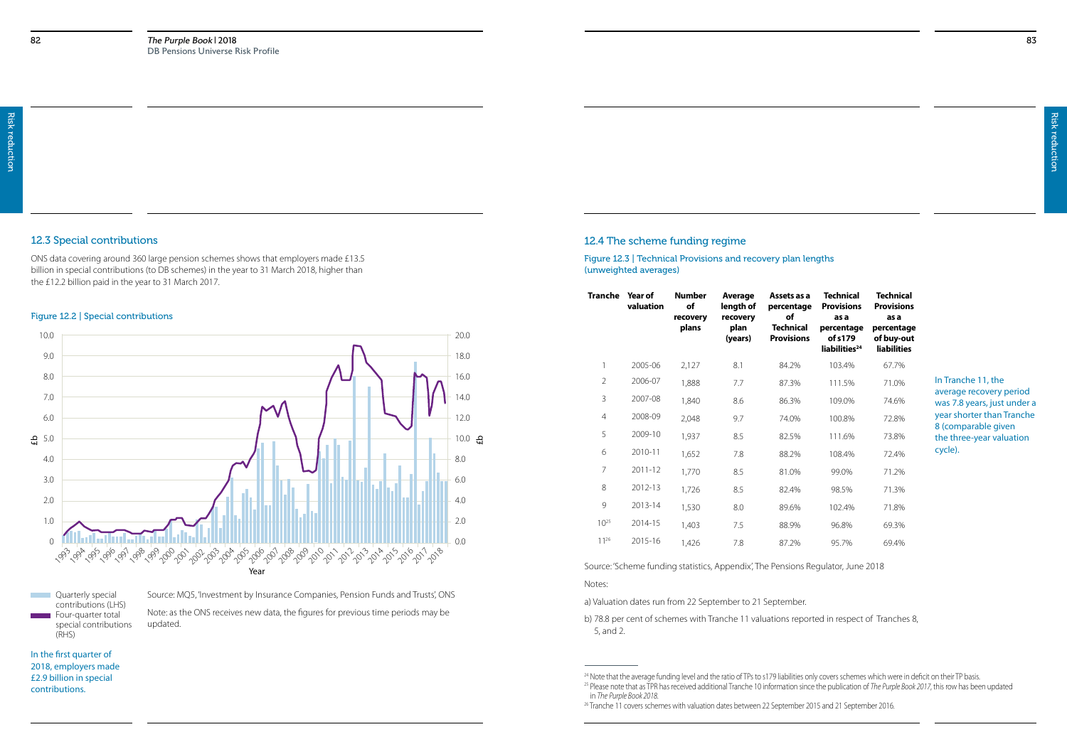## 12.3 Special contributions

ONS data covering around 360 large pension schemes shows that employers made £13.5 billion in special contributions (to DB schemes) in the year to 31 March 2018, higher than the £12.2 billion paid in the year to 31 March 2017.

Figure 12.2 | Special contributions

Quarterly special contributions (LHS)

Four-quarter total special contributions (RHS)

Source: MQ5, 'Investment by Insurance Companies, Pension Funds and Trusts', ONS

Note: as the ONS receives new data, the figures for previous time periods may be updated.

In the first quarter of 2018, employers made £2.9 billion in special contributions.

## 12.4 The scheme funding regime

Figure 12.3 | Technical Provisions and recovery plan lengths (unweighted averages)

| Tranche | Year of valuation | Number of recovery plans | Average length of recovery plan (years) | Assets as a percentage of Technical Provisions | Technical Provisions as a percentage of s179 liabilities[24] | Technical Provisions as a percentage of buy-out liabilities |
|---|---|---|---|---|---|---|
| 1 | 2005-06 | 2,127 | 8.1 | 84.2% | 103.4% | 67.7% |
| 2 | 2006-07 | 1,888 | 7.7 | 87.3% | 111.5% | 71.0% |
| 3 | 2007-08 | 1,840 | 8.6 | 86.3% | 109.0% | 74.6% |
| 4 | 2008-09 | 2,048 | 9.7 | 74.0% | 100.8% | 72.8% |
| 5 | 2009-10 | 1,937 | 8.5 | 82.5% | 111.6% | 73.8% |
| 6 | 2010-11 | 1,652 | 7.8 | 88.2% | 108.4% | 72.4% |
| 7 | 2011-12 | 1,770 | 8.5 | 81.0% | 99.0% | 71.2% |
| 8 | 2012-13 | 1,726 | 8.5 | 82.4% | 98.5% | 71.3% |
| 9 | 2013-14 | 1,530 | 8.0 | 89.6% | 102.4% | 71.8% |
| 10[25] | 2014-15 | 1,403 | 7.5 | 88.9% | 96.8% | 69.3% |
| 11[26] | 2015-16 | 1,426 | 7.8 | 87.2% | 95.7% | 69.4% |

In Tranche 11, the average recovery period was 7.8 years, just under a year shorter than Tranche 8 (comparable given the three-year valuation cycle).

Source: 'Scheme funding statistics, Appendix', The Pensions Regulator, June 2018

Notes:

a) Valuation dates run from 22 September to 21 September.

b) 78.8 per cent of schemes with Tranche 11 valuations reported in respect of Tranches 8, 5, and 2.

[24] Note that the average funding level and the ratio of TPs to s179 liabilities only covers schemes which were in deficit on their TP basis.

[25] Please note that as TPR has received additional Tranche 10 information since the publication of *The Purple Book 2017*, this row has been updated in *The Purple Book 2018*.

[26] Tranche 11 covers schemes with valuation dates between 22 September 2015 and 21 September 2016.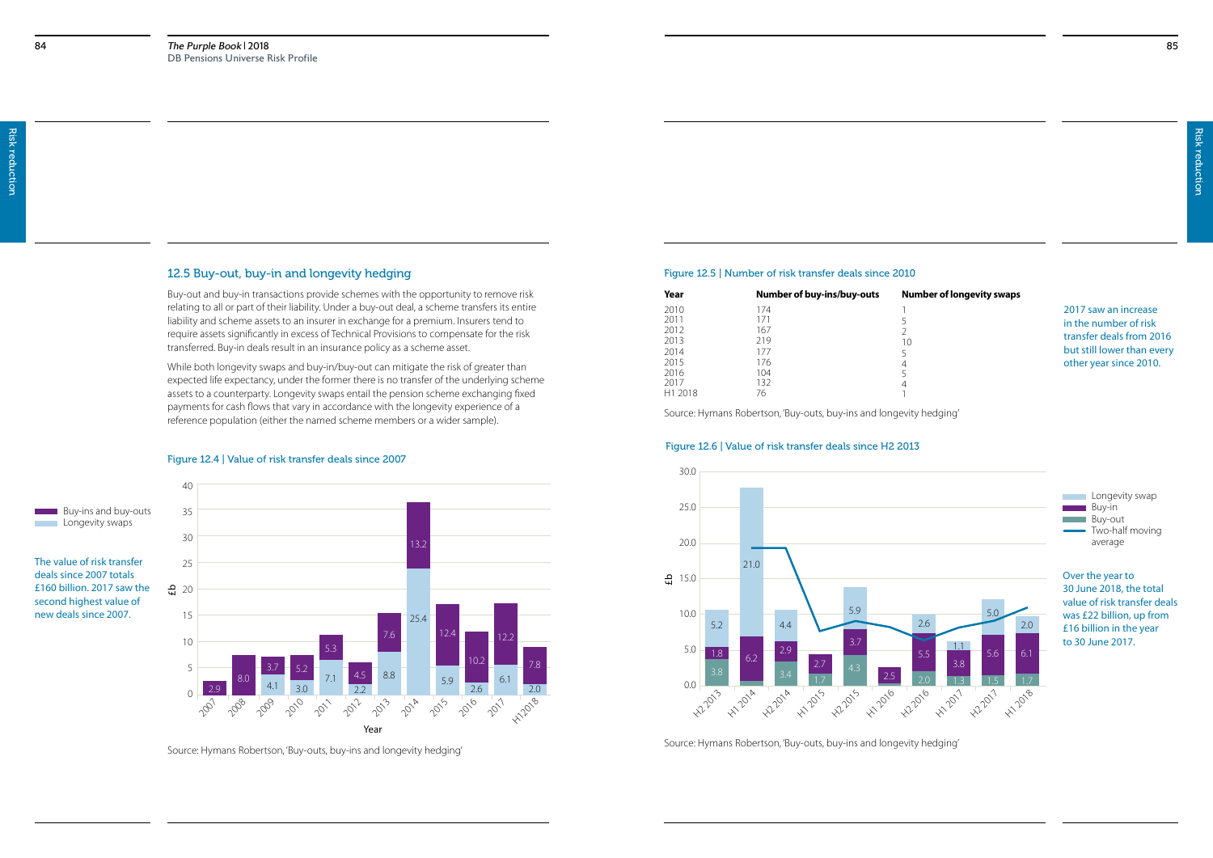## 12.5 Buy-out, buy-in and longevity hedging

Buy-out and buy-in transactions provide schemes with the opportunity to remove risk relating to all or part of their liability. Under a buy-out deal, a scheme transfers its entire liability and scheme assets to an insurer in exchange for a premium. Insurers tend to require assets significantly in excess of Technical Provisions to compensate for the risk transferred. Buy-in deals result in an insurance policy as a scheme asset.

While both longevity swaps and buy-in/buy-out can mitigate the risk of greater than expected life expectancy, under the former there is no transfer of the underlying scheme assets to a counterparty. Longevity swaps entail the pension scheme exchanging fixed payments for cash flows that vary in accordance with the longevity experience of a reference population (either the named scheme members or a wider sample).

The value of risk transfer deals since 2007 totals £160 billion. 2017 saw the second highest value of new deals since 2007.

### Figure 12.4 | Value of risk transfer deals since 2007

| Year | Buy-ins and buy-outs (£b) | Longevity swaps (£b) |
|---|---|---|
| 2007 | 2.9 | |
| 2008 | 8.0 | |
| 2009 | 3.7 | 4.1 |
| 2010 | 5.2 | 3.0 |
| 2011 | 5.3 | 7.1 |
| 2012 | 4.5 | 2.2 |
| 2013 | 7.6 | 8.8 |
| 2014 | 13.2 | 25.4 |
| 2015 | 12.4 | 5.9 |
| 2016 | 10.2 | 2.6 |
| 2017 | 12.2 | 6.1 |
| H1 2018 | 7.8 | 2.0 |

Source: Hymans Robertson, 'Buy-outs, buy-ins and longevity hedging'

### Figure 12.5 | Number of risk transfer deals since 2010

| Year | Number of buy-ins/buy-outs | Number of longevity swaps |
|---|---|---|
| 2010 | 174 | 1 |
| 2011 | 171 | 5 |
| 2012 | 167 | 2 |
| 2013 | 219 | 10 |
| 2014 | 177 | 5 |
| 2015 | 176 | 4 |
| 2016 | 104 | 5 |
| 2017 | 132 | 4 |
| H1 2018 | 76 | 1 |

Source: Hymans Robertson, 'Buy-outs, buy-ins and longevity hedging'

2017 saw an increase in the number of risk transfer deals from 2016 but still lower than every other year since 2010.

### Figure 12.6 | Value of risk transfer deals since H2 2013

| Period | Buy-out (£b) | Buy-in (£b) | Longevity swap (£b) |
|---|---|---|---|
| H2 2013 | 3.8 | 1.8 | 5.2 |
| H1 2014 | | 6.2 | 21.0 |
| H2 2014 | 3.4 | 2.9 | 4.4 |
| H1 2015 | 1.7 | 2.7 | |
| H2 2015 | 4.3 | 3.7 | 5.9 |
| H1 2016 | | 2.5 | |
| H2 2016 | 2.0 | 5.5 | 2.6 |
| H1 2017 | 1.3 | 3.8 | 1.1 |
| H2 2017 | 1.5 | 5.6 | 5.0 |
| H1 2018 | 1.7 | 6.1 | 2.0 |

Legend: Longevity swap; Buy-in; Buy-out; Two-half moving average

Source: Hymans Robertson, 'Buy-outs, buy-ins and longevity hedging'

Over the year to 30 June 2018, the total value of risk transfer deals was £22 billion, up from £16 billion in the year to 30 June 2017.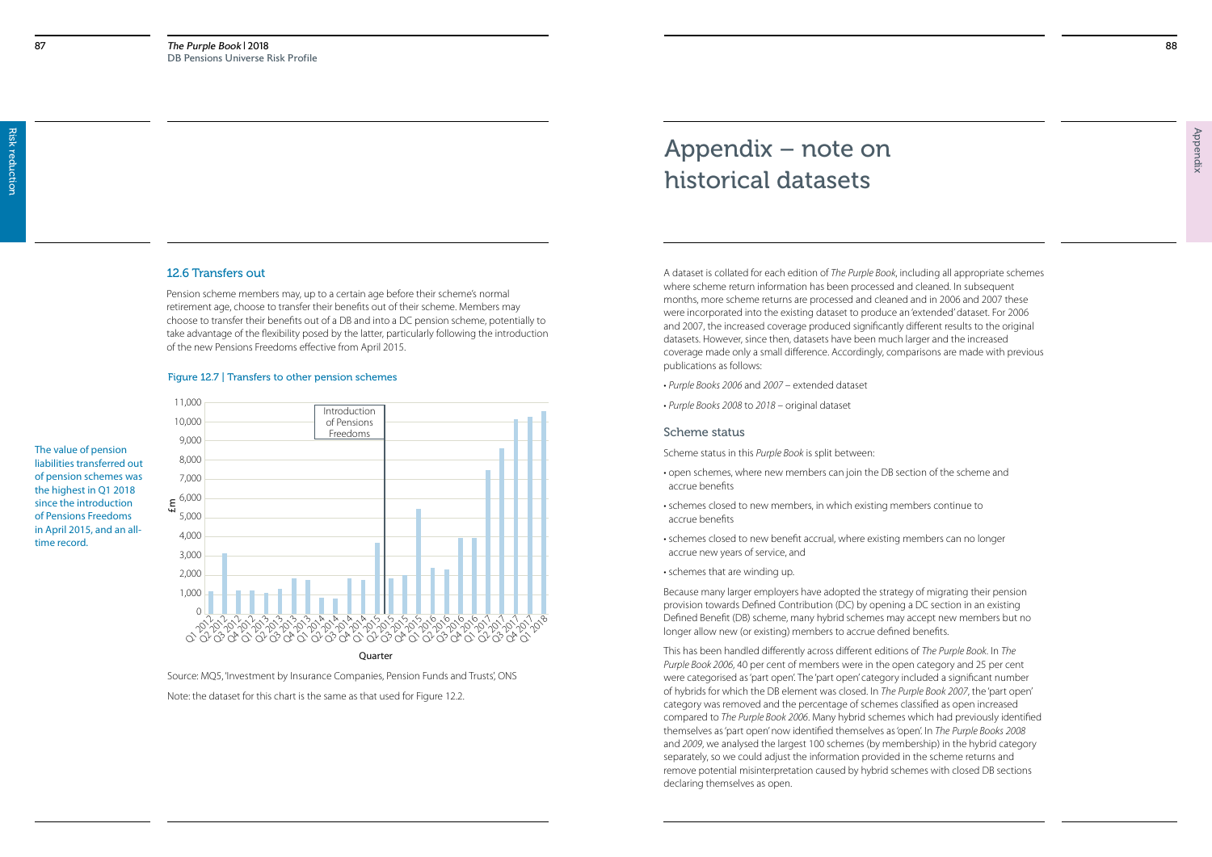## 12.6 Transfers out

Pension scheme members may, up to a certain age before their scheme's normal retirement age, choose to transfer their benefits out of their scheme. Members may choose to transfer their benefits out of a DB and into a DC pension scheme, potentially to take advantage of the flexibility posed by the latter, particularly following the introduction of the new Pensions Freedoms effective from April 2015.

The value of pension liabilities transferred out of pension schemes was the highest in Q1 2018 since the introduction of Pensions Freedoms in April 2015, and an all-time record.

Figure 12.7 | Transfers to other pension schemes

Source: MQ5, 'Investment by Insurance Companies, Pension Funds and Trusts', ONS

Note: the dataset for this chart is the same as that used for Figure 12.2.

# Appendix – note on historical datasets

A dataset is collated for each edition of *The Purple Book*, including all appropriate schemes where scheme return information has been processed and cleaned. In subsequent months, more scheme returns are processed and cleaned and in 2006 and 2007 these were incorporated into the existing dataset to produce an 'extended' dataset. For 2006 and 2007, the increased coverage produced significantly different results to the original datasets. However, since then, datasets have been much larger and the increased coverage made only a small difference. Accordingly, comparisons are made with previous publications as follows:

- *Purple Books 2006* and *2007* – extended dataset
- *Purple Books 2008* to *2018* – original dataset

### Scheme status

Scheme status in this *Purple Book* is split between:

- open schemes, where new members can join the DB section of the scheme and accrue benefits
- schemes closed to new members, in which existing members continue to accrue benefits
- schemes closed to new benefit accrual, where existing members can no longer accrue new years of service, and
- schemes that are winding up.

Because many larger employers have adopted the strategy of migrating their pension provision towards Defined Contribution (DC) by opening a DC section in an existing Defined Benefit (DB) scheme, many hybrid schemes may accept new members but no longer allow new (or existing) members to accrue defined benefits.

This has been handled differently across different editions of *The Purple Book*. In *The Purple Book 2006*, 40 per cent of members were in the open category and 25 per cent were categorised as 'part open'. The 'part open' category included a significant number of hybrids for which the DB element was closed. In *The Purple Book 2007*, the 'part open' category was removed and the percentage of schemes classified as open increased compared to *The Purple Book 2006*. Many hybrid schemes which had previously identified themselves as 'part open' now identified themselves as 'open'. In *The Purple Books 2008* and *2009*, we analysed the largest 100 schemes (by membership) in the hybrid category separately, so we could adjust the information provided in the scheme returns and remove potential misinterpretation caused by hybrid schemes with closed DB sections declaring themselves as open.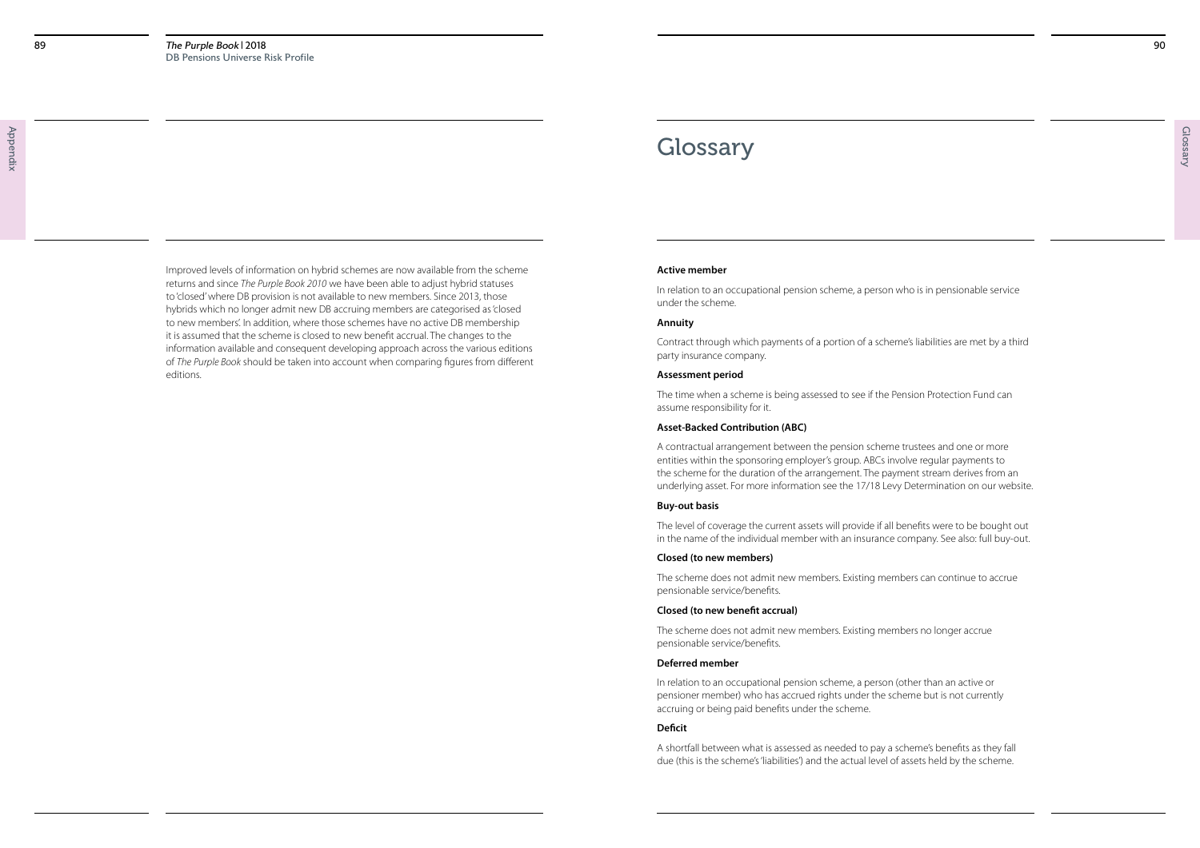Improved levels of information on hybrid schemes are now available from the scheme returns and since *The Purple Book 2010* we have been able to adjust hybrid statuses to 'closed' where DB provision is not available to new members. Since 2013, those hybrids which no longer admit new DB accruing members are categorised as 'closed to new members'. In addition, where those schemes have no active DB membership it is assumed that the scheme is closed to new benefit accrual. The changes to the information available and consequent developing approach across the various editions of *The Purple Book* should be taken into account when comparing figures from different editions.

# Glossary

**Active member**

In relation to an occupational pension scheme, a person who is in pensionable service under the scheme.

**Annuity**

Contract through which payments of a portion of a scheme's liabilities are met by a third party insurance company.

**Assessment period**

The time when a scheme is being assessed to see if the Pension Protection Fund can assume responsibility for it.

**Asset-Backed Contribution (ABC)**

A contractual arrangement between the pension scheme trustees and one or more entities within the sponsoring employer's group. ABCs involve regular payments to the scheme for the duration of the arrangement. The payment stream derives from an underlying asset. For more information see the 17/18 Levy Determination on our website.

**Buy-out basis**

The level of coverage the current assets will provide if all benefits were to be bought out in the name of the individual member with an insurance company. See also: full buy-out.

**Closed (to new members)**

The scheme does not admit new members. Existing members can continue to accrue pensionable service/benefits.

**Closed (to new benefit accrual)**

The scheme does not admit new members. Existing members no longer accrue pensionable service/benefits.

**Deferred member**

In relation to an occupational pension scheme, a person (other than an active or pensioner member) who has accrued rights under the scheme but is not currently accruing or being paid benefits under the scheme.

**Deficit**

A shortfall between what is assessed as needed to pay a scheme's benefits as they fall due (this is the scheme's 'liabilities') and the actual level of assets held by the scheme.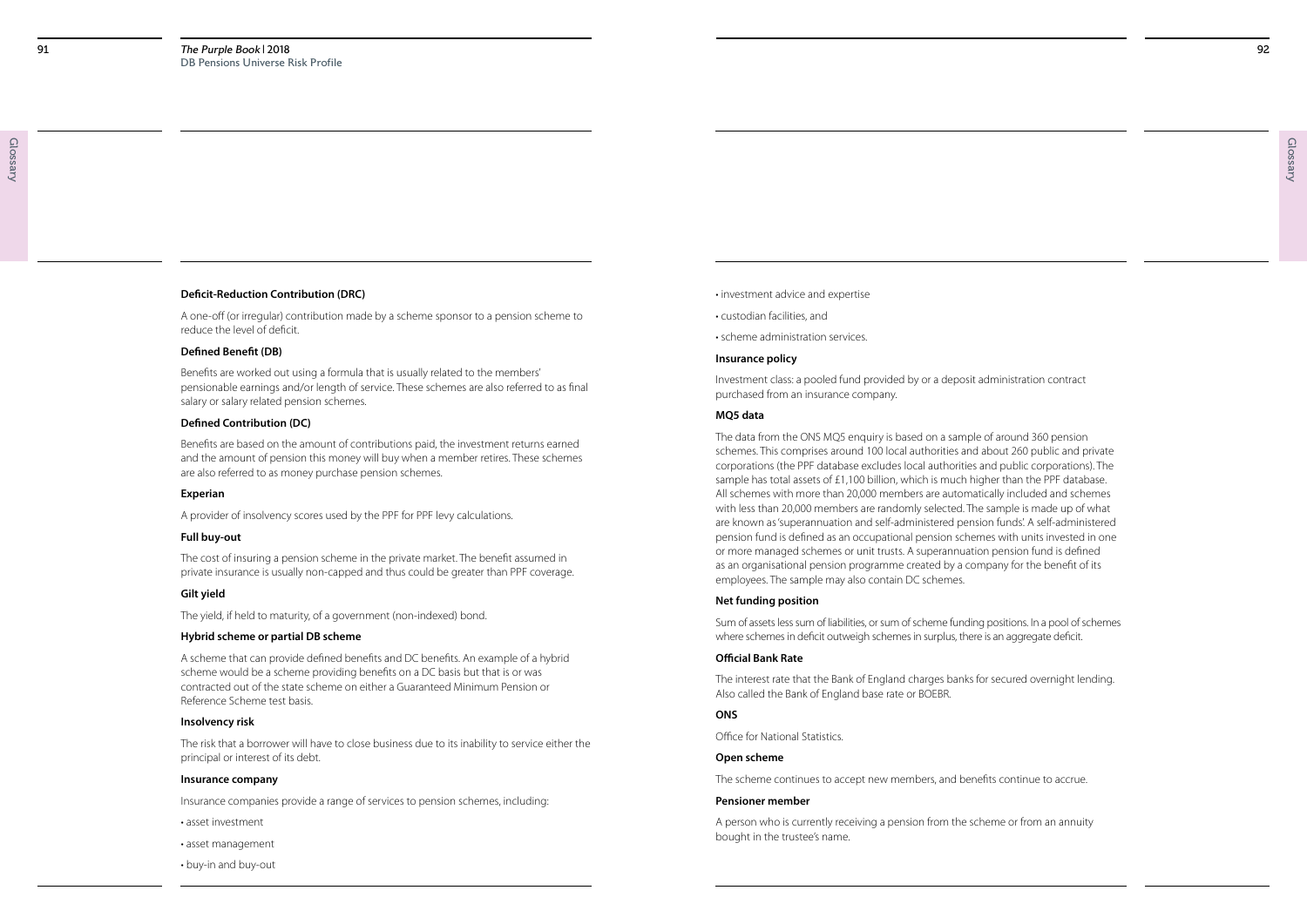**Deficit-Reduction Contribution (DRC)**

A one-off (or irregular) contribution made by a scheme sponsor to a pension scheme to reduce the level of deficit.

**Defined Benefit (DB)**

Benefits are worked out using a formula that is usually related to the members' pensionable earnings and/or length of service. These schemes are also referred to as final salary or salary related pension schemes.

**Defined Contribution (DC)**

Benefits are based on the amount of contributions paid, the investment returns earned and the amount of pension this money will buy when a member retires. These schemes are also referred to as money purchase pension schemes.

**Experian**

A provider of insolvency scores used by the PPF for PPF levy calculations.

**Full buy-out**

The cost of insuring a pension scheme in the private market. The benefit assumed in private insurance is usually non-capped and thus could be greater than PPF coverage.

**Gilt yield**

The yield, if held to maturity, of a government (non-indexed) bond.

**Hybrid scheme or partial DB scheme**

A scheme that can provide defined benefits and DC benefits. An example of a hybrid scheme would be a scheme providing benefits on a DC basis but that is or was contracted out of the state scheme on either a Guaranteed Minimum Pension or Reference Scheme test basis.

**Insolvency risk**

The risk that a borrower will have to close business due to its inability to service either the principal or interest of its debt.

**Insurance company**

Insurance companies provide a range of services to pension schemes, including:

- asset investment
- asset management
- buy-in and buy-out
- investment advice and expertise
- custodian facilities, and
- scheme administration services.

**Insurance policy**

Investment class: a pooled fund provided by or a deposit administration contract purchased from an insurance company.

**MQ5 data**

The data from the ONS MQ5 enquiry is based on a sample of around 360 pension schemes. This comprises around 100 local authorities and about 260 public and private corporations (the PPF database excludes local authorities and public corporations). The sample has total assets of £1,100 billion, which is much higher than the PPF database. All schemes with more than 20,000 members are automatically included and schemes with less than 20,000 members are randomly selected. The sample is made up of what are known as 'superannuation and self-administered pension funds'. A self-administered pension fund is defined as an occupational pension schemes with units invested in one or more managed schemes or unit trusts. A superannuation pension fund is defined as an organisational pension programme created by a company for the benefit of its employees. The sample may also contain DC schemes.

**Net funding position**

Sum of assets less sum of liabilities, or sum of scheme funding positions. In a pool of schemes where schemes in deficit outweigh schemes in surplus, there is an aggregate deficit.

**Official Bank Rate**

The interest rate that the Bank of England charges banks for secured overnight lending. Also called the Bank of England base rate or BOEBR.

**ONS**

Office for National Statistics.

**Open scheme**

The scheme continues to accept new members, and benefits continue to accrue.

**Pensioner member**

A person who is currently receiving a pension from the scheme or from an annuity bought in the trustee's name.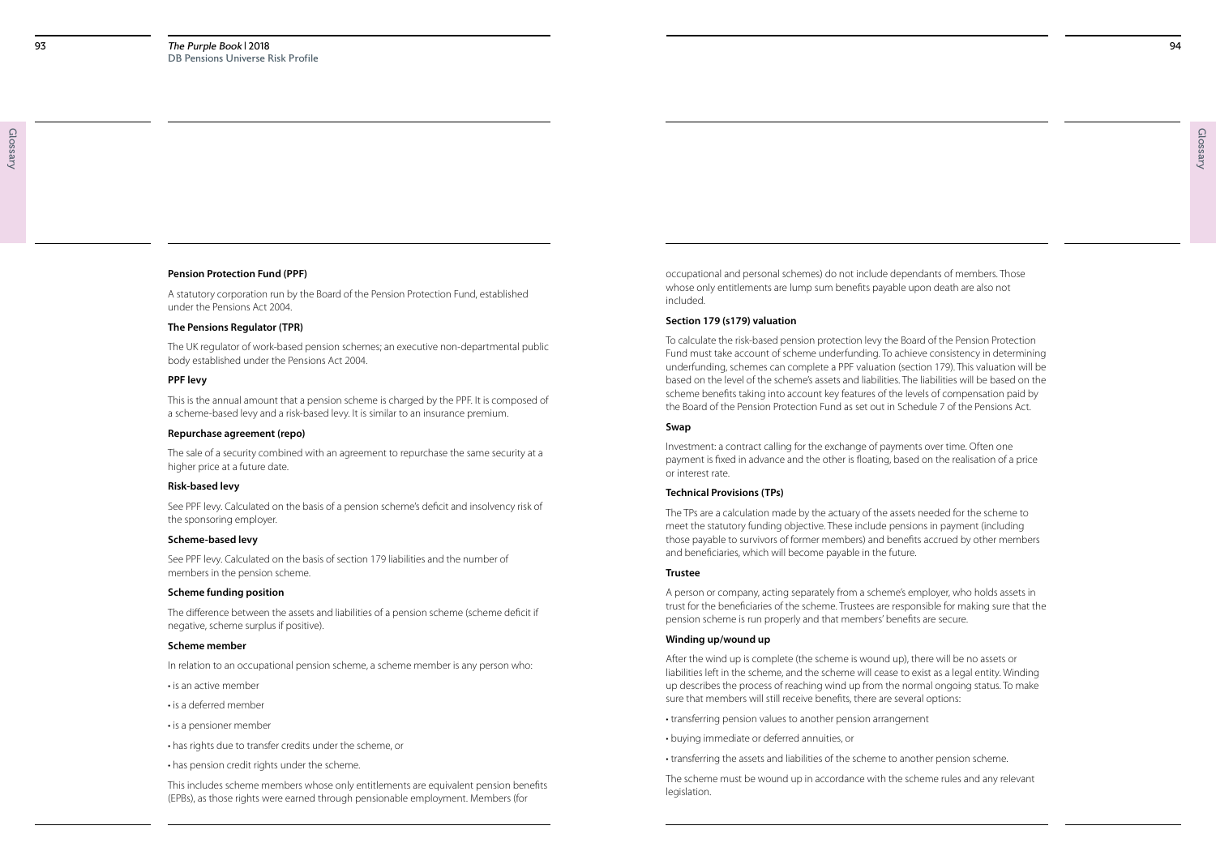**Pension Protection Fund (PPF)**

A statutory corporation run by the Board of the Pension Protection Fund, established under the Pensions Act 2004.

**The Pensions Regulator (TPR)**

The UK regulator of work-based pension schemes; an executive non-departmental public body established under the Pensions Act 2004.

**PPF levy**

This is the annual amount that a pension scheme is charged by the PPF. It is composed of a scheme-based levy and a risk-based levy. It is similar to an insurance premium.

**Repurchase agreement (repo)**

The sale of a security combined with an agreement to repurchase the same security at a higher price at a future date.

**Risk-based levy**

See PPF levy. Calculated on the basis of a pension scheme's deficit and insolvency risk of the sponsoring employer.

**Scheme-based levy**

See PPF levy. Calculated on the basis of section 179 liabilities and the number of members in the pension scheme.

**Scheme funding position**

The difference between the assets and liabilities of a pension scheme (scheme deficit if negative, scheme surplus if positive).

**Scheme member**

In relation to an occupational pension scheme, a scheme member is any person who:

- is an active member
- is a deferred member
- is a pensioner member
- has rights due to transfer credits under the scheme, or
- has pension credit rights under the scheme.

This includes scheme members whose only entitlements are equivalent pension benefits (EPBs), as those rights were earned through pensionable employment. Members (for occupational and personal schemes) do not include dependants of members. Those whose only entitlements are lump sum benefits payable upon death are also not included.

**Section 179 (s179) valuation**

To calculate the risk-based pension protection levy the Board of the Pension Protection Fund must take account of scheme underfunding. To achieve consistency in determining underfunding, schemes can complete a PPF valuation (section 179). This valuation will be based on the level of the scheme's assets and liabilities. The liabilities will be based on the scheme benefits taking into account key features of the levels of compensation paid by the Board of the Pension Protection Fund as set out in Schedule 7 of the Pensions Act.

**Swap**

Investment: a contract calling for the exchange of payments over time. Often one payment is fixed in advance and the other is floating, based on the realisation of a price or interest rate.

**Technical Provisions (TPs)**

The TPs are a calculation made by the actuary of the assets needed for the scheme to meet the statutory funding objective. These include pensions in payment (including those payable to survivors of former members) and benefits accrued by other members and beneficiaries, which will become payable in the future.

**Trustee**

A person or company, acting separately from a scheme's employer, who holds assets in trust for the beneficiaries of the scheme. Trustees are responsible for making sure that the pension scheme is run properly and that members' benefits are secure.

**Winding up/wound up**

After the wind up is complete (the scheme is wound up), there will be no assets or liabilities left in the scheme, and the scheme will cease to exist as a legal entity. Winding up describes the process of reaching wind up from the normal ongoing status. To make sure that members will still receive benefits, there are several options:

- transferring pension values to another pension arrangement
- buying immediate or deferred annuities, or
- transferring the assets and liabilities of the scheme to another pension scheme.

The scheme must be wound up in accordance with the scheme rules and any relevant legislation.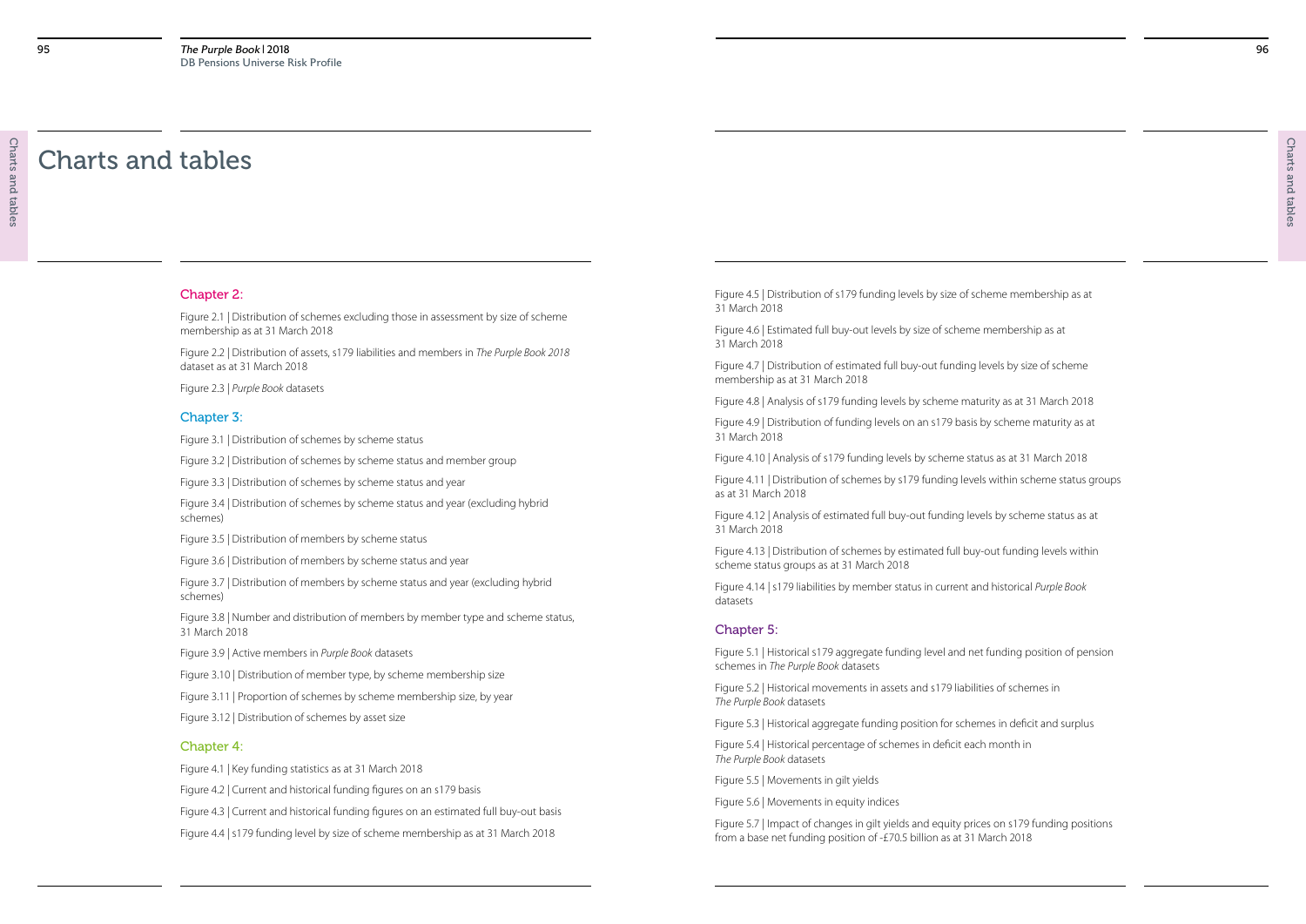# Charts and tables

## Chapter 2:

Figure 2.1 | Distribution of schemes excluding those in assessment by size of scheme membership as at 31 March 2018

Figure 2.2 | Distribution of assets, s179 liabilities and members in *The Purple Book 2018* dataset as at 31 March 2018

Figure 2.3 | *Purple Book* datasets

## Chapter 3:

Figure 3.1 | Distribution of schemes by scheme status

Figure 3.2 | Distribution of schemes by scheme status and member group

Figure 3.3 | Distribution of schemes by scheme status and year

Figure 3.4 | Distribution of schemes by scheme status and year (excluding hybrid schemes)

Figure 3.5 | Distribution of members by scheme status

Figure 3.6 | Distribution of members by scheme status and year

Figure 3.7 | Distribution of members by scheme status and year (excluding hybrid schemes)

Figure 3.8 | Number and distribution of members by member type and scheme status, 31 March 2018

Figure 3.9 | Active members in *Purple Book* datasets

Figure 3.10 | Distribution of member type, by scheme membership size

Figure 3.11 | Proportion of schemes by scheme membership size, by year

Figure 3.12 | Distribution of schemes by asset size

## Chapter 4:

Figure 4.1 | Key funding statistics as at 31 March 2018

Figure 4.2 | Current and historical funding figures on an s179 basis

Figure 4.3 | Current and historical funding figures on an estimated full buy-out basis

Figure 4.4 | s179 funding level by size of scheme membership as at 31 March 2018

Figure 4.5 | Distribution of s179 funding levels by size of scheme membership as at 31 March 2018

Figure 4.6 | Estimated full buy-out levels by size of scheme membership as at 31 March 2018

Figure 4.7 | Distribution of estimated full buy-out funding levels by size of scheme membership as at 31 March 2018

Figure 4.8 | Analysis of s179 funding levels by scheme maturity as at 31 March 2018

Figure 4.9 | Distribution of funding levels on an s179 basis by scheme maturity as at 31 March 2018

Figure 4.10 | Analysis of s179 funding levels by scheme status as at 31 March 2018

Figure 4.11 | Distribution of schemes by s179 funding levels within scheme status groups as at 31 March 2018

Figure 4.12 | Analysis of estimated full buy-out funding levels by scheme status as at 31 March 2018

Figure 4.13 | Distribution of schemes by estimated full buy-out funding levels within scheme status groups as at 31 March 2018

Figure 4.14 | s179 liabilities by member status in current and historical *Purple Book* datasets

## Chapter 5:

Figure 5.1 | Historical s179 aggregate funding level and net funding position of pension schemes in *The Purple Book* datasets

Figure 5.2 | Historical movements in assets and s179 liabilities of schemes in *The Purple Book* datasets

Figure 5.3 | Historical aggregate funding position for schemes in deficit and surplus

Figure 5.4 | Historical percentage of schemes in deficit each month in *The Purple Book* datasets

Figure 5.5 | Movements in gilt yields

Figure 5.6 | Movements in equity indices

Figure 5.7 | Impact of changes in gilt yields and equity prices on s179 funding positions from a base net funding position of -£70.5 billion as at 31 March 2018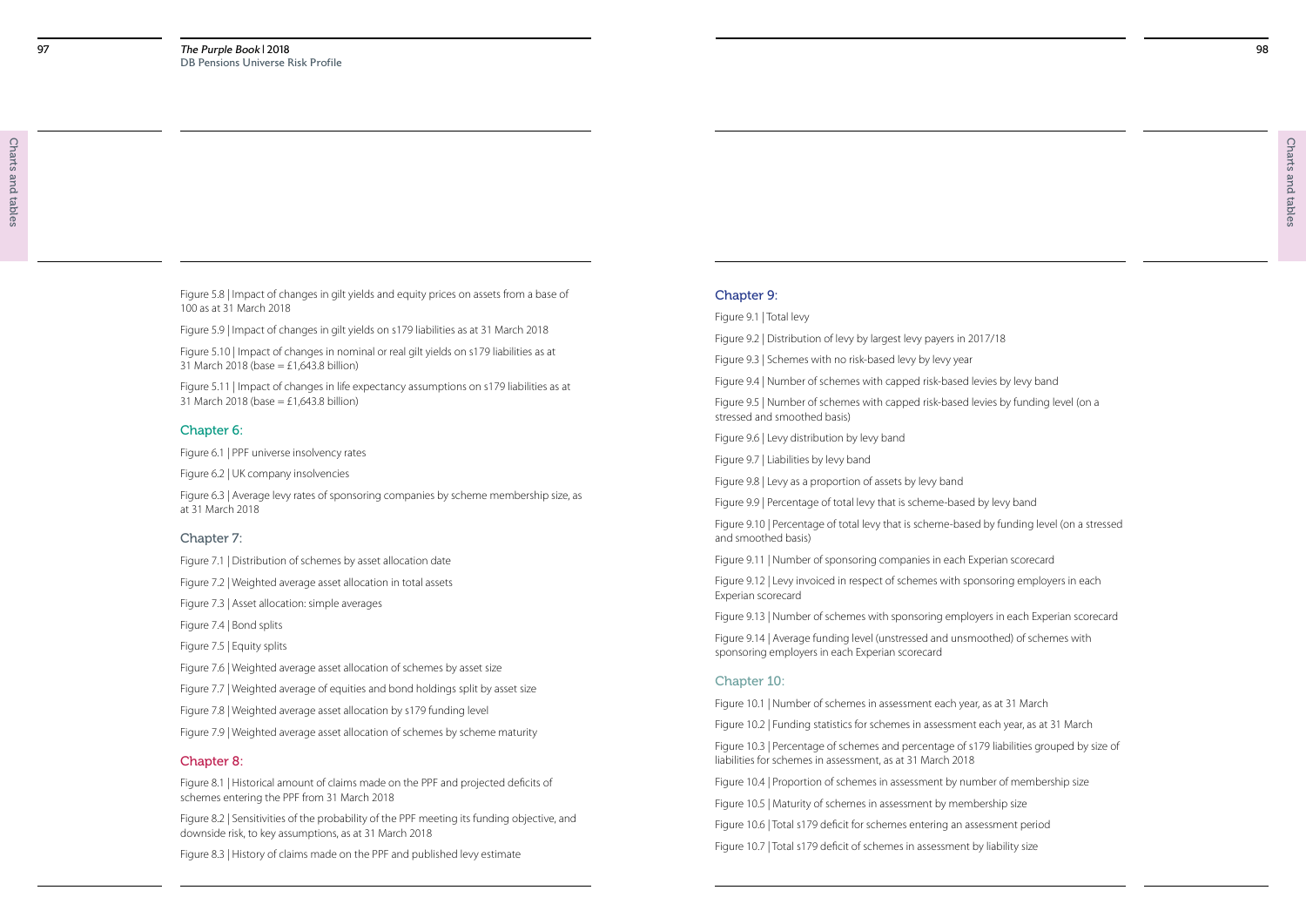Figure 5.8 | Impact of changes in gilt yields and equity prices on assets from a base of 100 as at 31 March 2018

Figure 5.9 | Impact of changes in gilt yields on s179 liabilities as at 31 March 2018

Figure 5.10 | Impact of changes in nominal or real gilt yields on s179 liabilities as at 31 March 2018 (base = £1,643.8 billion)

Figure 5.11 | Impact of changes in life expectancy assumptions on s179 liabilities as at 31 March 2018 (base = £1,643.8 billion)

## Chapter 6:

Figure 6.1 | PPF universe insolvency rates

Figure 6.2 | UK company insolvencies

Figure 6.3 | Average levy rates of sponsoring companies by scheme membership size, as at 31 March 2018

## Chapter 7:

Figure 7.1 | Distribution of schemes by asset allocation date

Figure 7.2 | Weighted average asset allocation in total assets

Figure 7.3 | Asset allocation: simple averages

Figure 7.4 | Bond splits

Figure 7.5 | Equity splits

Figure 7.6 | Weighted average asset allocation of schemes by asset size

Figure 7.7 | Weighted average of equities and bond holdings split by asset size

Figure 7.8 | Weighted average asset allocation by s179 funding level

Figure 7.9 | Weighted average asset allocation of schemes by scheme maturity

## Chapter 8:

Figure 8.1 | Historical amount of claims made on the PPF and projected deficits of schemes entering the PPF from 31 March 2018

Figure 8.2 | Sensitivities of the probability of the PPF meeting its funding objective, and downside risk, to key assumptions, as at 31 March 2018

Figure 8.3 | History of claims made on the PPF and published levy estimate

## Chapter 9:

Figure 9.1 | Total levy

Figure 9.2 | Distribution of levy by largest levy payers in 2017/18

Figure 9.3 | Schemes with no risk-based levy by levy year

Figure 9.4 | Number of schemes with capped risk-based levies by levy band

Figure 9.5 | Number of schemes with capped risk-based levies by funding level (on a stressed and smoothed basis)

Figure 9.6 | Levy distribution by levy band

Figure 9.7 | Liabilities by levy band

Figure 9.8 | Levy as a proportion of assets by levy band

Figure 9.9 | Percentage of total levy that is scheme-based by levy band

Figure 9.10 | Percentage of total levy that is scheme-based by funding level (on a stressed and smoothed basis)

Figure 9.11 | Number of sponsoring companies in each Experian scorecard

Figure 9.12 | Levy invoiced in respect of schemes with sponsoring employers in each Experian scorecard

Figure 9.13 | Number of schemes with sponsoring employers in each Experian scorecard

Figure 9.14 | Average funding level (unstressed and unsmoothed) of schemes with sponsoring employers in each Experian scorecard

## Chapter 10:

Figure 10.1 | Number of schemes in assessment each year, as at 31 March

Figure 10.2 | Funding statistics for schemes in assessment each year, as at 31 March

Figure 10.3 | Percentage of schemes and percentage of s179 liabilities grouped by size of liabilities for schemes in assessment, as at 31 March 2018

Figure 10.4 | Proportion of schemes in assessment by number of membership size

Figure 10.5 | Maturity of schemes in assessment by membership size

Figure 10.6 | Total s179 deficit for schemes entering an assessment period

Figure 10.7 | Total s179 deficit of schemes in assessment by liability size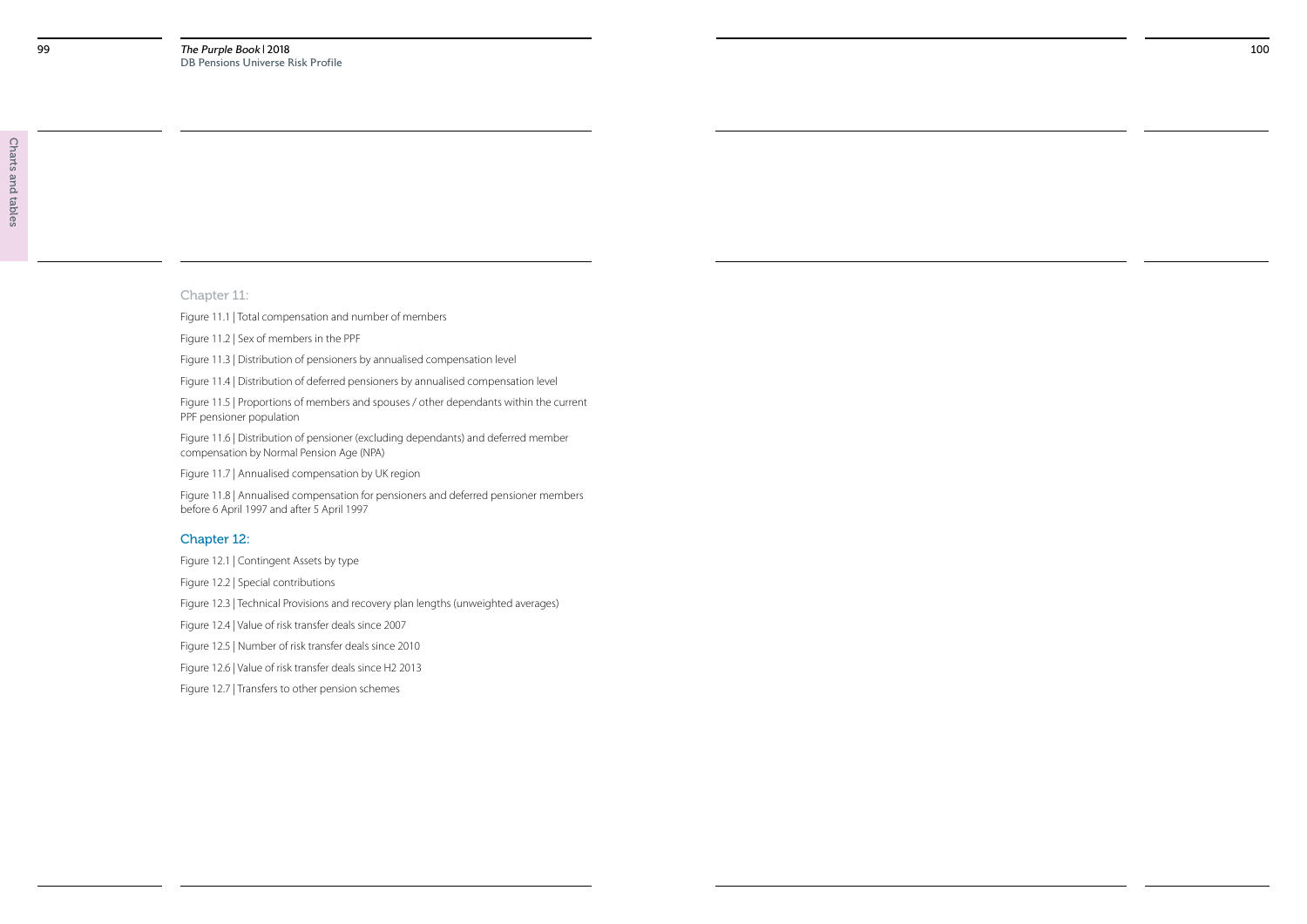## Chapter 11:

Figure 11.1 | Total compensation and number of members

Figure 11.2 | Sex of members in the PPF

Figure 11.3 | Distribution of pensioners by annualised compensation level

Figure 11.4 | Distribution of deferred pensioners by annualised compensation level

Figure 11.5 | Proportions of members and spouses / other dependants within the current PPF pensioner population

Figure 11.6 | Distribution of pensioner (excluding dependants) and deferred member compensation by Normal Pension Age (NPA)

Figure 11.7 | Annualised compensation by UK region

Figure 11.8 | Annualised compensation for pensioners and deferred pensioner members before 6 April 1997 and after 5 April 1997

## Chapter 12:

Figure 12.1 | Contingent Assets by type

Figure 12.2 | Special contributions

Figure 12.3 | Technical Provisions and recovery plan lengths (unweighted averages)

Figure 12.4 | Value of risk transfer deals since 2007

Figure 12.5 | Number of risk transfer deals since 2010

Figure 12.6 | Value of risk transfer deals since H2 2013

Figure 12.7 | Transfers to other pension schemes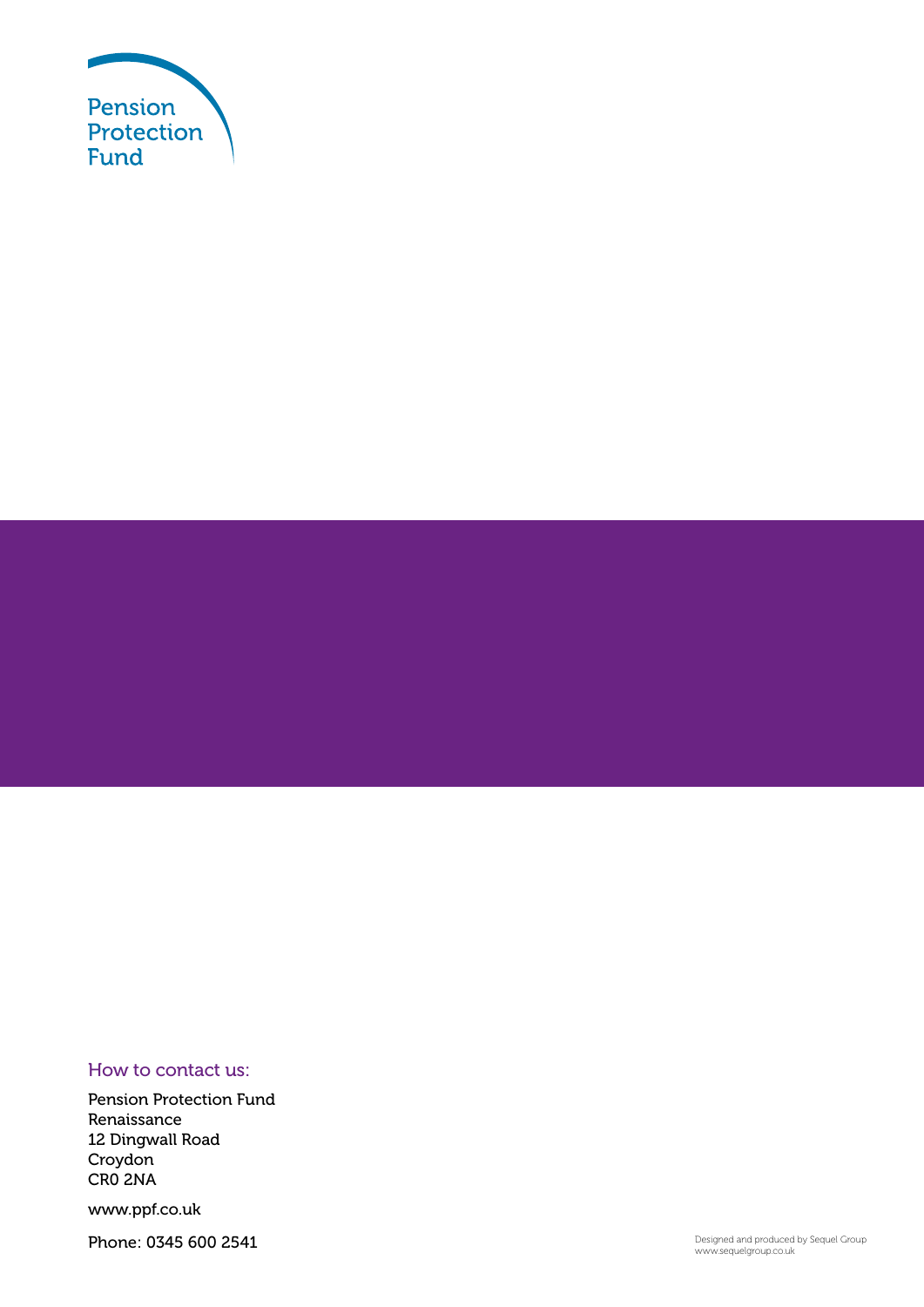Pension
Protection
Fund

How to contact us:

Pension Protection Fund
Renaissance
12 Dingwall Road
Croydon
CR0 2NA

www.ppf.co.uk

Phone: 0345 600 2541

Designed and produced by Sequel Group
www.sequelgroup.co.uk